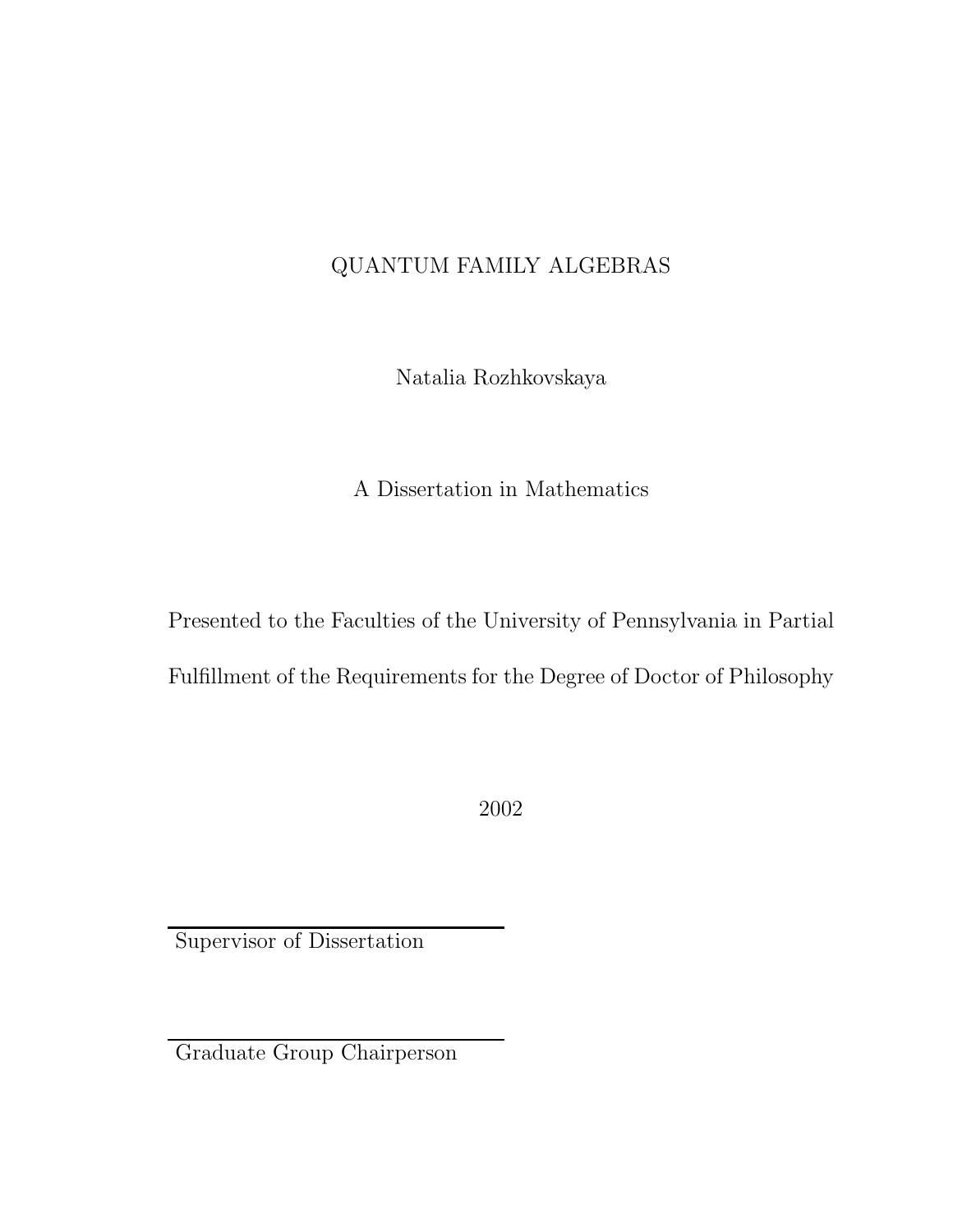# QUANTUM FAMILY ALGEBRAS

Natalia Rozhkovskaya

A Dissertation in Mathematics

Presented to the Faculties of the University of Pennsylvania in Partial Fulfillment of the Requirements for the Degree of Doctor of Philosophy

2002

\_\_\_\_\_\_\_\_\_\_\_\_\_\_\_\_\_\_\_\_\_\_\_\_\_\_\_\_
Supervisor of Dissertation

\_\_\_\_\_\_\_\_\_\_\_\_\_\_\_\_\_\_\_\_\_\_\_\_\_\_\_\_
Graduate Group Chairperson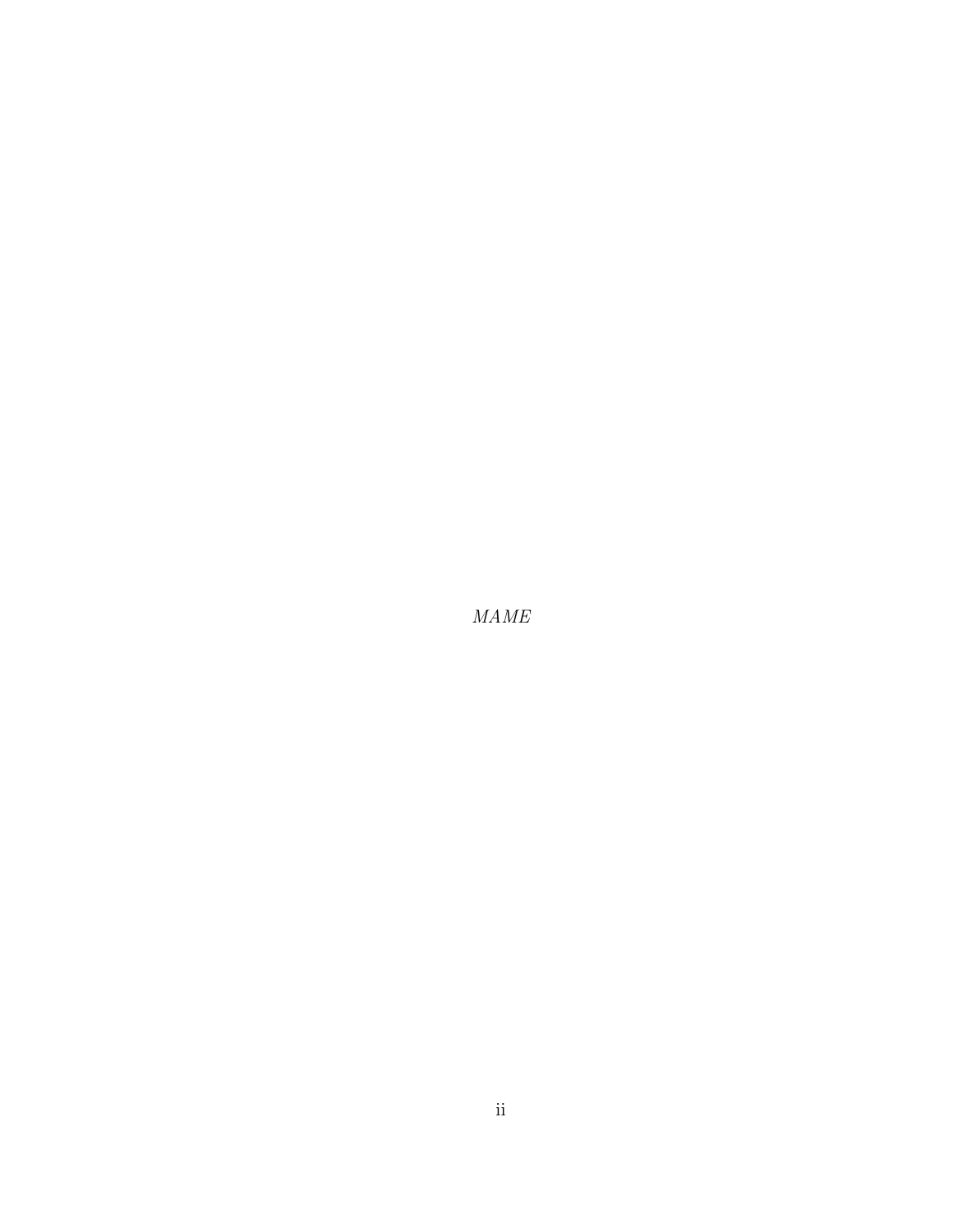*MAME*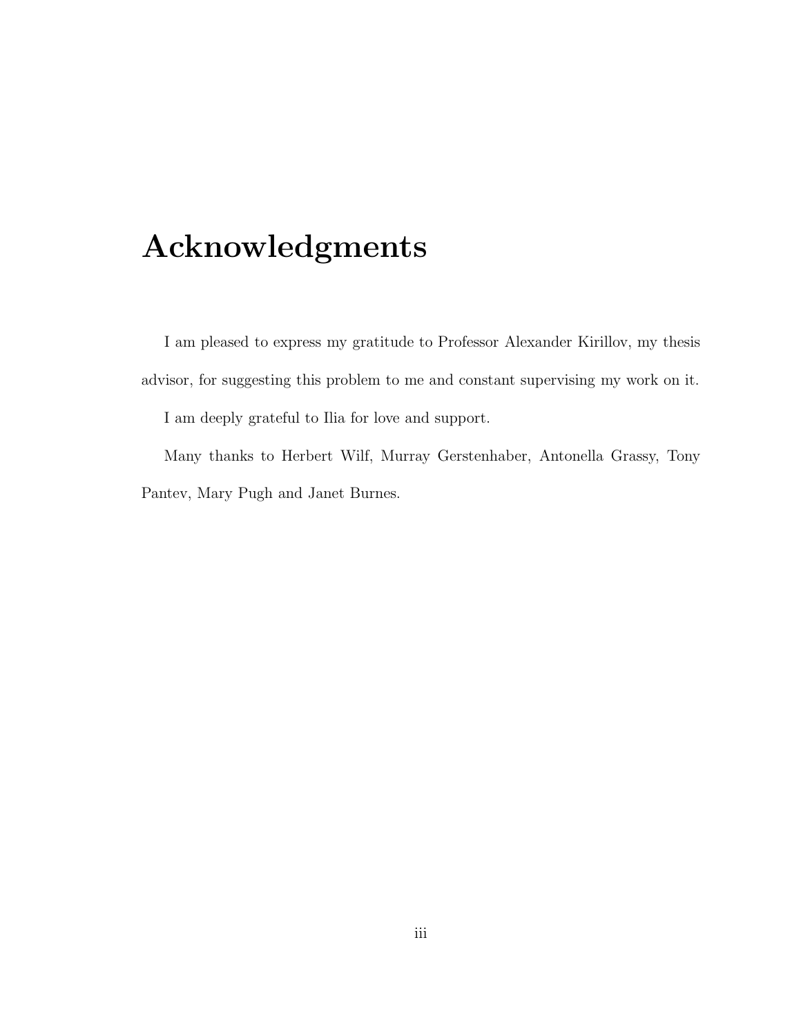# Acknowledgments

I am pleased to express my gratitude to Professor Alexander Kirillov, my thesis advisor, for suggesting this problem to me and constant supervising my work on it.

I am deeply grateful to Ilia for love and support.

Many thanks to Herbert Wilf, Murray Gerstenhaber, Antonella Grassy, Tony Pantev, Mary Pugh and Janet Burnes.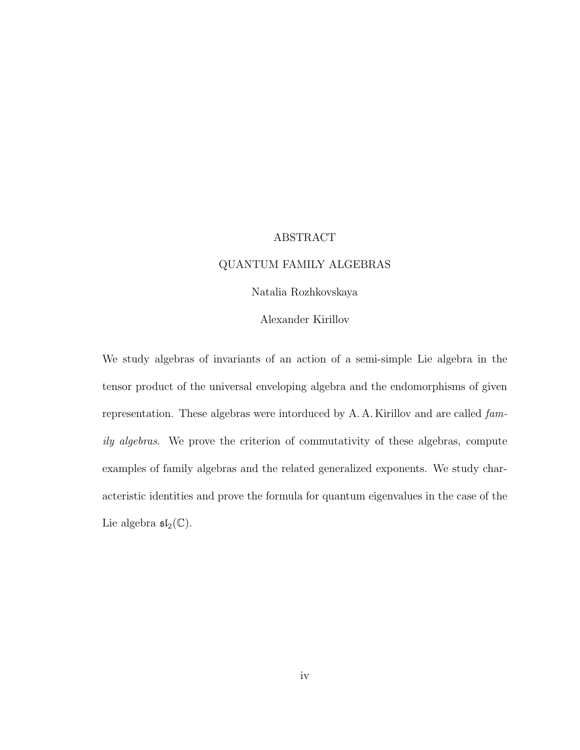# ABSTRACT

## QUANTUM FAMILY ALGEBRAS

Natalia Rozhkovskaya

Alexander Kirillov

We study algebras of invariants of an action of a semi-simple Lie algebra in the tensor product of the universal enveloping algebra and the endomorphisms of given representation. These algebras were intorduced by A. A. Kirillov and are called *family algebras*. We prove the criterion of commutativity of these algebras, compute examples of family algebras and the related generalized exponents. We study characteristic identities and prove the formula for quantum eigenvalues in the case of the Lie algebra $\mathfrak{sl}_2(\mathbb{C})$.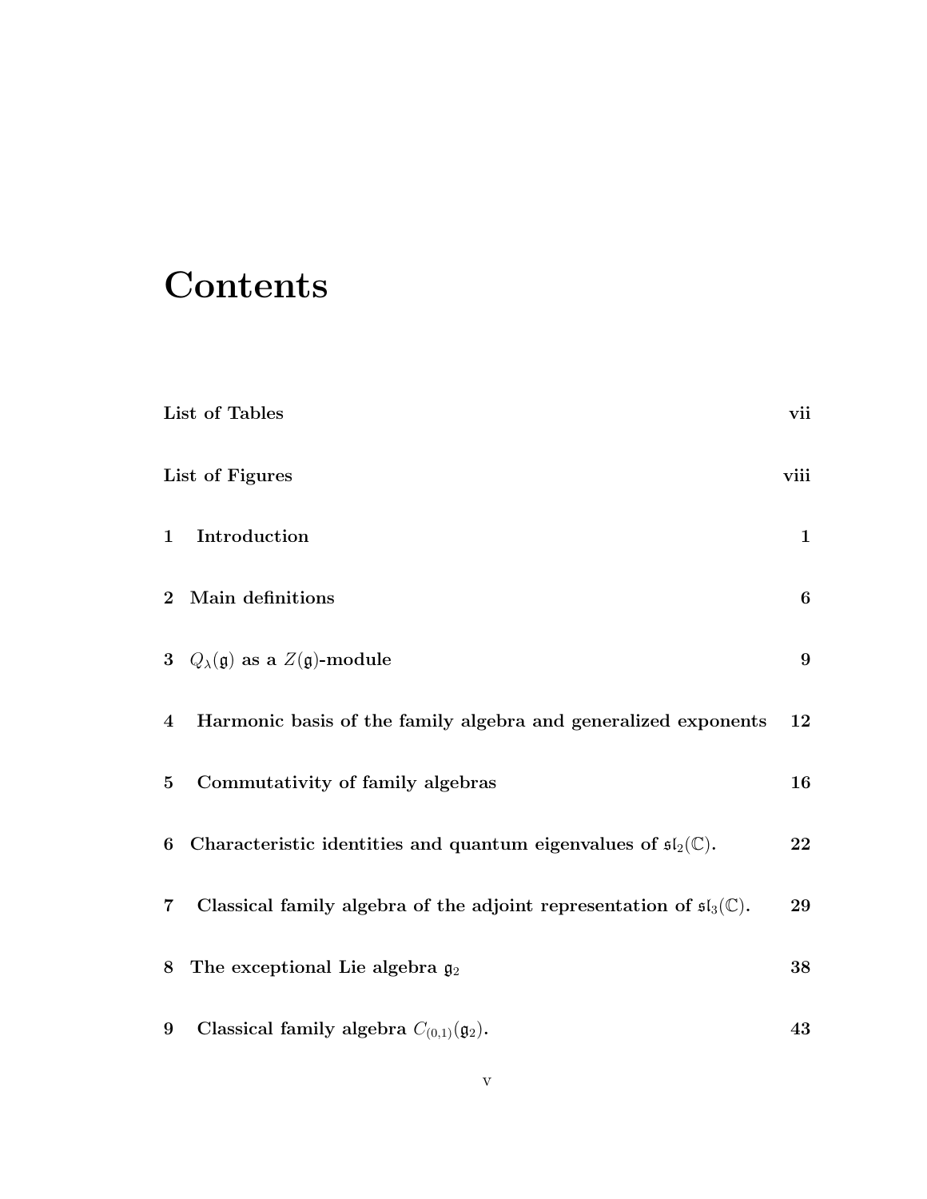# Contents

| | |
|---|---|
| **List of Tables** | **vii** |
| **List of Figures** | **viii** |
| **1 Introduction** | **1** |
| **2 Main definitions** | **6** |
| **3 $Q_\lambda(\mathfrak{g})$ as a $Z(\mathfrak{g})$-module** | **9** |
| **4 Harmonic basis of the family algebra and generalized exponents** | **12** |
| **5 Commutativity of family algebras** | **16** |
| **6 Characteristic identities and quantum eigenvalues of $\mathfrak{sl}_2(\mathbb{C})$.** | **22** |
| **7 Classical family algebra of the adjoint representation of $\mathfrak{sl}_3(\mathbb{C})$.** | **29** |
| **8 The exceptional Lie algebra $\mathfrak{g}_2$** | **38** |
| **9 Classical family algebra $C_{(0,1)}(\mathfrak{g}_2)$.** | **43** |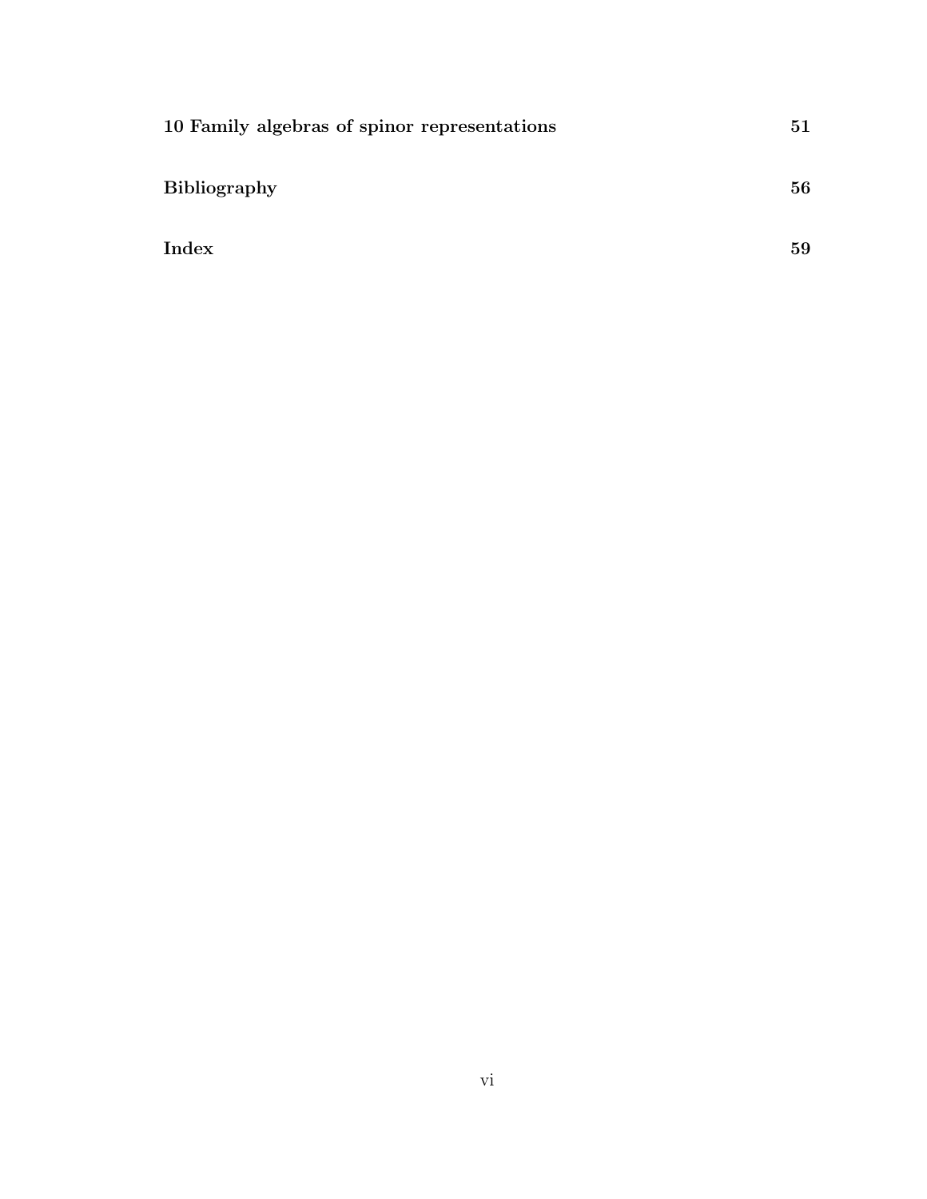**10 Family algebras of spinor representations** 51

**Bibliography** 56

**Index** 59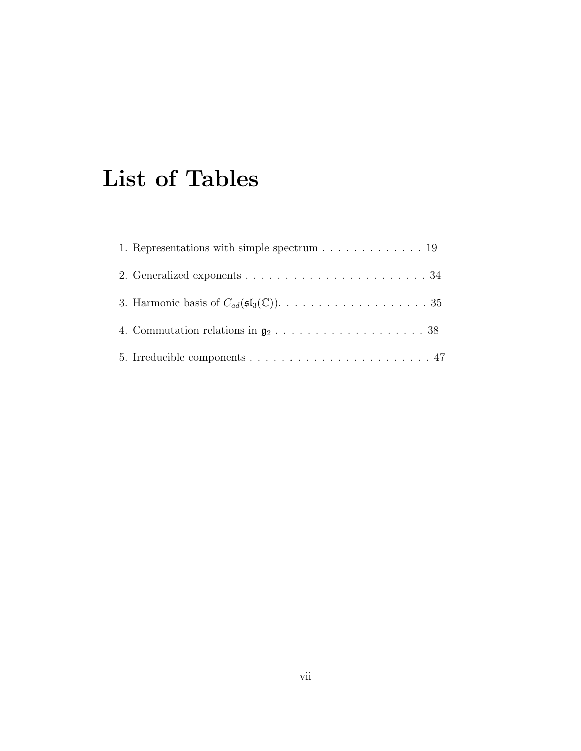# List of Tables

1. Representations with simple spectrum . . . . . . . . . . . . . 19

2. Generalized exponents . . . . . . . . . . . . . . . . . . . . . . . . 34

3. Harmonic basis of $C_{ad}(\mathfrak{sl}_3(\mathbb{C}))$. . . . . . . . . . . . . . . . . . . 35

4. Commutation relations in $\mathfrak{g}_2$ . . . . . . . . . . . . . . . . . . . 38

5. Irreducible components . . . . . . . . . . . . . . . . . . . . . . . 47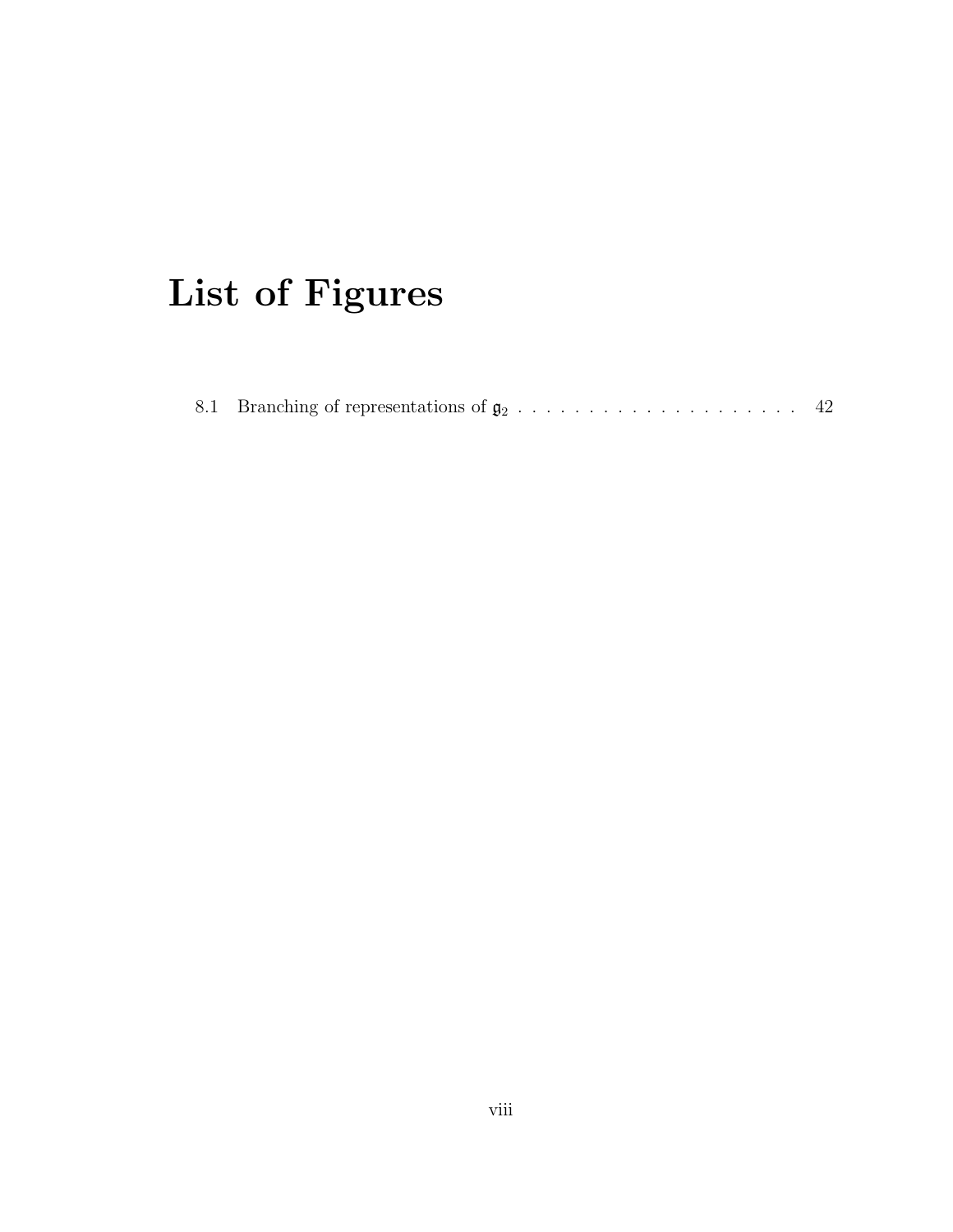# List of Figures

8.1 Branching of representations of $\mathfrak{g}_2$ . . . . . . . . . . . . . . . . . . . . . 42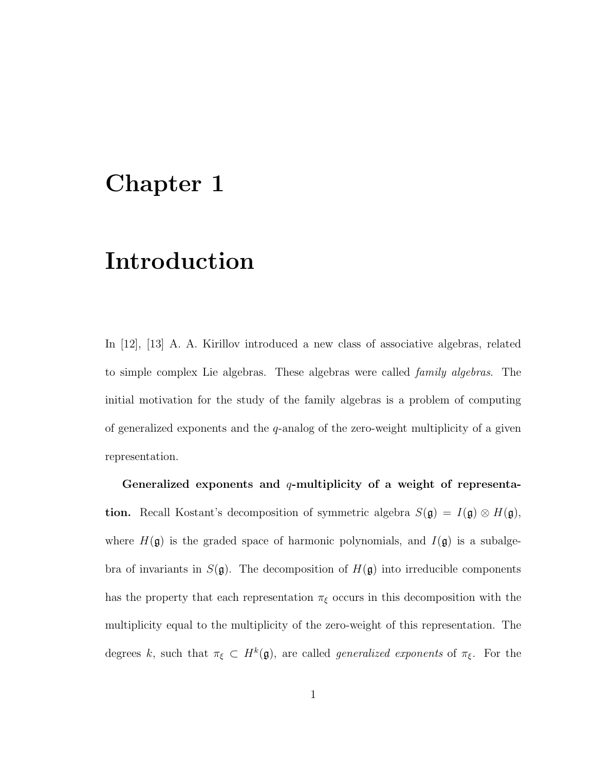# Chapter 1

# Introduction

In [12], [13] A. A. Kirillov introduced a new class of associative algebras, related to simple complex Lie algebras. These algebras were called *family algebras*. The initial motivation for the study of the family algebras is a problem of computing of generalized exponents and the $q$-analog of the zero-weight multiplicity of a given representation.

**Generalized exponents and $q$-multiplicity of a weight of representation.** Recall Kostant's decomposition of symmetric algebra $S(\mathfrak{g}) = I(\mathfrak{g}) \otimes H(\mathfrak{g})$, where $H(\mathfrak{g})$ is the graded space of harmonic polynomials, and $I(\mathfrak{g})$ is a subalgebra of invariants in $S(\mathfrak{g})$. The decomposition of $H(\mathfrak{g})$ into irreducible components has the property that each representation $\pi_\xi$ occurs in this decomposition with the multiplicity equal to the multiplicity of the zero-weight of this representation. The degrees $k$, such that $\pi_\xi \subset H^k(\mathfrak{g})$, are called *generalized exponents* of $\pi_\xi$. For the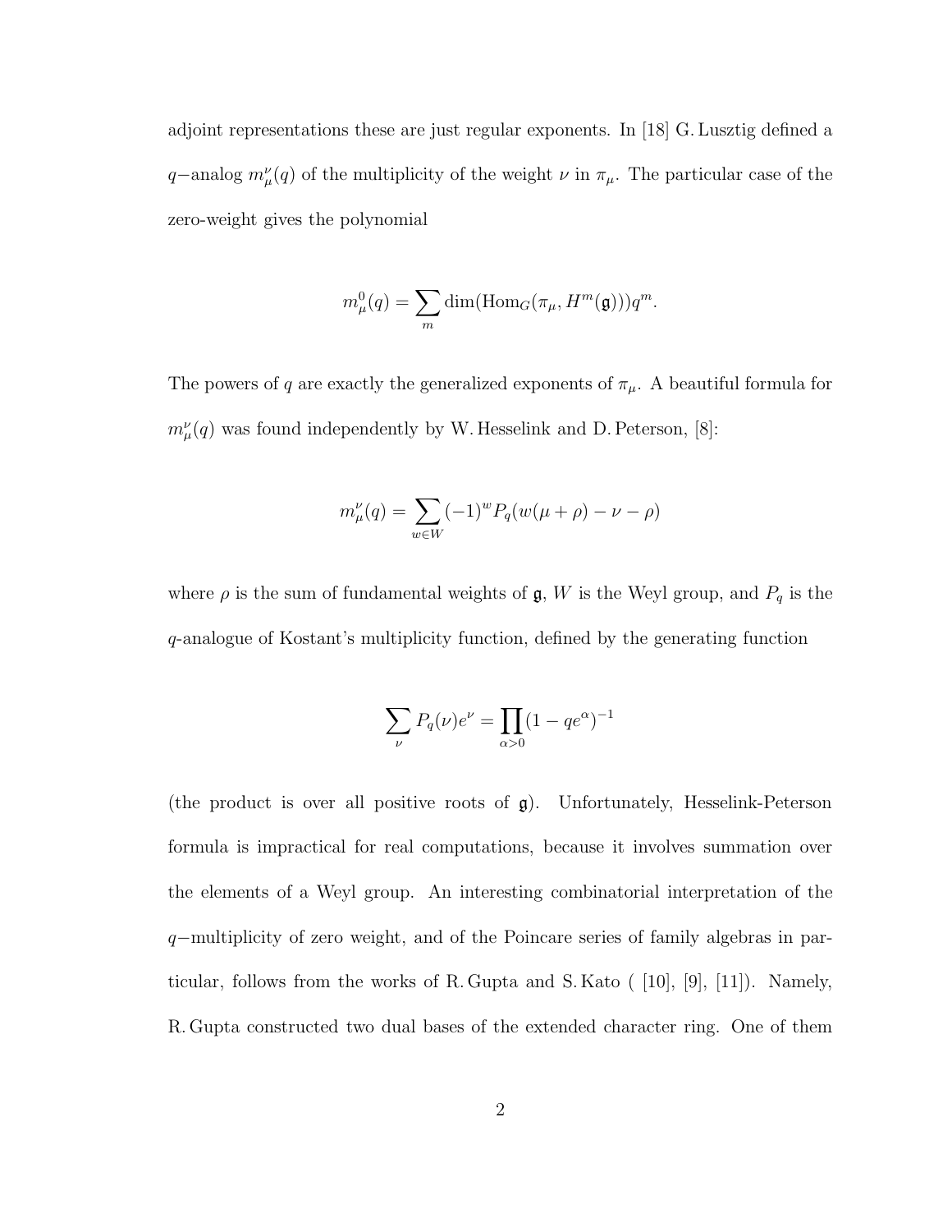adjoint representations these are just regular exponents. In [18] G. Lusztig defined a $q-$analog $m_\mu^\nu(q)$ of the multiplicity of the weight $\nu$ in $\pi_\mu$. The particular case of the zero-weight gives the polynomial

$$m_\mu^0(q) = \sum_m \dim(\mathrm{Hom}_G(\pi_\mu, H^m(\mathfrak{g})))q^m.$$

The powers of $q$ are exactly the generalized exponents of $\pi_\mu$. A beautiful formula for $m_\mu^\nu(q)$ was found independently by W. Hesselink and D. Peterson, [8]:

$$m_\mu^\nu(q) = \sum_{w \in W} (-1)^w P_q(w(\mu + \rho) - \nu - \rho)$$

where $\rho$ is the sum of fundamental weights of $\mathfrak{g}$, $W$ is the Weyl group, and $P_q$ is the $q$-analogue of Kostant's multiplicity function, defined by the generating function

$$\sum_\nu P_q(\nu)e^\nu = \prod_{\alpha > 0} (1 - qe^\alpha)^{-1}$$

(the product is over all positive roots of $\mathfrak{g}$). Unfortunately, Hesselink-Peterson formula is impractical for real computations, because it involves summation over the elements of a Weyl group. An interesting combinatorial interpretation of the $q-$multiplicity of zero weight, and of the Poincare series of family algebras in particular, follows from the works of R. Gupta and S. Kato ( [10], [9], [11]). Namely, R. Gupta constructed two dual bases of the extended character ring. One of them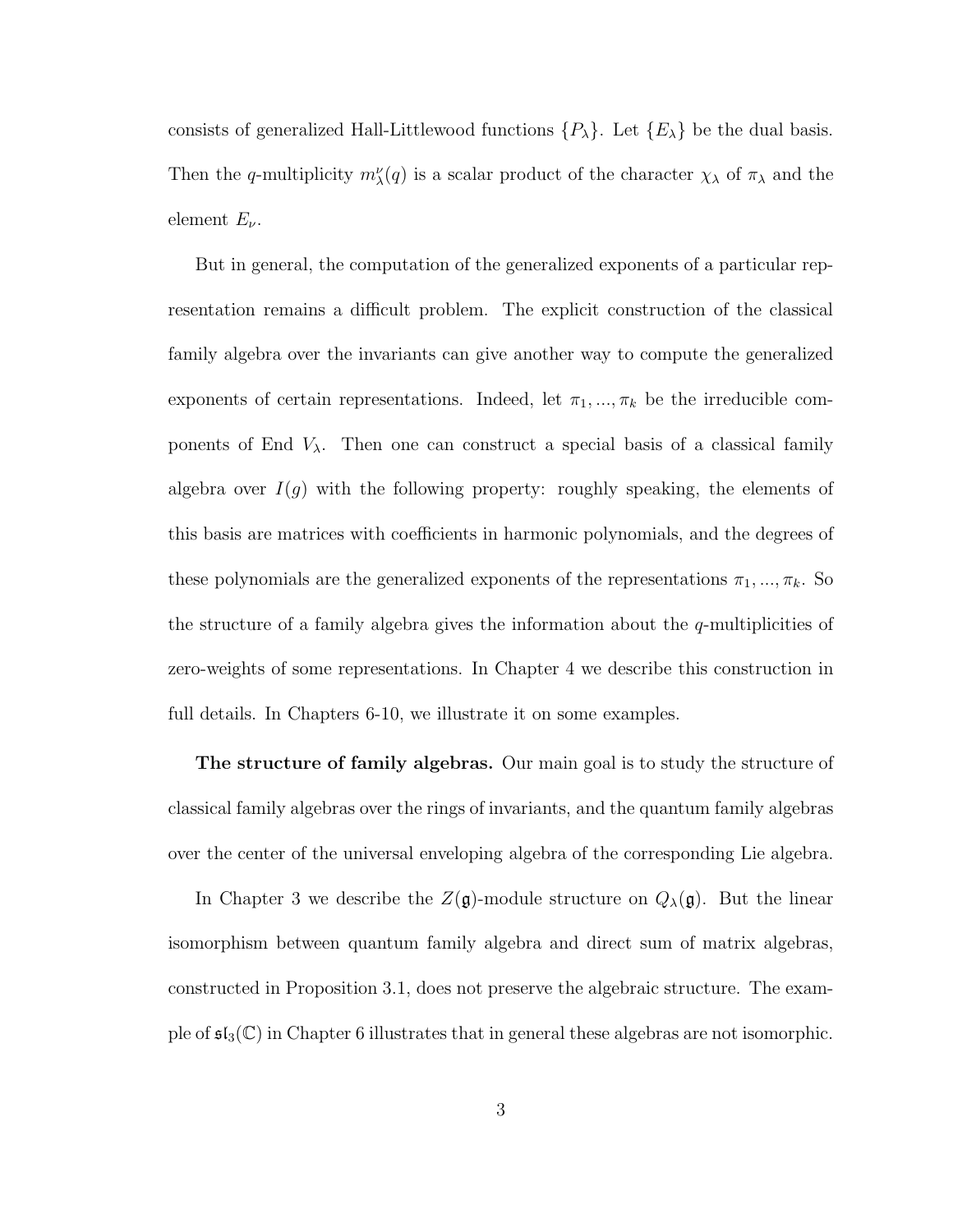consists of generalized Hall-Littlewood functions $\{P_\lambda\}$. Let $\{E_\lambda\}$ be the dual basis. Then the $q$-multiplicity $m_\lambda^\nu(q)$ is a scalar product of the character $\chi_\lambda$ of $\pi_\lambda$ and the element $E_\nu$.

But in general, the computation of the generalized exponents of a particular representation remains a difficult problem. The explicit construction of the classical family algebra over the invariants can give another way to compute the generalized exponents of certain representations. Indeed, let $\pi_1, ..., \pi_k$ be the irreducible components of End $V_\lambda$. Then one can construct a special basis of a classical family algebra over $I(g)$ with the following property: roughly speaking, the elements of this basis are matrices with coefficients in harmonic polynomials, and the degrees of these polynomials are the generalized exponents of the representations $\pi_1, ..., \pi_k$. So the structure of a family algebra gives the information about the $q$-multiplicities of zero-weights of some representations. In Chapter 4 we describe this construction in full details. In Chapters 6-10, we illustrate it on some examples.

**The structure of family algebras.** Our main goal is to study the structure of classical family algebras over the rings of invariants, and the quantum family algebras over the center of the universal enveloping algebra of the corresponding Lie algebra.

In Chapter 3 we describe the $Z(\mathfrak{g})$-module structure on $Q_\lambda(\mathfrak{g})$. But the linear isomorphism between quantum family algebra and direct sum of matrix algebras, constructed in Proposition 3.1, does not preserve the algebraic structure. The example of $\mathfrak{sl}_3(\mathbb{C})$ in Chapter 6 illustrates that in general these algebras are not isomorphic.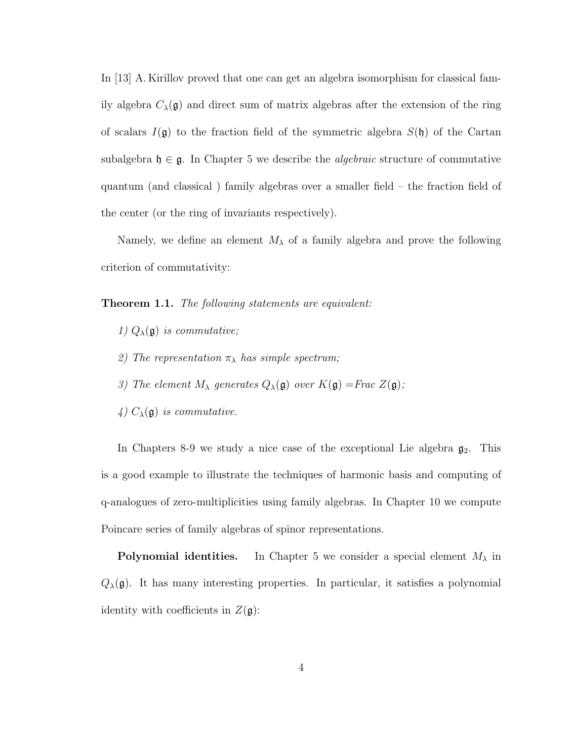In [13] A. Kirillov proved that one can get an algebra isomorphism for classical family algebra $C_\lambda(\mathfrak{g})$ and direct sum of matrix algebras after the extension of the ring of scalars $I(\mathfrak{g})$ to the fraction field of the symmetric algebra $S(\mathfrak{h})$ of the Cartan subalgebra $\mathfrak{h} \in \mathfrak{g}$. In Chapter 5 we describe the *algebraic* structure of commutative quantum (and classical ) family algebras over a smaller field – the fraction field of the center (or the ring of invariants respectively).

Namely, we define an element $M_\lambda$ of a family algebra and prove the following criterion of commutativity:

**Theorem 1.1.** *The following statements are equivalent:*

*1) $Q_\lambda(\mathfrak{g})$ is commutative;*

*2) The representation $\pi_\lambda$ has simple spectrum;*

*3) The element $M_\lambda$ generates $Q_\lambda(\mathfrak{g})$ over $K(\mathfrak{g})$ =Frac $Z(\mathfrak{g})$;*

*4) $C_\lambda(\mathfrak{g})$ is commutative.*

In Chapters 8-9 we study a nice case of the exceptional Lie algebra $\mathfrak{g}_2$. This is a good example to illustrate the techniques of harmonic basis and computing of q-analogues of zero-multiplicities using family algebras. In Chapter 10 we compute Poincare series of family algebras of spinor representations.

**Polynomial identities.** In Chapter 5 we consider a special element $M_\lambda$ in $Q_\lambda(\mathfrak{g})$. It has many interesting properties. In particular, it satisfies a polynomial identity with coefficients in $Z(\mathfrak{g})$: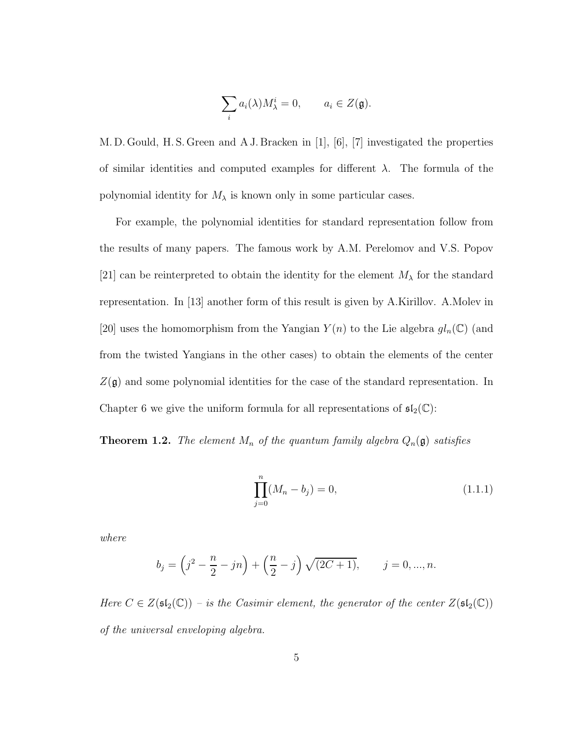$$\sum_i a_i(\lambda) M_\lambda^i = 0, \qquad a_i \in Z(\mathfrak{g}).$$

M. D. Gould, H. S. Green and A J. Bracken in [1], [6], [7] investigated the properties of similar identities and computed examples for different $\lambda$. The formula of the polynomial identity for $M_\lambda$ is known only in some particular cases.

For example, the polynomial identities for standard representation follow from the results of many papers. The famous work by A.M. Perelomov and V.S. Popov [21] can be reinterpreted to obtain the identity for the element $M_\lambda$ for the standard representation. In [13] another form of this result is given by A.Kirillov. A.Molev in [20] uses the homomorphism from the Yangian $Y(n)$ to the Lie algebra $gl_n(\mathbb{C})$ (and from the twisted Yangians in the other cases) to obtain the elements of the center $Z(\mathfrak{g})$ and some polynomial identities for the case of the standard representation. In Chapter 6 we give the uniform formula for all representations of $\mathfrak{sl}_2(\mathbb{C})$:

**Theorem 1.2.** *The element $M_n$ of the quantum family algebra $Q_n(\mathfrak{g})$ satisfies*

$$\prod_{j=0}^{n}(M_n - b_j) = 0, \tag{1.1.1}$$

*where*

$$b_j = \left(j^2 - \frac{n}{2} - jn\right) + \left(\frac{n}{2} - j\right)\sqrt{(2C+1)}, \qquad j = 0, ..., n.$$

*Here $C \in Z(\mathfrak{sl}_2(\mathbb{C}))$ – is the Casimir element, the generator of the center $Z(\mathfrak{sl}_2(\mathbb{C}))$ of the universal enveloping algebra.*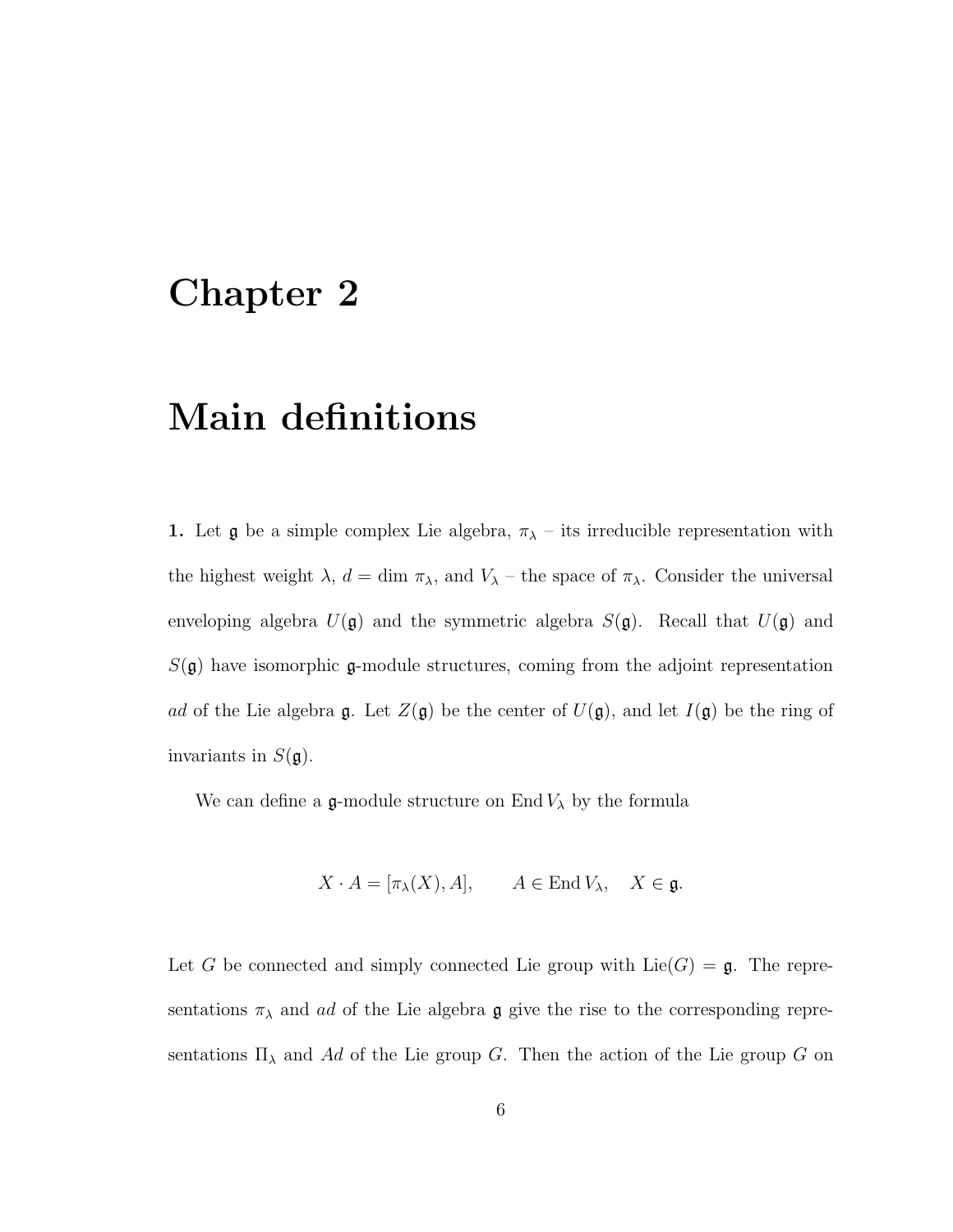# Chapter 2

# Main definitions

**1.** Let $\mathfrak{g}$ be a simple complex Lie algebra, $\pi_\lambda$ – its irreducible representation with the highest weight $\lambda$, $d = \dim\, \pi_\lambda$, and $V_\lambda$ – the space of $\pi_\lambda$. Consider the universal enveloping algebra $U(\mathfrak{g})$ and the symmetric algebra $S(\mathfrak{g})$. Recall that $U(\mathfrak{g})$ and $S(\mathfrak{g})$ have isomorphic $\mathfrak{g}$-module structures, coming from the adjoint representation $ad$ of the Lie algebra $\mathfrak{g}$. Let $Z(\mathfrak{g})$ be the center of $U(\mathfrak{g})$, and let $I(\mathfrak{g})$ be the ring of invariants in $S(\mathfrak{g})$.

We can define a $\mathfrak{g}$-module structure on $\operatorname{End} V_\lambda$ by the formula

$$X \cdot A = [\pi_\lambda(X), A], \qquad A \in \operatorname{End} V_\lambda, \quad X \in \mathfrak{g}.$$

Let $G$ be connected and simply connected Lie group with $\operatorname{Lie}(G) = \mathfrak{g}$. The representations $\pi_\lambda$ and $ad$ of the Lie algebra $\mathfrak{g}$ give the rise to the corresponding representations $\Pi_\lambda$ and $Ad$ of the Lie group $G$. Then the action of the Lie group $G$ on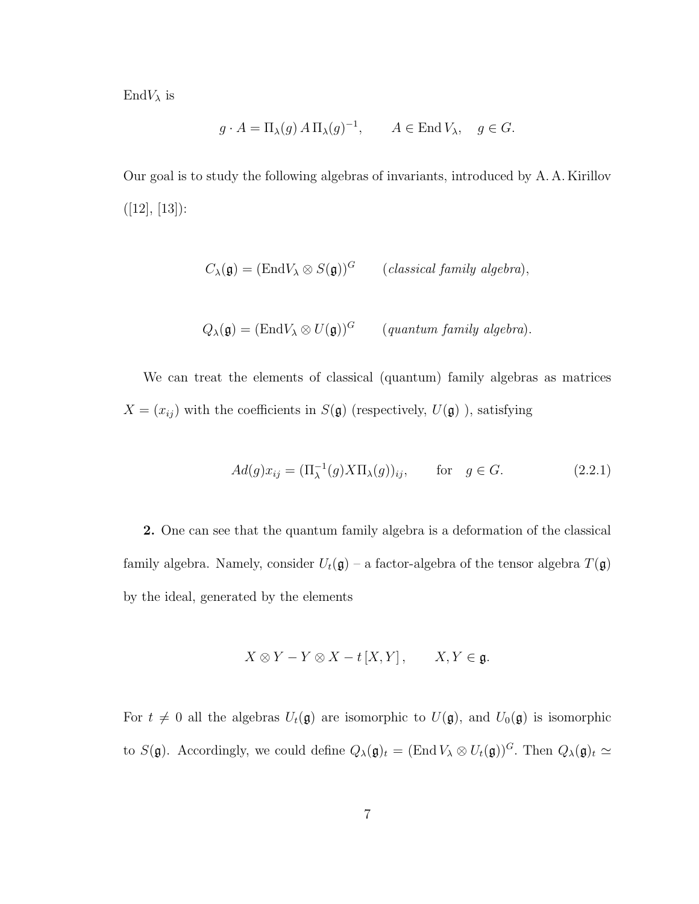$\mathrm{End}V_\lambda$ is

$$g \cdot A = \Pi_\lambda(g)\, A\, \Pi_\lambda(g)^{-1}, \qquad A \in \mathrm{End}\, V_\lambda, \quad g \in G.$$

Our goal is to study the following algebras of invariants, introduced by A. A. Kirillov ([12], [13]):

$$C_\lambda(\mathfrak{g}) = (\mathrm{End}V_\lambda \otimes S(\mathfrak{g}))^G \qquad (\textit{classical family algebra}),$$

$$Q_\lambda(\mathfrak{g}) = (\mathrm{End}V_\lambda \otimes U(\mathfrak{g}))^G \qquad (\textit{quantum family algebra}).$$

We can treat the elements of classical (quantum) family algebras as matrices $X = (x_{ij})$ with the coefficients in $S(\mathfrak{g})$ (respectively, $U(\mathfrak{g})$ ), satisfying

$$Ad(g)x_{ij} = (\Pi_\lambda^{-1}(g) X \Pi_\lambda(g))_{ij}, \qquad \text{for} \quad g \in G. \tag{2.2.1}$$

**2.** One can see that the quantum family algebra is a deformation of the classical family algebra. Namely, consider $U_t(\mathfrak{g})$ – a factor-algebra of the tensor algebra $T(\mathfrak{g})$ by the ideal, generated by the elements

$$X \otimes Y - Y \otimes X - t\,[X, Y]\,, \qquad X, Y \in \mathfrak{g}.$$

For $t \neq 0$ all the algebras $U_t(\mathfrak{g})$ are isomorphic to $U(\mathfrak{g})$, and $U_0(\mathfrak{g})$ is isomorphic to $S(\mathfrak{g})$. Accordingly, we could define $Q_\lambda(\mathfrak{g})_t = (\mathrm{End}\, V_\lambda \otimes U_t(\mathfrak{g}))^G$. Then $Q_\lambda(\mathfrak{g})_t \simeq$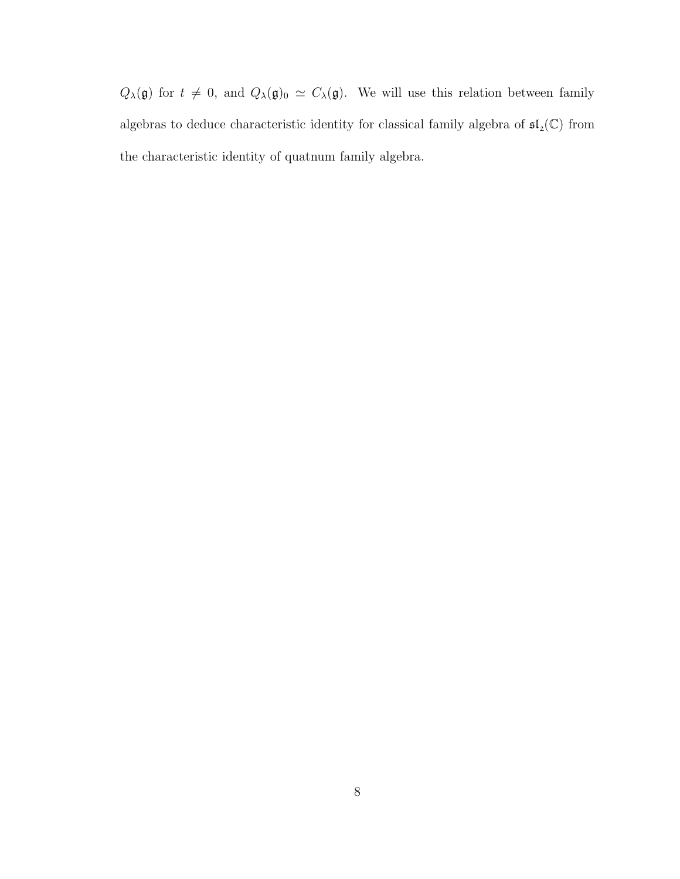$Q_\lambda(\mathfrak{g})$ for $t \neq 0$, and $Q_\lambda(\mathfrak{g})_0 \simeq C_\lambda(\mathfrak{g})$. We will use this relation between family algebras to deduce characteristic identity for classical family algebra of $\mathfrak{sl}_2(\mathbb{C})$ from the characteristic identity of quatnum family algebra.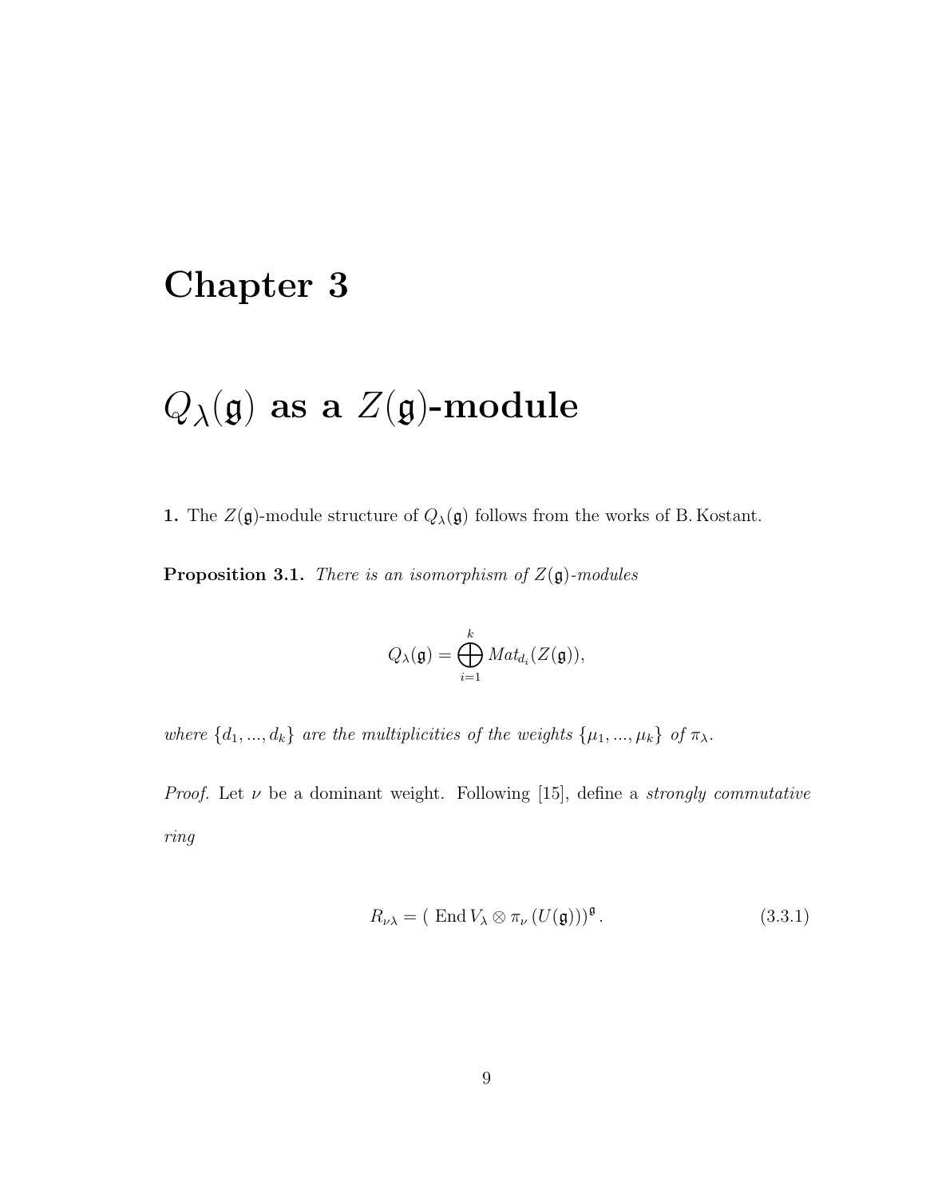# Chapter 3

# $Q_\lambda(\mathfrak{g})$ as a $Z(\mathfrak{g})$-module

**1.** The $Z(\mathfrak{g})$-module structure of $Q_\lambda(\mathfrak{g})$ follows from the works of B. Kostant.

**Proposition 3.1.** *There is an isomorphism of $Z(\mathfrak{g})$-modules*

$$Q_\lambda(\mathfrak{g}) = \bigoplus_{i=1}^{k} Mat_{d_i}(Z(\mathfrak{g})),$$

*where $\{d_1, ..., d_k\}$ are the multiplicities of the weights $\{\mu_1, ..., \mu_k\}$ of $\pi_\lambda$.*

*Proof.* Let $\nu$ be a dominant weight. Following [15], define a *strongly commutative ring*

$$R_{\nu\lambda} = (\,\mathrm{End}\, V_\lambda \otimes \pi_\nu\,(U(\mathfrak{g})))^{\mathfrak{g}}\,. \tag{3.3.1}$$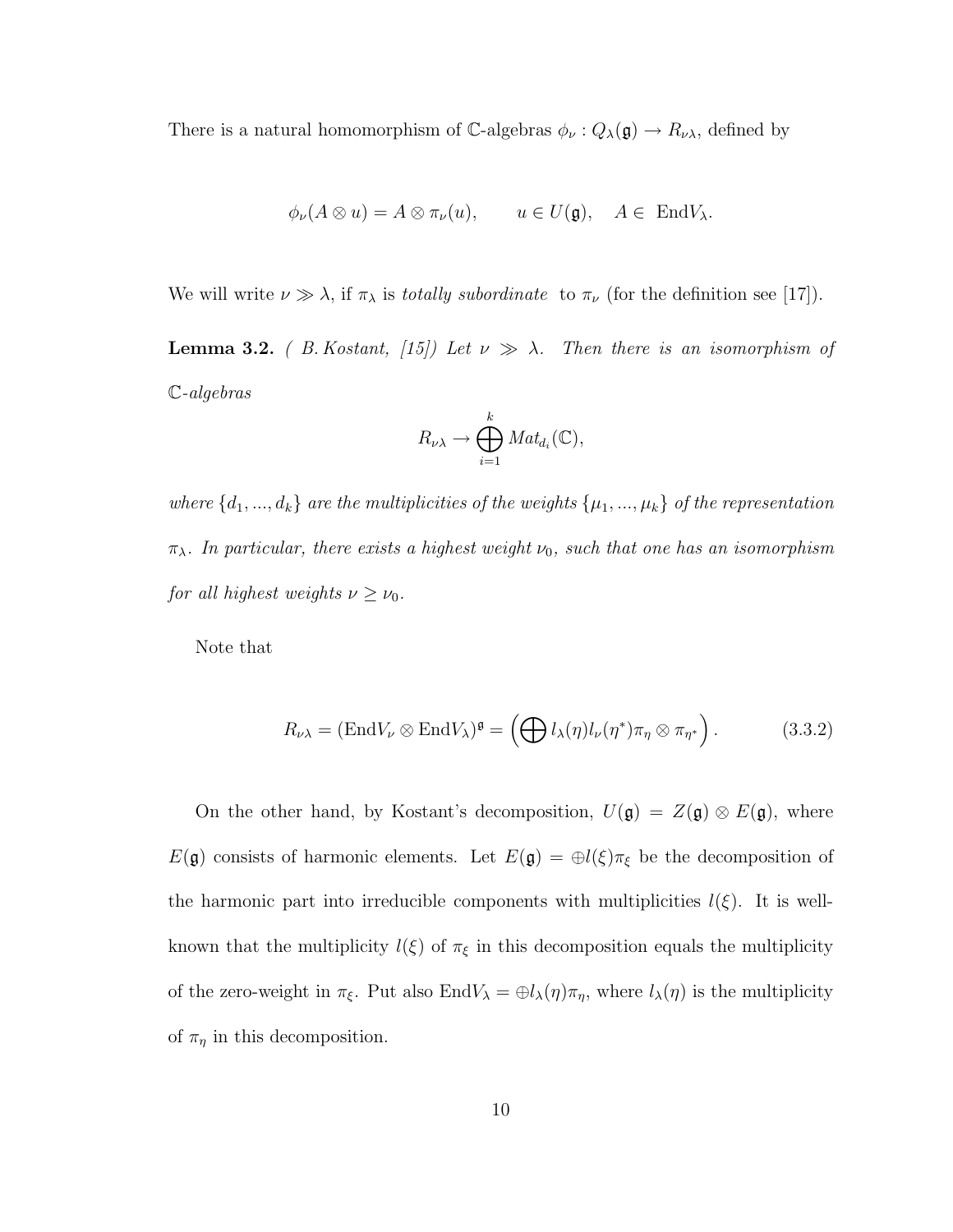There is a natural homomorphism of $\mathbb{C}$-algebras $\phi_\nu : Q_\lambda(\mathfrak{g}) \to R_{\nu\lambda}$, defined by

$$\phi_\nu(A \otimes u) = A \otimes \pi_\nu(u), \qquad u \in U(\mathfrak{g}), \quad A \in \text{ End}V_\lambda.$$

We will write $\nu \gg \lambda$, if $\pi_\lambda$ is *totally subordinate* to $\pi_\nu$ (for the definition see [17]).

**Lemma 3.2.** *( B. Kostant, [15]) Let $\nu \gg \lambda$. Then there is an isomorphism of $\mathbb{C}$-algebras*

$$R_{\nu\lambda} \to \bigoplus_{i=1}^{k} Mat_{d_i}(\mathbb{C}),$$

*where $\{d_1, ..., d_k\}$ are the multiplicities of the weights $\{\mu_1, ..., \mu_k\}$ of the representation $\pi_\lambda$. In particular, there exists a highest weight $\nu_0$, such that one has an isomorphism for all highest weights $\nu \geq \nu_0$.*

Note that

$$R_{\nu\lambda} = (\text{End}V_\nu \otimes \text{End}V_\lambda)^{\mathfrak{g}} = \left(\bigoplus l_\lambda(\eta) l_\nu(\eta^*) \pi_\eta \otimes \pi_{\eta^*}\right). \tag{3.3.2}$$

On the other hand, by Kostant's decomposition, $U(\mathfrak{g}) = Z(\mathfrak{g}) \otimes E(\mathfrak{g})$, where $E(\mathfrak{g})$ consists of harmonic elements. Let $E(\mathfrak{g}) = \oplus l(\xi)\pi_\xi$ be the decomposition of the harmonic part into irreducible components with multiplicities $l(\xi)$. It is well-known that the multiplicity $l(\xi)$ of $\pi_\xi$ in this decomposition equals the multiplicity of the zero-weight in $\pi_\xi$. Put also $\text{End}V_\lambda = \oplus l_\lambda(\eta)\pi_\eta$, where $l_\lambda(\eta)$ is the multiplicity of $\pi_\eta$ in this decomposition.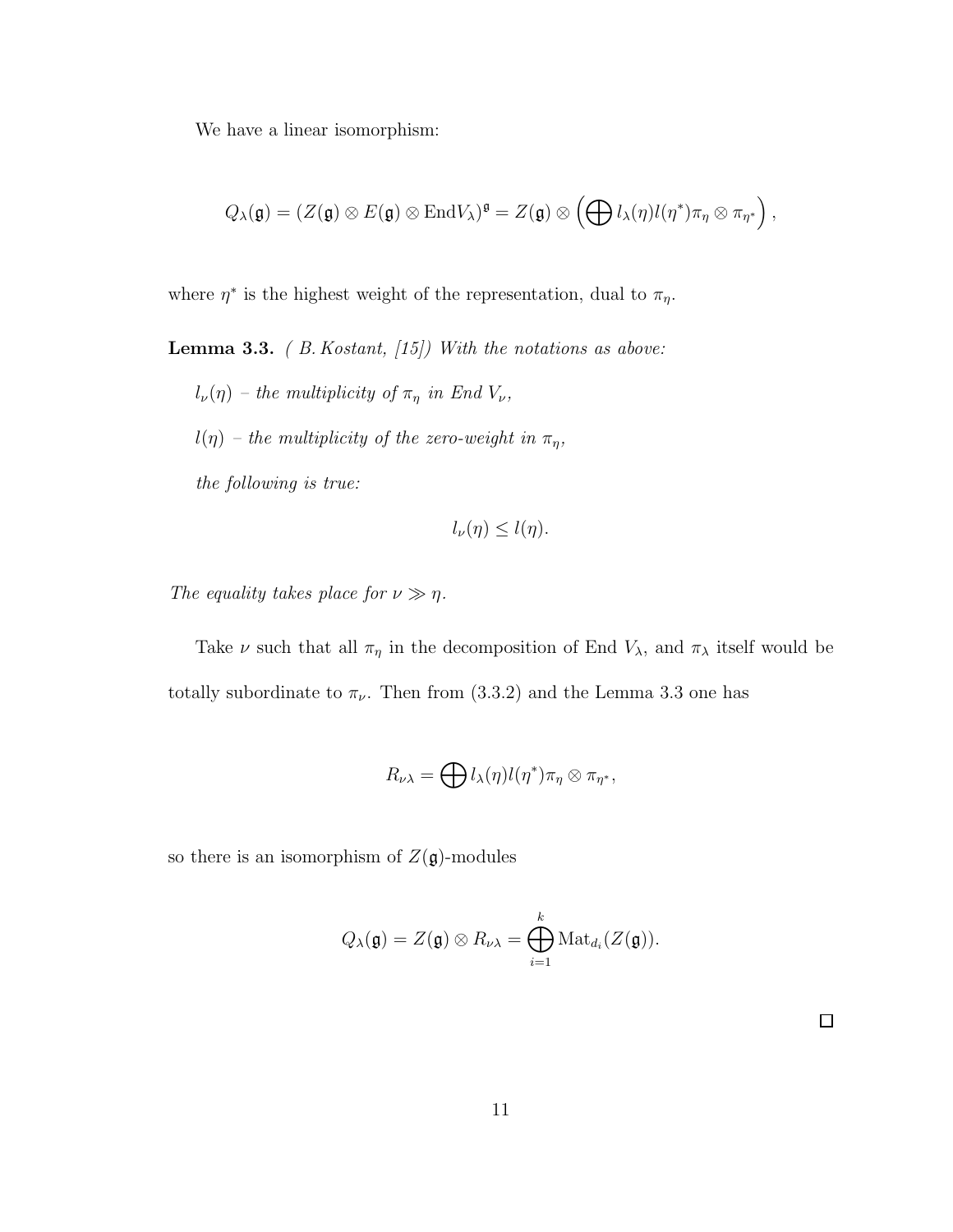We have a linear isomorphism:

$$Q_\lambda(\mathfrak{g}) = (Z(\mathfrak{g}) \otimes E(\mathfrak{g}) \otimes \mathrm{End} V_\lambda)^{\mathfrak{g}} = Z(\mathfrak{g}) \otimes \left( \bigoplus l_\lambda(\eta) l(\eta^*) \pi_\eta \otimes \pi_{\eta^*} \right),$$

where $\eta^*$ is the highest weight of the representation, dual to $\pi_\eta$.

**Lemma 3.3.** *( B. Kostant, [15]) With the notations as above:*

*$l_\nu(\eta)$ – the multiplicity of $\pi_\eta$ in End $V_\nu$,*

*$l(\eta)$ – the multiplicity of the zero-weight in $\pi_\eta$,*

*the following is true:*

$$l_\nu(\eta) \le l(\eta).$$

*The equality takes place for $\nu \gg \eta$.*

Take $\nu$ such that all $\pi_\eta$ in the decomposition of End $V_\lambda$, and $\pi_\lambda$ itself would be totally subordinate to $\pi_\nu$. Then from (3.3.2) and the Lemma 3.3 one has

$$R_{\nu\lambda} = \bigoplus l_\lambda(\eta) l(\eta^*) \pi_\eta \otimes \pi_{\eta^*},$$

so there is an isomorphism of $Z(\mathfrak{g})$-modules

$$Q_\lambda(\mathfrak{g}) = Z(\mathfrak{g}) \otimes R_{\nu\lambda} = \bigoplus_{i=1}^{k} \mathrm{Mat}_{d_i}(Z(\mathfrak{g})).$$

□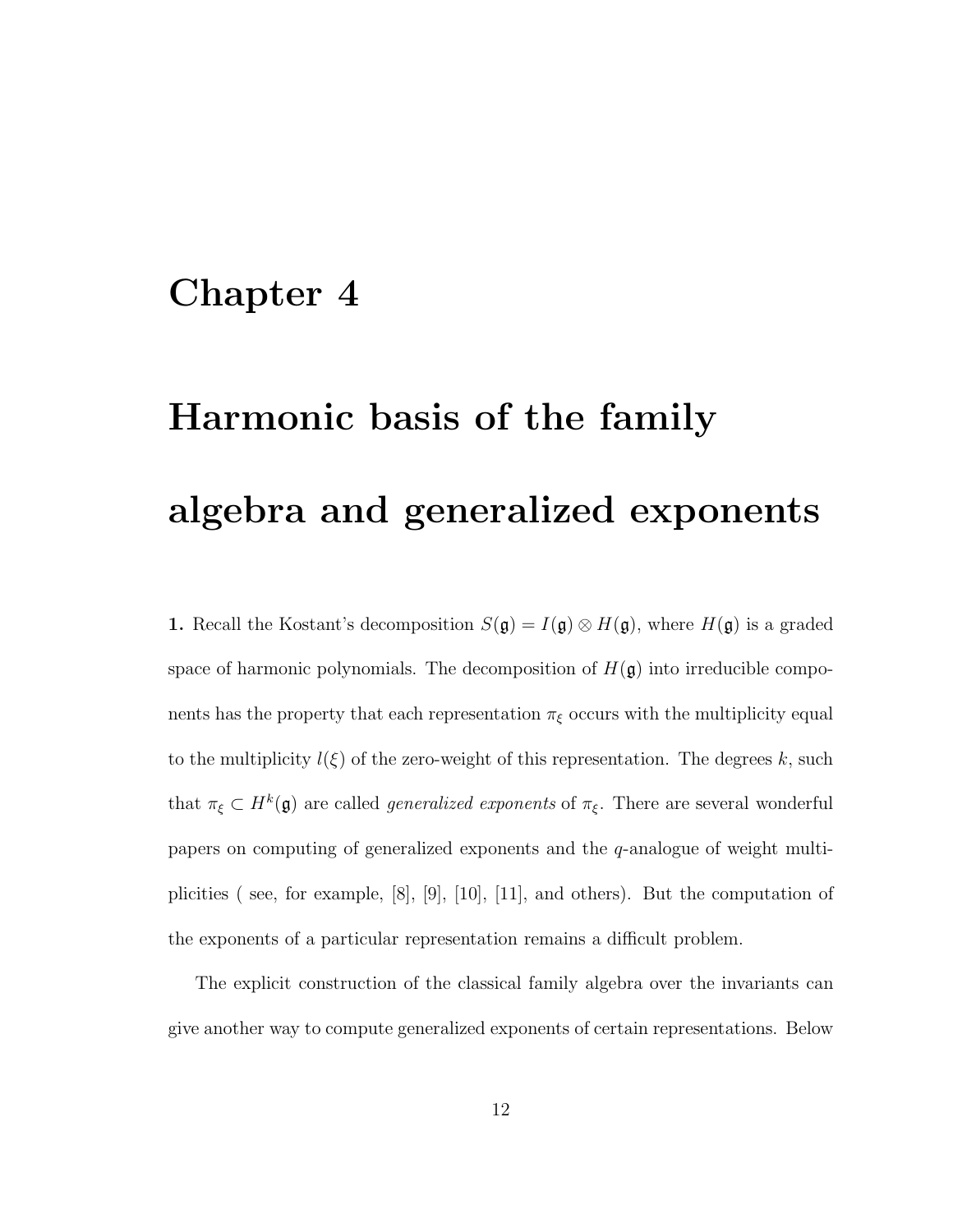# Chapter 4

# Harmonic basis of the family algebra and generalized exponents

**1.** Recall the Kostant's decomposition $S(\mathfrak{g}) = I(\mathfrak{g}) \otimes H(\mathfrak{g})$, where $H(\mathfrak{g})$ is a graded space of harmonic polynomials. The decomposition of $H(\mathfrak{g})$ into irreducible components has the property that each representation $\pi_\xi$ occurs with the multiplicity equal to the multiplicity $l(\xi)$ of the zero-weight of this representation. The degrees $k$, such that $\pi_\xi \subset H^k(\mathfrak{g})$ are called *generalized exponents* of $\pi_\xi$. There are several wonderful papers on computing of generalized exponents and the $q$-analogue of weight multiplicities ( see, for example, [8], [9], [10], [11], and others). But the computation of the exponents of a particular representation remains a difficult problem.

The explicit construction of the classical family algebra over the invariants can give another way to compute generalized exponents of certain representations. Below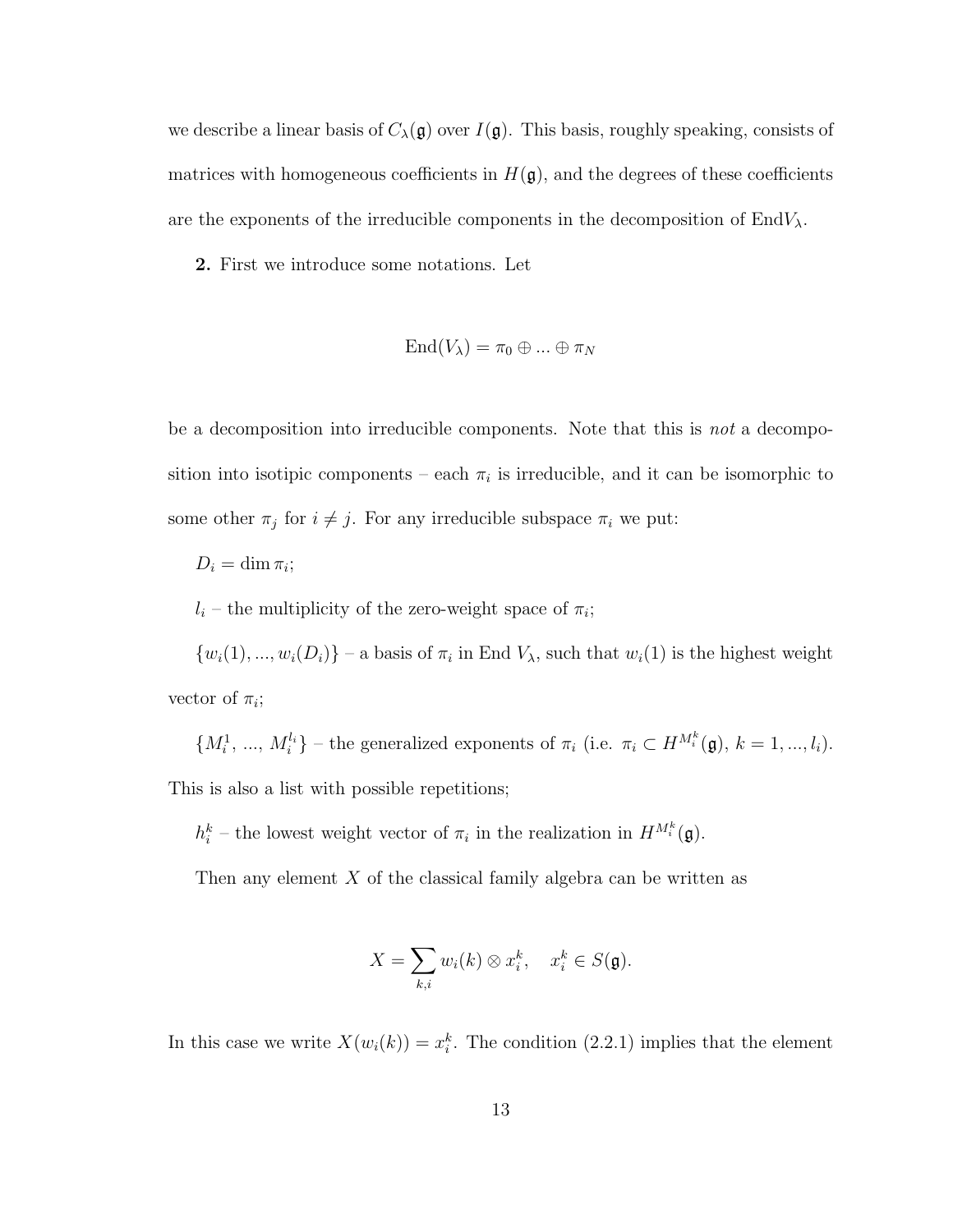we describe a linear basis of $C_\lambda(\mathfrak{g})$ over $I(\mathfrak{g})$. This basis, roughly speaking, consists of matrices with homogeneous coefficients in $H(\mathfrak{g})$, and the degrees of these coefficients are the exponents of the irreducible components in the decomposition of $\mathrm{End}V_\lambda$.

**2.** First we introduce some notations. Let

$$\mathrm{End}(V_\lambda) = \pi_0 \oplus ... \oplus \pi_N$$

be a decomposition into irreducible components. Note that this is *not* a decomposition into isotipic components – each $\pi_i$ is irreducible, and it can be isomorphic to some other $\pi_j$ for $i \neq j$. For any irreducible subspace $\pi_i$ we put:

$D_i = \dim \pi_i$;

$l_i$ – the multiplicity of the zero-weight space of $\pi_i$;

$\{w_i(1), ..., w_i(D_i)\}$ – a basis of $\pi_i$ in End $V_\lambda$, such that $w_i(1)$ is the highest weight vector of $\pi_i$;

$\{M_i^1, ..., M_i^{l_i}\}$ – the generalized exponents of $\pi_i$ (i.e. $\pi_i \subset H^{M_i^k}(\mathfrak{g})$, $k = 1, ..., l_i$). This is also a list with possible repetitions;

$h_i^k$ – the lowest weight vector of $\pi_i$ in the realization in $H^{M_i^k}(\mathfrak{g})$.

Then any element $X$ of the classical family algebra can be written as

$$X = \sum_{k,i} w_i(k) \otimes x_i^k, \quad x_i^k \in S(\mathfrak{g}).$$

In this case we write $X(w_i(k)) = x_i^k$. The condition (2.2.1) implies that the element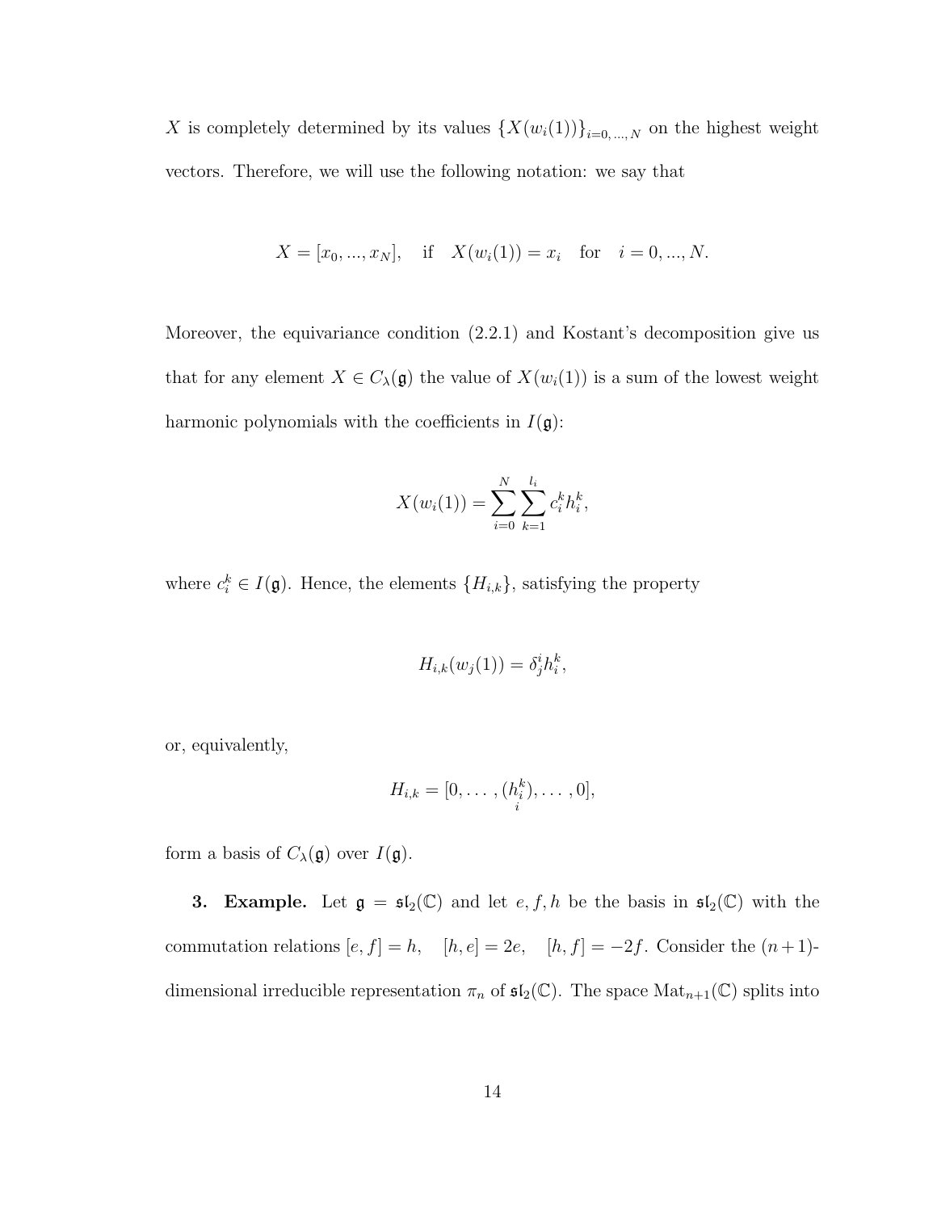$X$ is completely determined by its values $\{X(w_i(1))\}_{i=0,\dots,N}$ on the highest weight vectors. Therefore, we will use the following notation: we say that

$$X = [x_0, ..., x_N], \quad \text{if} \quad X(w_i(1)) = x_i \quad \text{for} \quad i = 0, ..., N.$$

Moreover, the equivariance condition (2.2.1) and Kostant's decomposition give us that for any element $X \in C_\lambda(\mathfrak{g})$ the value of $X(w_i(1))$ is a sum of the lowest weight harmonic polynomials with the coefficients in $I(\mathfrak{g})$:

$$X(w_i(1)) = \sum_{i=0}^{N} \sum_{k=1}^{l_i} c_i^k h_i^k,$$

where $c_i^k \in I(\mathfrak{g})$. Hence, the elements $\{H_{i,k}\}$, satisfying the property

$$H_{i,k}(w_j(1)) = \delta_j^i h_i^k,$$

or, equivalently,

$$H_{i,k} = [0, \dots, \underset{i}{(h_i^k)}, \dots, 0],$$

form a basis of $C_\lambda(\mathfrak{g})$ over $I(\mathfrak{g})$.

**3. Example.** Let $\mathfrak{g} = \mathfrak{sl}_2(\mathbb{C})$ and let $e, f, h$ be the basis in $\mathfrak{sl}_2(\mathbb{C})$ with the commutation relations $[e, f] = h, \quad [h, e] = 2e, \quad [h, f] = -2f$. Consider the $(n+1)$-dimensional irreducible representation $\pi_n$ of $\mathfrak{sl}_2(\mathbb{C})$. The space $\mathrm{Mat}_{n+1}(\mathbb{C})$ splits into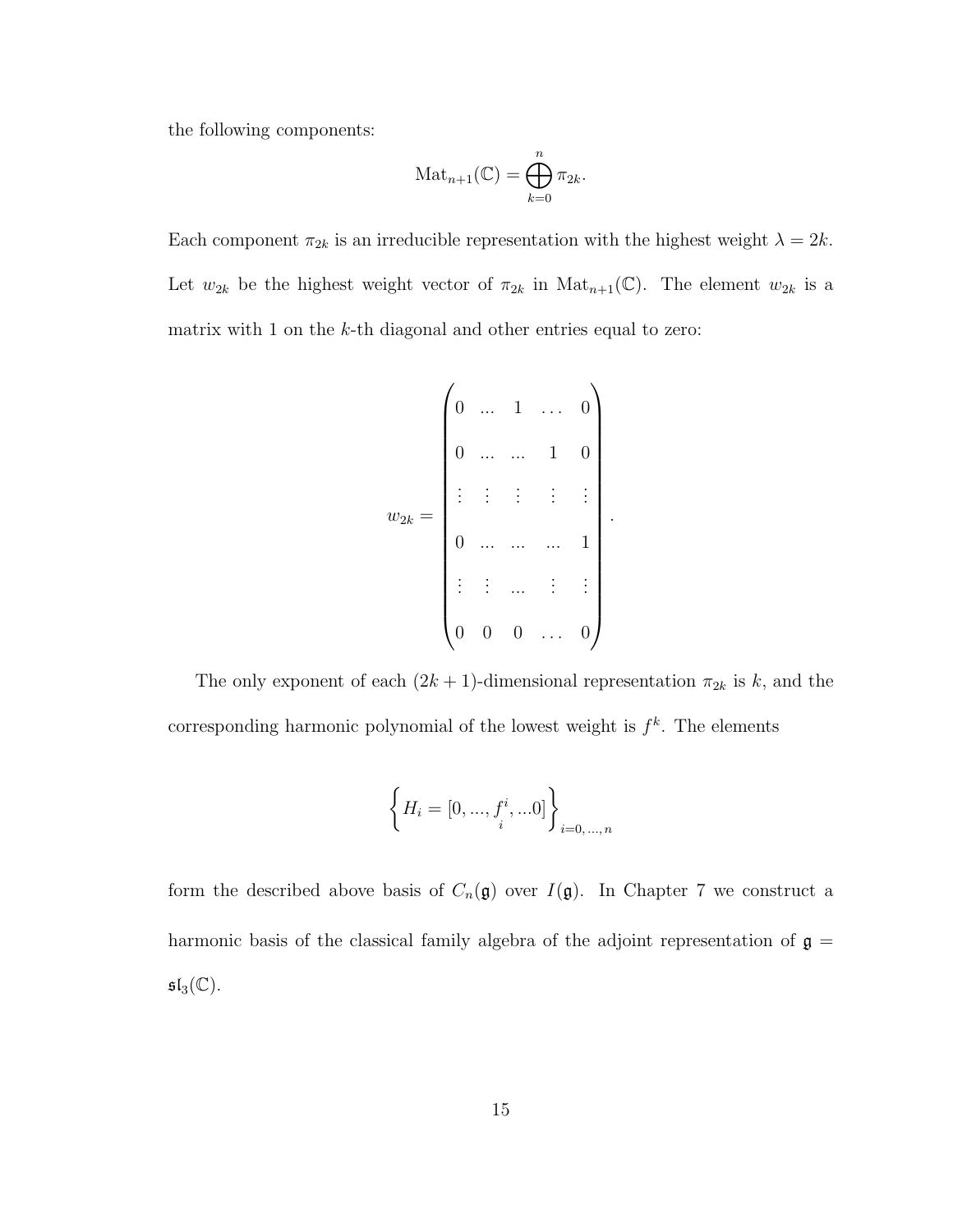the following components:

$$\mathrm{Mat}_{n+1}(\mathbb{C}) = \bigoplus_{k=0}^{n} \pi_{2k}.$$

Each component $\pi_{2k}$ is an irreducible representation with the highest weight $\lambda = 2k$. Let $w_{2k}$ be the highest weight vector of $\pi_{2k}$ in $\mathrm{Mat}_{n+1}(\mathbb{C})$. The element $w_{2k}$ is a matrix with 1 on the $k$-th diagonal and other entries equal to zero:

$$w_{2k} = \begin{pmatrix} 0 & ... & 1 & \dots & 0 \\ 0 & ... & ... & 1 & 0 \\ \vdots & \vdots & \vdots & \vdots & \vdots \\ 0 & ... & ... & ... & 1 \\ \vdots & \vdots & ... & \vdots & \vdots \\ 0 & 0 & 0 & \dots & 0 \end{pmatrix}.$$

The only exponent of each $(2k+1)$-dimensional representation $\pi_{2k}$ is $k$, and the corresponding harmonic polynomial of the lowest weight is $f^k$. The elements

$$\left\{ H_i = [0, ..., \underset{i}{f^i}, ...0] \right\}_{i=0,\dots,n}$$

form the described above basis of $C_n(\mathfrak{g})$ over $I(\mathfrak{g})$. In Chapter 7 we construct a harmonic basis of the classical family algebra of the adjoint representation of $\mathfrak{g} = \mathfrak{sl}_3(\mathbb{C})$.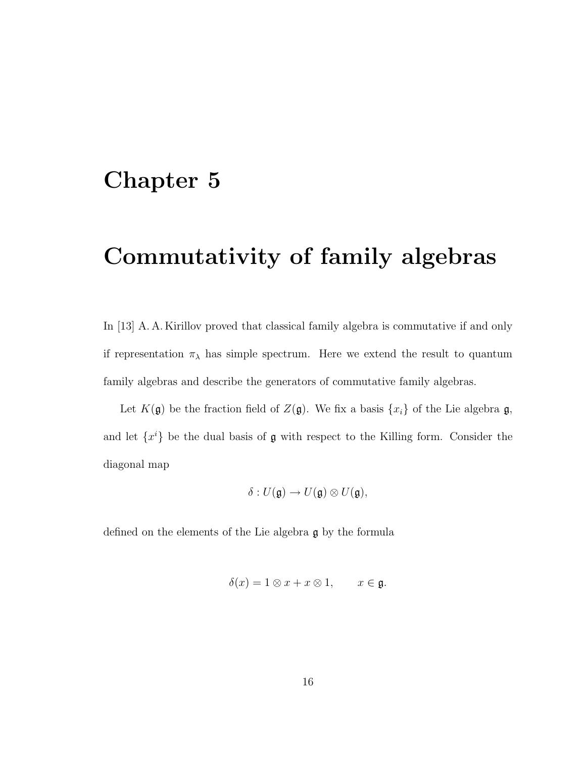# Chapter 5

# Commutativity of family algebras

In [13] A. A. Kirillov proved that classical family algebra is commutative if and only if representation $\pi_\lambda$ has simple spectrum. Here we extend the result to quantum family algebras and describe the generators of commutative family algebras.

Let $K(\mathfrak{g})$ be the fraction field of $Z(\mathfrak{g})$. We fix a basis $\{x_i\}$ of the Lie algebra $\mathfrak{g}$, and let $\{x^i\}$ be the dual basis of $\mathfrak{g}$ with respect to the Killing form. Consider the diagonal map

$$\delta : U(\mathfrak{g}) \to U(\mathfrak{g}) \otimes U(\mathfrak{g}),$$

defined on the elements of the Lie algebra $\mathfrak{g}$ by the formula

$$\delta(x) = 1 \otimes x + x \otimes 1, \qquad x \in \mathfrak{g}.$$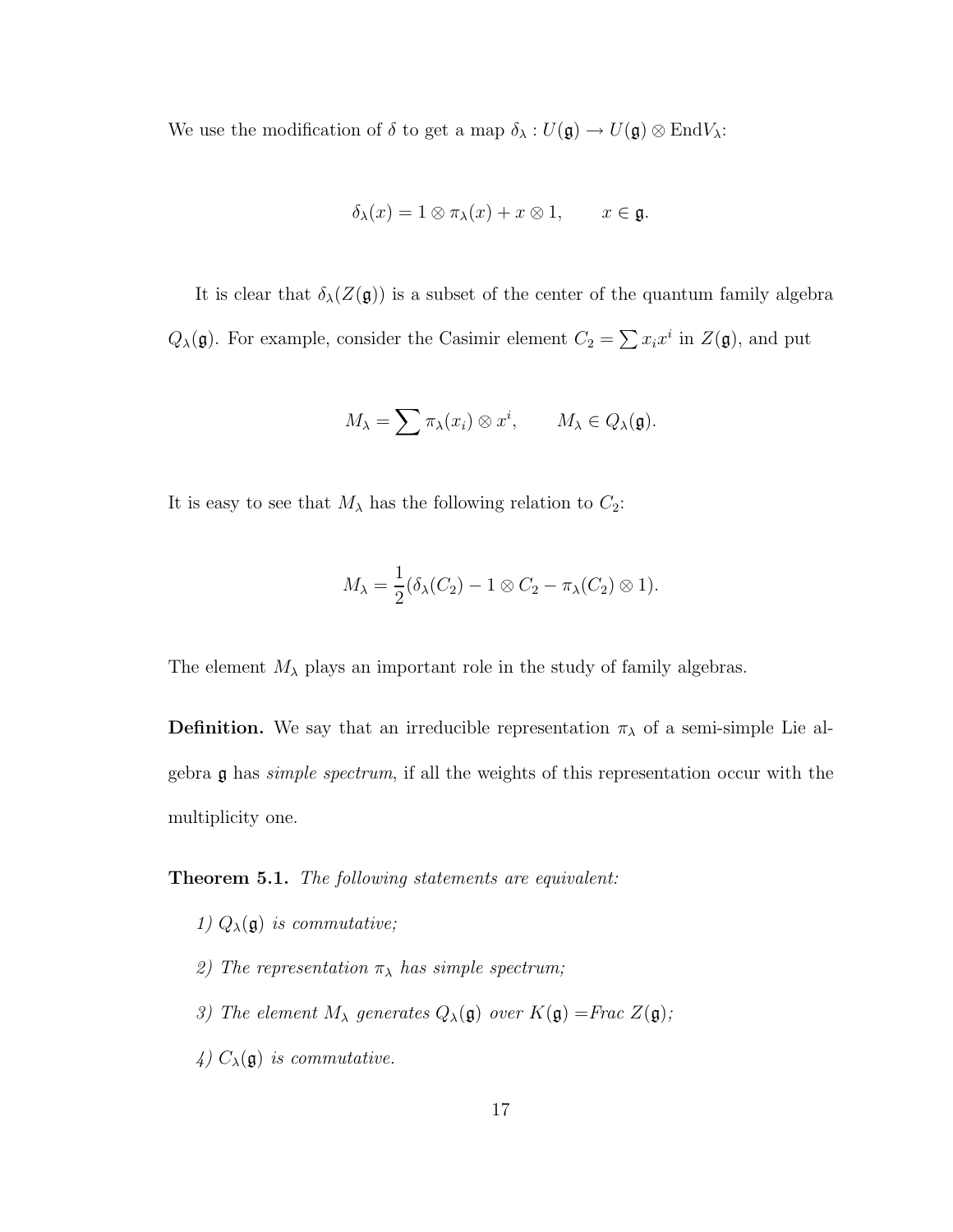We use the modification of $\delta$ to get a map $\delta_\lambda : U(\mathfrak{g}) \to U(\mathfrak{g}) \otimes \mathrm{End}V_\lambda$:

$$\delta_\lambda(x) = 1 \otimes \pi_\lambda(x) + x \otimes 1, \qquad x \in \mathfrak{g}.$$

It is clear that $\delta_\lambda(Z(\mathfrak{g}))$ is a subset of the center of the quantum family algebra $Q_\lambda(\mathfrak{g})$. For example, consider the Casimir element $C_2 = \sum x_i x^i$ in $Z(\mathfrak{g})$, and put

$$M_\lambda = \sum \pi_\lambda(x_i) \otimes x^i, \qquad M_\lambda \in Q_\lambda(\mathfrak{g}).$$

It is easy to see that $M_\lambda$ has the following relation to $C_2$:

$$M_\lambda = \frac{1}{2}(\delta_\lambda(C_2) - 1 \otimes C_2 - \pi_\lambda(C_2) \otimes 1).$$

The element $M_\lambda$ plays an important role in the study of family algebras.

**Definition.** We say that an irreducible representation $\pi_\lambda$ of a semi-simple Lie algebra $\mathfrak{g}$ has *simple spectrum*, if all the weights of this representation occur with the multiplicity one.

**Theorem 5.1.** *The following statements are equivalent:*

*1) $Q_\lambda(\mathfrak{g})$ is commutative;*

*2) The representation $\pi_\lambda$ has simple spectrum;*

*3) The element $M_\lambda$ generates $Q_\lambda(\mathfrak{g})$ over $K(\mathfrak{g})$ =Frac $Z(\mathfrak{g})$;*

*4) $C_\lambda(\mathfrak{g})$ is commutative.*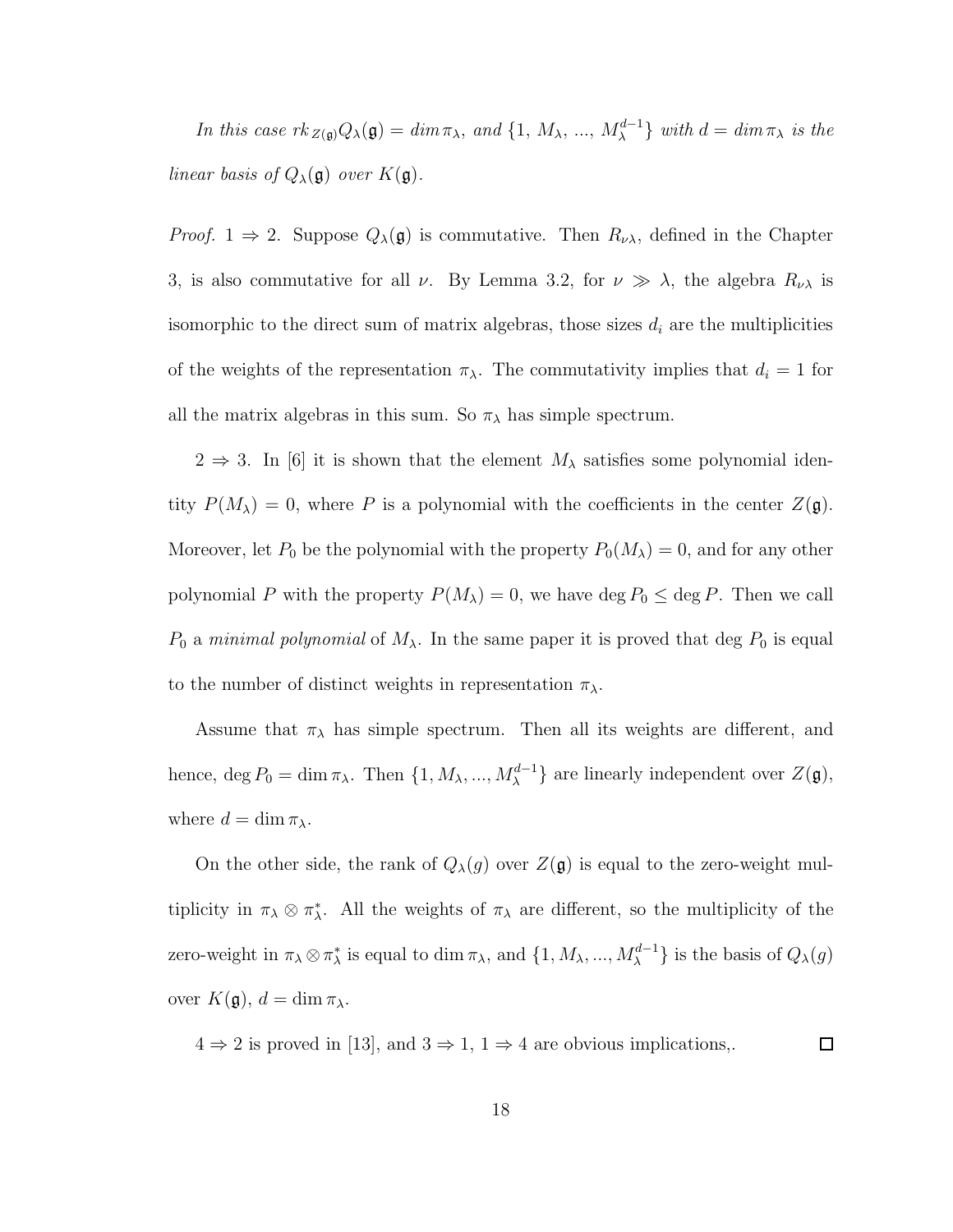*In this case $rk_{Z(\mathfrak{g})} Q_\lambda(\mathfrak{g}) = dim\, \pi_\lambda$, and $\{1, M_\lambda, ..., M_\lambda^{d-1}\}$ with $d = dim\, \pi_\lambda$ is the linear basis of $Q_\lambda(\mathfrak{g})$ over $K(\mathfrak{g})$.*

*Proof.* $1 \Rightarrow 2$. Suppose $Q_\lambda(\mathfrak{g})$ is commutative. Then $R_{\nu\lambda}$, defined in the Chapter 3, is also commutative for all $\nu$. By Lemma 3.2, for $\nu \gg \lambda$, the algebra $R_{\nu\lambda}$ is isomorphic to the direct sum of matrix algebras, those sizes $d_i$ are the multiplicities of the weights of the representation $\pi_\lambda$. The commutativity implies that $d_i = 1$ for all the matrix algebras in this sum. So $\pi_\lambda$ has simple spectrum.

$2 \Rightarrow 3$. In [6] it is shown that the element $M_\lambda$ satisfies some polynomial identity $P(M_\lambda) = 0$, where $P$ is a polynomial with the coefficients in the center $Z(\mathfrak{g})$. Moreover, let $P_0$ be the polynomial with the property $P_0(M_\lambda) = 0$, and for any other polynomial $P$ with the property $P(M_\lambda) = 0$, we have $\deg P_0 \leq \deg P$. Then we call $P_0$ a *minimal polynomial* of $M_\lambda$. In the same paper it is proved that deg $P_0$ is equal to the number of distinct weights in representation $\pi_\lambda$.

Assume that $\pi_\lambda$ has simple spectrum. Then all its weights are different, and hence, $\deg P_0 = \dim \pi_\lambda$. Then $\{1, M_\lambda, ..., M_\lambda^{d-1}\}$ are linearly independent over $Z(\mathfrak{g})$, where $d = \dim \pi_\lambda$.

On the other side, the rank of $Q_\lambda(g)$ over $Z(\mathfrak{g})$ is equal to the zero-weight multiplicity in $\pi_\lambda \otimes \pi_\lambda^*$. All the weights of $\pi_\lambda$ are different, so the multiplicity of the zero-weight in $\pi_\lambda \otimes \pi_\lambda^*$ is equal to $\dim \pi_\lambda$, and $\{1, M_\lambda, ..., M_\lambda^{d-1}\}$ is the basis of $Q_\lambda(g)$ over $K(\mathfrak{g})$, $d = \dim \pi_\lambda$.

$4 \Rightarrow 2$ is proved in [13], and $3 \Rightarrow 1$, $1 \Rightarrow 4$ are obvious implications,. □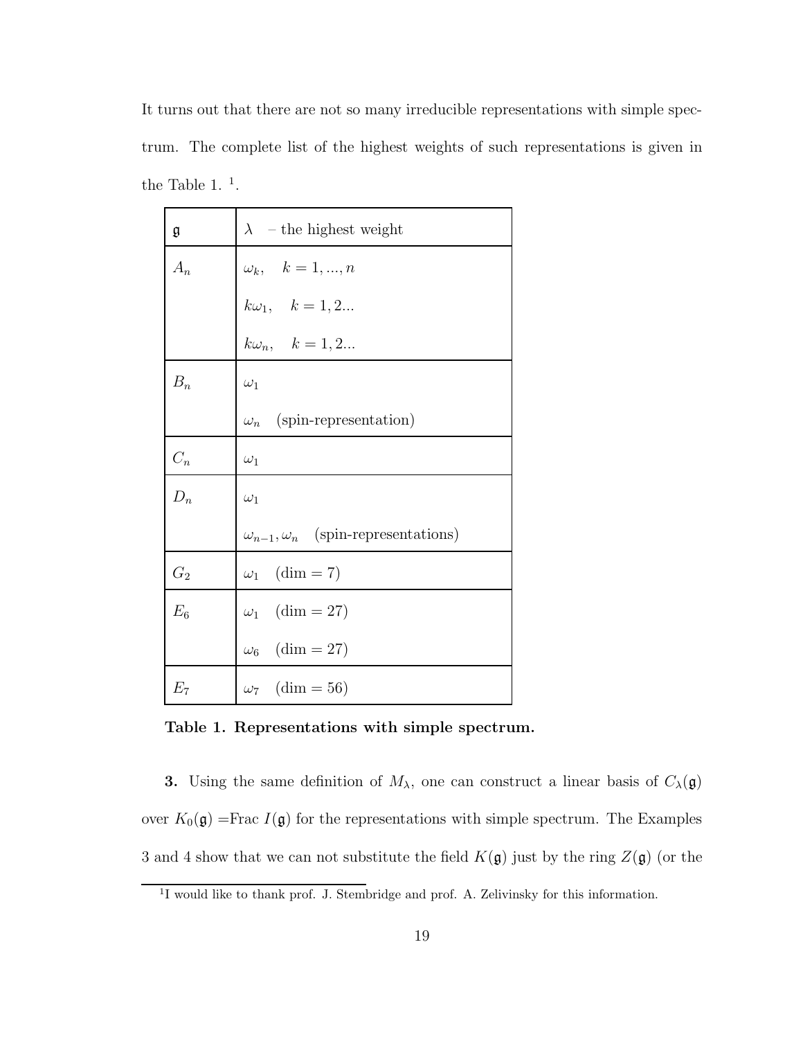It turns out that there are not so many irreducible representations with simple spectrum. The complete list of the highest weights of such representations is given in the Table 1. [1].

| $\mathfrak{g}$ | $\lambda$ – the highest weight |
|---|---|
| $A_n$ | $\omega_k, \quad k = 1, ..., n$ |
| | $k\omega_1, \quad k = 1, 2...$ |
| | $k\omega_n, \quad k = 1, 2...$ |
| $B_n$ | $\omega_1$ |
| | $\omega_n$ (spin-representation) |
| $C_n$ | $\omega_1$ |
| $D_n$ | $\omega_1$ |
| | $\omega_{n-1}, \omega_n$ (spin-representations) |
| $G_2$ | $\omega_1$ $(\dim = 7)$ |
| $E_6$ | $\omega_1$ $(\dim = 27)$ |
| | $\omega_6$ $(\dim = 27)$ |
| $E_7$ | $\omega_7$ $(\dim = 56)$ |

**Table 1. Representations with simple spectrum.**

**3.** Using the same definition of $M_\lambda$, one can construct a linear basis of $C_\lambda(\mathfrak{g})$ over $K_0(\mathfrak{g})$ =Frac $I(\mathfrak{g})$ for the representations with simple spectrum. The Examples 3 and 4 show that we can not substitute the field $K(\mathfrak{g})$ just by the ring $Z(\mathfrak{g})$ (or the

[1] I would like to thank prof. J. Stembridge and prof. A. Zelivinsky for this information.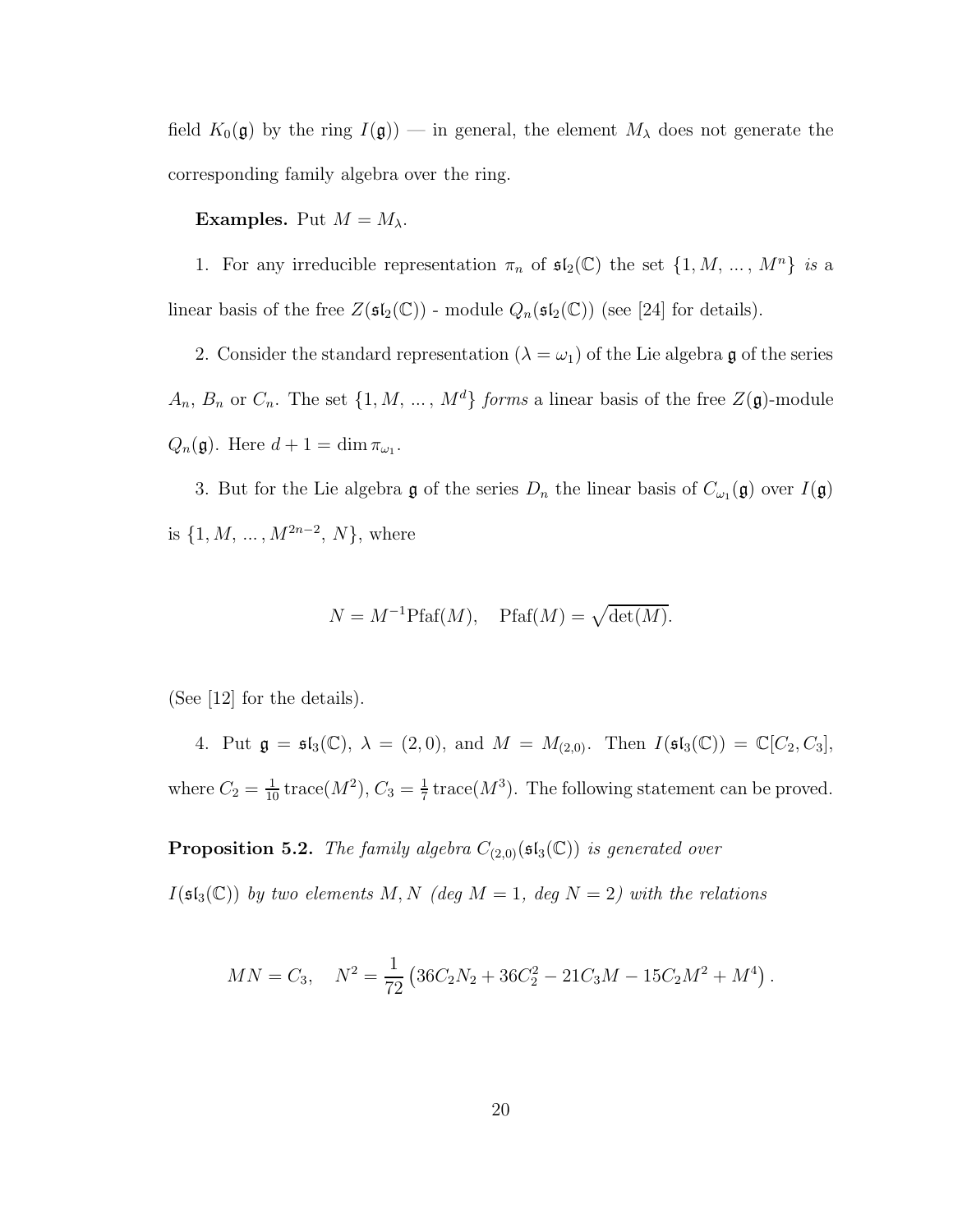field $K_0(\mathfrak{g})$ by the ring $I(\mathfrak{g})$) — in general, the element $M_\lambda$ does not generate the corresponding family algebra over the ring.

**Examples.** Put $M = M_\lambda$.

1. For any irreducible representation $\pi_n$ of $\mathfrak{sl}_2(\mathbb{C})$ the set $\{1, M, \dots, M^n\}$ *is* a linear basis of the free $Z(\mathfrak{sl}_2(\mathbb{C}))$ - module $Q_n(\mathfrak{sl}_2(\mathbb{C}))$ (see [24] for details).

2. Consider the standard representation ($\lambda = \omega_1$) of the Lie algebra $\mathfrak{g}$ of the series $A_n$, $B_n$ or $C_n$. The set $\{1, M, \dots, M^d\}$ *forms* a linear basis of the free $Z(\mathfrak{g})$-module $Q_n(\mathfrak{g})$. Here $d + 1 = \dim \pi_{\omega_1}$.

3. But for the Lie algebra $\mathfrak{g}$ of the series $D_n$ the linear basis of $C_{\omega_1}(\mathfrak{g})$ over $I(\mathfrak{g})$ is $\{1, M, \dots, M^{2n-2}, N\}$, where

$$N = M^{-1}\mathrm{Pfaf}(M), \quad \mathrm{Pfaf}(M) = \sqrt{\det(M)}.$$

(See [12] for the details).

4. Put $\mathfrak{g} = \mathfrak{sl}_3(\mathbb{C})$, $\lambda = (2, 0)$, and $M = M_{(2,0)}$. Then $I(\mathfrak{sl}_3(\mathbb{C})) = \mathbb{C}[C_2, C_3]$, where $C_2 = \frac{1}{10}\,\mathrm{trace}(M^2)$, $C_3 = \frac{1}{7}\,\mathrm{trace}(M^3)$. The following statement can be proved.

**Proposition 5.2.** *The family algebra $C_{(2,0)}(\mathfrak{sl}_3(\mathbb{C}))$ is generated over $I(\mathfrak{sl}_3(\mathbb{C}))$ by two elements $M, N$ (deg $M = 1$, deg $N = 2$) with the relations*

$$MN = C_3, \quad N^2 = \frac{1}{72}\left(36C_2N_2 + 36C_2^2 - 21C_3M - 15C_2M^2 + M^4\right).$$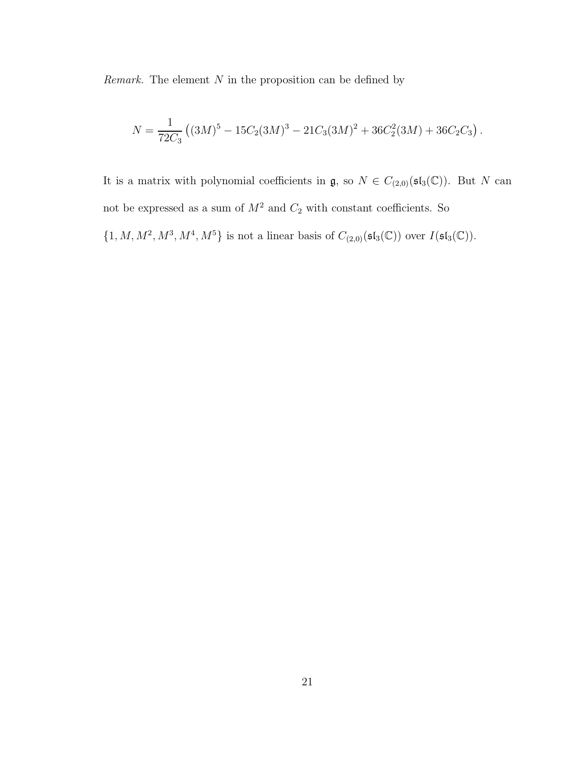*Remark.* The element $N$ in the proposition can be defined by

$$N = \frac{1}{72C_3}\left((3M)^5 - 15C_2(3M)^3 - 21C_3(3M)^2 + 36C_2^2(3M) + 36C_2C_3\right).$$

It is a matrix with polynomial coefficients in $\mathfrak{g}$, so $N \in C_{(2,0)}(\mathfrak{sl}_3(\mathbb{C}))$. But $N$ can not be expressed as a sum of $M^2$ and $C_2$ with constant coefficients. So $\{1, M, M^2, M^3, M^4, M^5\}$ is not a linear basis of $C_{(2,0)}(\mathfrak{sl}_3(\mathbb{C}))$ over $I(\mathfrak{sl}_3(\mathbb{C}))$.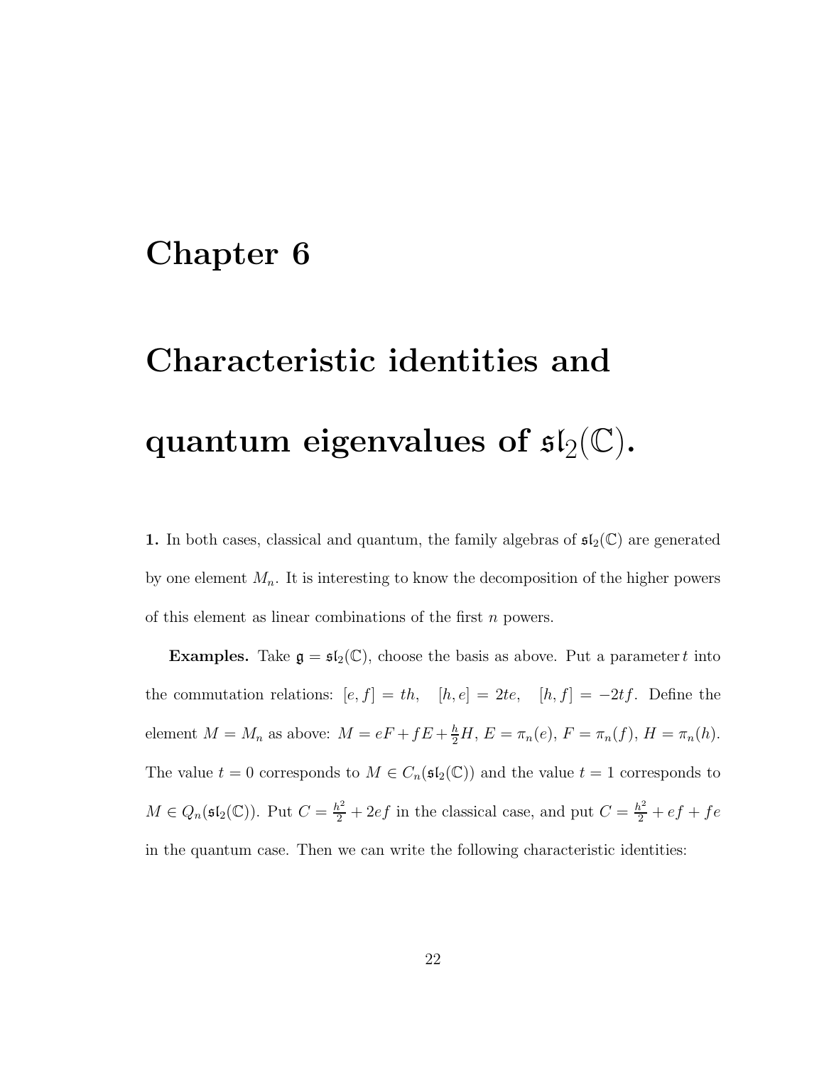# Chapter 6

# Characteristic identities and quantum eigenvalues of $\mathfrak{sl}_2(\mathbb{C})$.

**1.** In both cases, classical and quantum, the family algebras of $\mathfrak{sl}_2(\mathbb{C})$ are generated by one element $M_n$. It is interesting to know the decomposition of the higher powers of this element as linear combinations of the first $n$ powers.

**Examples.** Take $\mathfrak{g} = \mathfrak{sl}_2(\mathbb{C})$, choose the basis as above. Put a parameter $t$ into the commutation relations: $[e, f] = th$, $[h, e] = 2te$, $[h, f] = -2tf$. Define the element $M = M_n$ as above: $M = eF + fE + \frac{h}{2}H$, $E = \pi_n(e)$, $F = \pi_n(f)$, $H = \pi_n(h)$. The value $t = 0$ corresponds to $M \in C_n(\mathfrak{sl}_2(\mathbb{C}))$ and the value $t = 1$ corresponds to $M \in Q_n(\mathfrak{sl}_2(\mathbb{C}))$. Put $C = \frac{h^2}{2} + 2ef$ in the classical case, and put $C = \frac{h^2}{2} + ef + fe$ in the quantum case. Then we can write the following characteristic identities: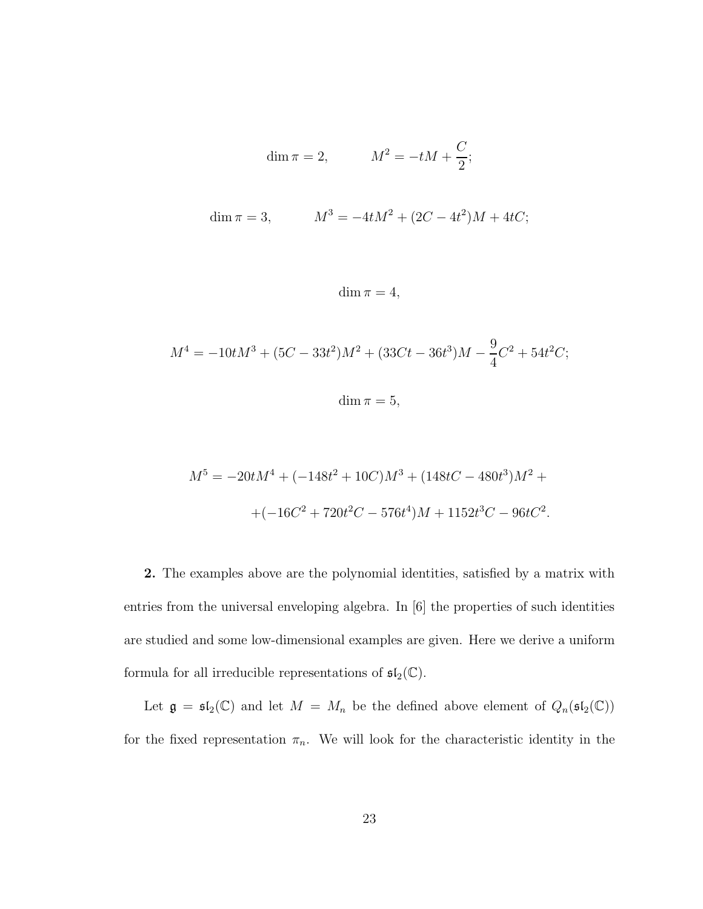$$\dim \pi = 2, \qquad M^2 = -tM + \frac{C}{2};$$

$$\dim \pi = 3, \qquad M^3 = -4tM^2 + (2C - 4t^2)M + 4tC;$$

$$\dim \pi = 4,$$

$$M^4 = -10tM^3 + (5C - 33t^2)M^2 + (33Ct - 36t^3)M - \frac{9}{4}C^2 + 54t^2C;$$

$$\dim \pi = 5,$$

$$M^5 = -20tM^4 + (-148t^2 + 10C)M^3 + (148tC - 480t^3)M^2 +$$

$$+(-16C^2 + 720t^2C - 576t^4)M + 1152t^3C - 96tC^2.$$

**2.** The examples above are the polynomial identities, satisfied by a matrix with entries from the universal enveloping algebra. In [6] the properties of such identities are studied and some low-dimensional examples are given. Here we derive a uniform formula for all irreducible representations of $\mathfrak{sl}_2(\mathbb{C})$.

Let $\mathfrak{g} = \mathfrak{sl}_2(\mathbb{C})$ and let $M = M_n$ be the defined above element of $Q_n(\mathfrak{sl}_2(\mathbb{C}))$ for the fixed representation $\pi_n$. We will look for the characteristic identity in the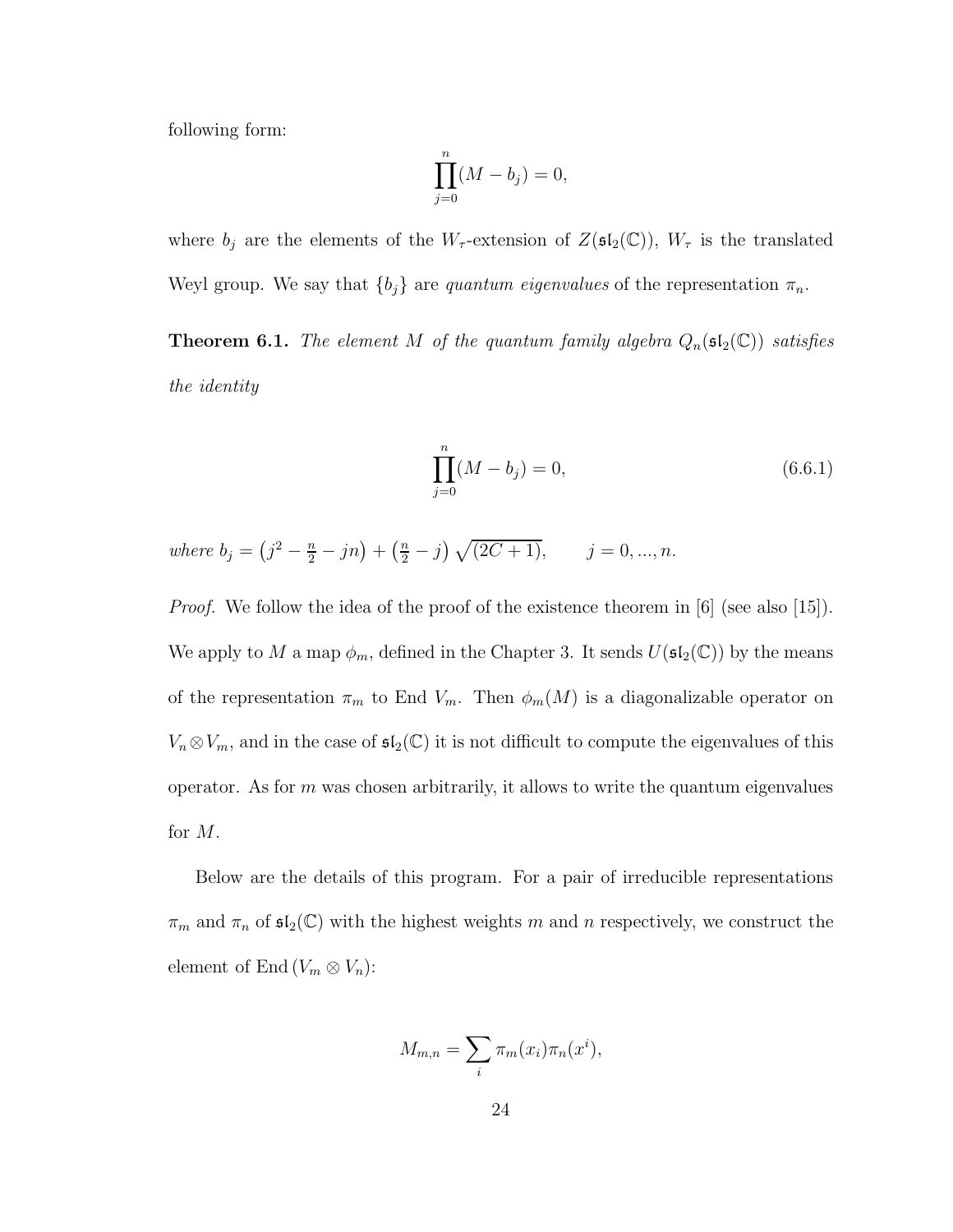following form:

$$\prod_{j=0}^{n}(M - b_j) = 0,$$

where $b_j$ are the elements of the $W_\tau$-extension of $Z(\mathfrak{sl}_2(\mathbb{C}))$, $W_\tau$ is the translated Weyl group. We say that $\{b_j\}$ are *quantum eigenvalues* of the representation $\pi_n$.

**Theorem 6.1.** *The element $M$ of the quantum family algebra $Q_n(\mathfrak{sl}_2(\mathbb{C}))$ satisfies the identity*

$$\prod_{j=0}^{n}(M - b_j) = 0, \tag{6.6.1}$$

*where* $b_j = \left(j^2 - \frac{n}{2} - jn\right) + \left(\frac{n}{2} - j\right)\sqrt{(2C+1)}, \qquad j = 0, ..., n.$

*Proof.* We follow the idea of the proof of the existence theorem in [6] (see also [15]). We apply to $M$ a map $\phi_m$, defined in the Chapter 3. It sends $U(\mathfrak{sl}_2(\mathbb{C}))$ by the means of the representation $\pi_m$ to End $V_m$. Then $\phi_m(M)$ is a diagonalizable operator on $V_n \otimes V_m$, and in the case of $\mathfrak{sl}_2(\mathbb{C})$ it is not difficult to compute the eigenvalues of this operator. As for $m$ was chosen arbitrarily, it allows to write the quantum eigenvalues for $M$.

Below are the details of this program. For a pair of irreducible representations $\pi_m$ and $\pi_n$ of $\mathfrak{sl}_2(\mathbb{C})$ with the highest weights $m$ and $n$ respectively, we construct the element of End $(V_m \otimes V_n)$:

$$M_{m,n} = \sum_i \pi_m(x_i)\pi_n(x^i),$$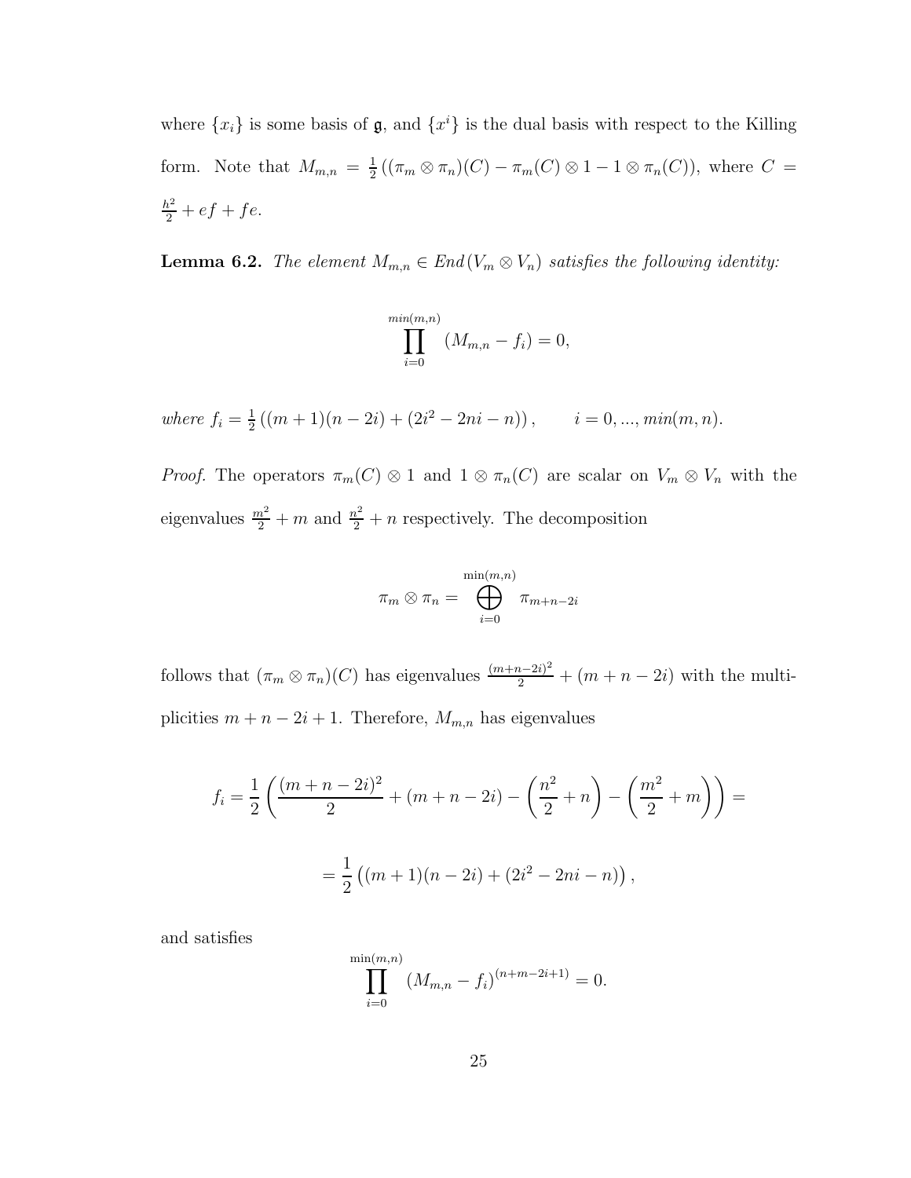where $\{x_i\}$ is some basis of $\mathfrak{g}$, and $\{x^i\}$ is the dual basis with respect to the Killing form. Note that $M_{m,n} = \frac{1}{2}\left((\pi_m \otimes \pi_n)(C) - \pi_m(C) \otimes 1 - 1 \otimes \pi_n(C)\right)$, where $C = \frac{h^2}{2} + ef + fe$.

**Lemma 6.2.** *The element $M_{m,n} \in End(V_m \otimes V_n)$ satisfies the following identity:*

$$\prod_{i=0}^{min(m,n)} (M_{m,n} - f_i) = 0,$$

*where* $f_i = \frac{1}{2}\left((m+1)(n-2i) + (2i^2 - 2ni - n)\right), \qquad i = 0, ..., min(m,n).$

*Proof.* The operators $\pi_m(C) \otimes 1$ and $1 \otimes \pi_n(C)$ are scalar on $V_m \otimes V_n$ with the eigenvalues $\frac{m^2}{2} + m$ and $\frac{n^2}{2} + n$ respectively. The decomposition

$$\pi_m \otimes \pi_n = \bigoplus_{i=0}^{\min(m,n)} \pi_{m+n-2i}$$

follows that $(\pi_m \otimes \pi_n)(C)$ has eigenvalues $\frac{(m+n-2i)^2}{2} + (m+n-2i)$ with the multiplicities $m+n-2i+1$. Therefore, $M_{m,n}$ has eigenvalues

$$f_i = \frac{1}{2}\left(\frac{(m+n-2i)^2}{2} + (m+n-2i) - \left(\frac{n^2}{2} + n\right) - \left(\frac{m^2}{2} + m\right)\right) =$$

$$= \frac{1}{2}\left((m+1)(n-2i) + (2i^2 - 2ni - n)\right),$$

and satisfies

$$\prod_{i=0}^{\min(m,n)} (M_{m,n} - f_i)^{(n+m-2i+1)} = 0.$$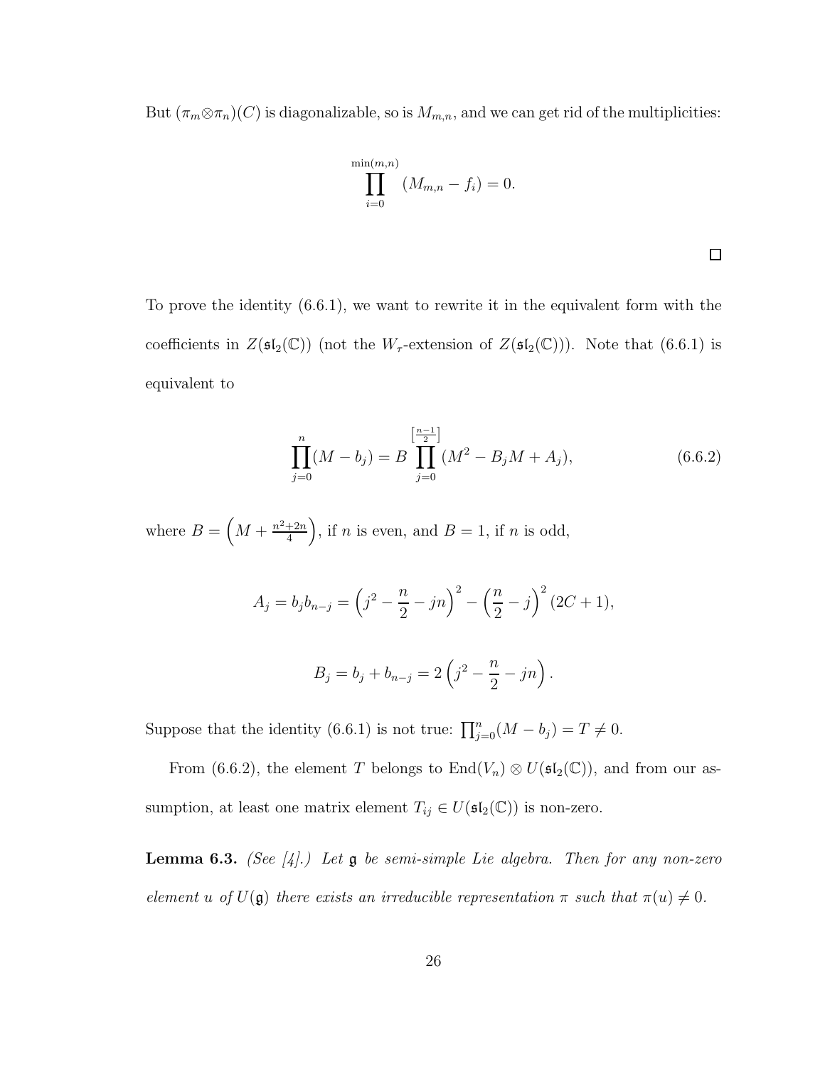But $(\pi_m \otimes \pi_n)(C)$ is diagonalizable, so is $M_{m,n}$, and we can get rid of the multiplicities:

$$\prod_{i=0}^{\min(m,n)} (M_{m,n} - f_i) = 0.$$

□

To prove the identity (6.6.1), we want to rewrite it in the equivalent form with the coefficients in $Z(\mathfrak{sl}_2(\mathbb{C}))$ (not the $W_\tau$-extension of $Z(\mathfrak{sl}_2(\mathbb{C}))$). Note that (6.6.1) is equivalent to

$$\prod_{j=0}^{n}(M - b_j) = B \prod_{j=0}^{\left[\frac{n-1}{2}\right]} (M^2 - B_j M + A_j), \tag{6.6.2}$$

where $B = \left(M + \frac{n^2+2n}{4}\right)$, if $n$ is even, and $B = 1$, if $n$ is odd,

$$A_j = b_j b_{n-j} = \left(j^2 - \frac{n}{2} - jn\right)^2 - \left(\frac{n}{2} - j\right)^2 (2C+1),$$

$$B_j = b_j + b_{n-j} = 2\left(j^2 - \frac{n}{2} - jn\right).$$

Suppose that the identity (6.6.1) is not true: $\prod_{j=0}^{n}(M - b_j) = T \neq 0$.

From (6.6.2), the element $T$ belongs to $\mathrm{End}(V_n) \otimes U(\mathfrak{sl}_2(\mathbb{C}))$, and from our assumption, at least one matrix element $T_{ij} \in U(\mathfrak{sl}_2(\mathbb{C}))$ is non-zero.

**Lemma 6.3.** *(See [4].) Let $\mathfrak{g}$ be semi-simple Lie algebra. Then for any non-zero element $u$ of $U(\mathfrak{g})$ there exists an irreducible representation $\pi$ such that $\pi(u) \neq 0$.*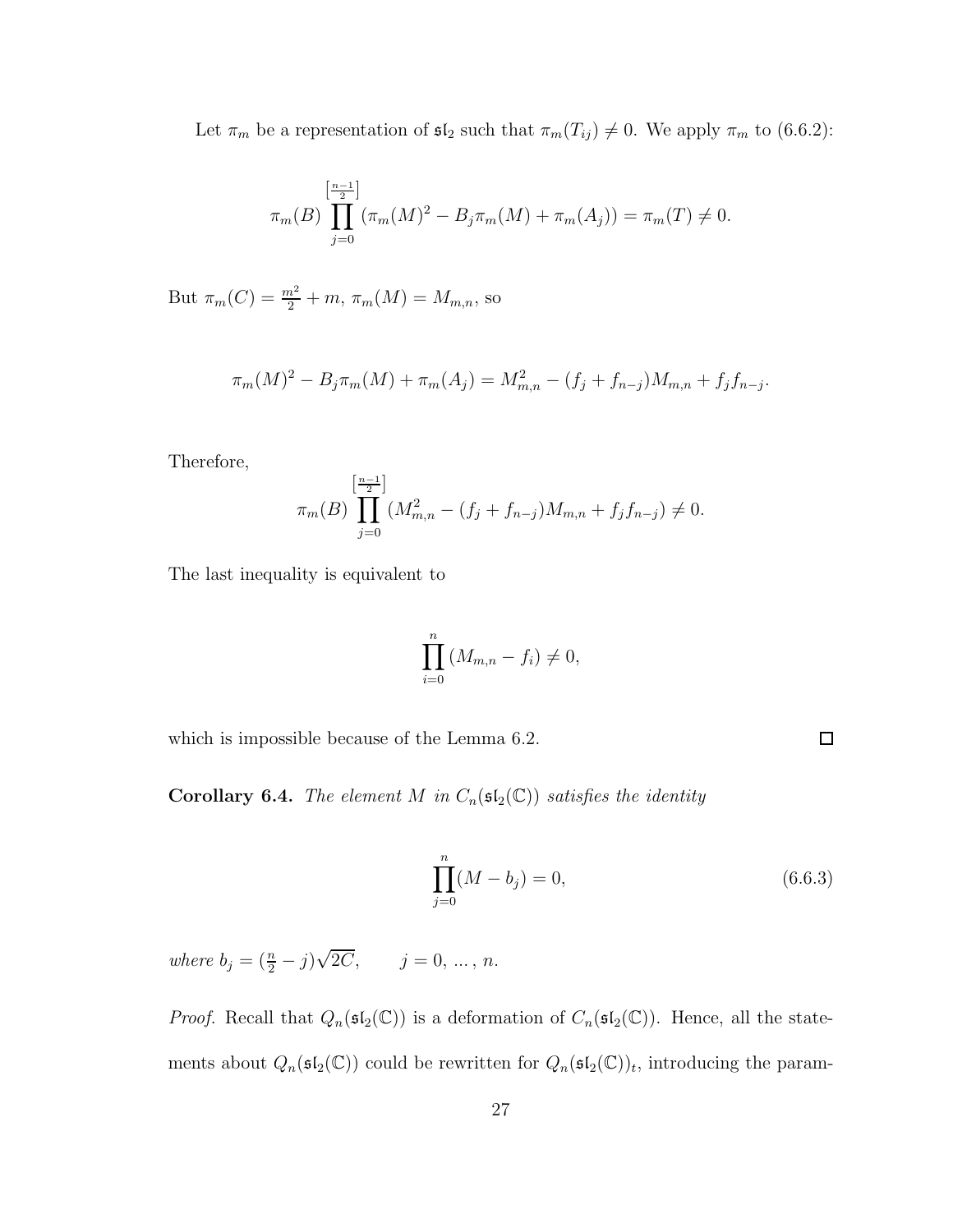Let $\pi_m$ be a representation of $\mathfrak{sl}_2$ such that $\pi_m(T_{ij}) \neq 0$. We apply $\pi_m$ to (6.6.2):

$$\pi_m(B) \prod_{j=0}^{\left[\frac{n-1}{2}\right]} (\pi_m(M)^2 - B_j \pi_m(M) + \pi_m(A_j)) = \pi_m(T) \neq 0.$$

But $\pi_m(C) = \frac{m^2}{2} + m$, $\pi_m(M) = M_{m,n}$, so

$$\pi_m(M)^2 - B_j \pi_m(M) + \pi_m(A_j) = M_{m,n}^2 - (f_j + f_{n-j}) M_{m,n} + f_j f_{n-j}.$$

Therefore,

$$\pi_m(B) \prod_{j=0}^{\left[\frac{n-1}{2}\right]} (M_{m,n}^2 - (f_j + f_{n-j}) M_{m,n} + f_j f_{n-j}) \neq 0.$$

The last inequality is equivalent to

$$\prod_{i=0}^{n} (M_{m,n} - f_i) \neq 0,$$

which is impossible because of the Lemma 6.2. □

**Corollary 6.4.** *The element $M$ in $C_n(\mathfrak{sl}_2(\mathbb{C}))$ satisfies the identity*

$$\prod_{j=0}^{n} (M - b_j) = 0, \tag{6.6.3}$$

*where* $b_j = (\frac{n}{2} - j)\sqrt{2C}, \qquad j = 0, \ldots, n.$

*Proof.* Recall that $Q_n(\mathfrak{sl}_2(\mathbb{C}))$ is a deformation of $C_n(\mathfrak{sl}_2(\mathbb{C}))$. Hence, all the statements about $Q_n(\mathfrak{sl}_2(\mathbb{C}))$ could be rewritten for $Q_n(\mathfrak{sl}_2(\mathbb{C}))_t$, introducing the param-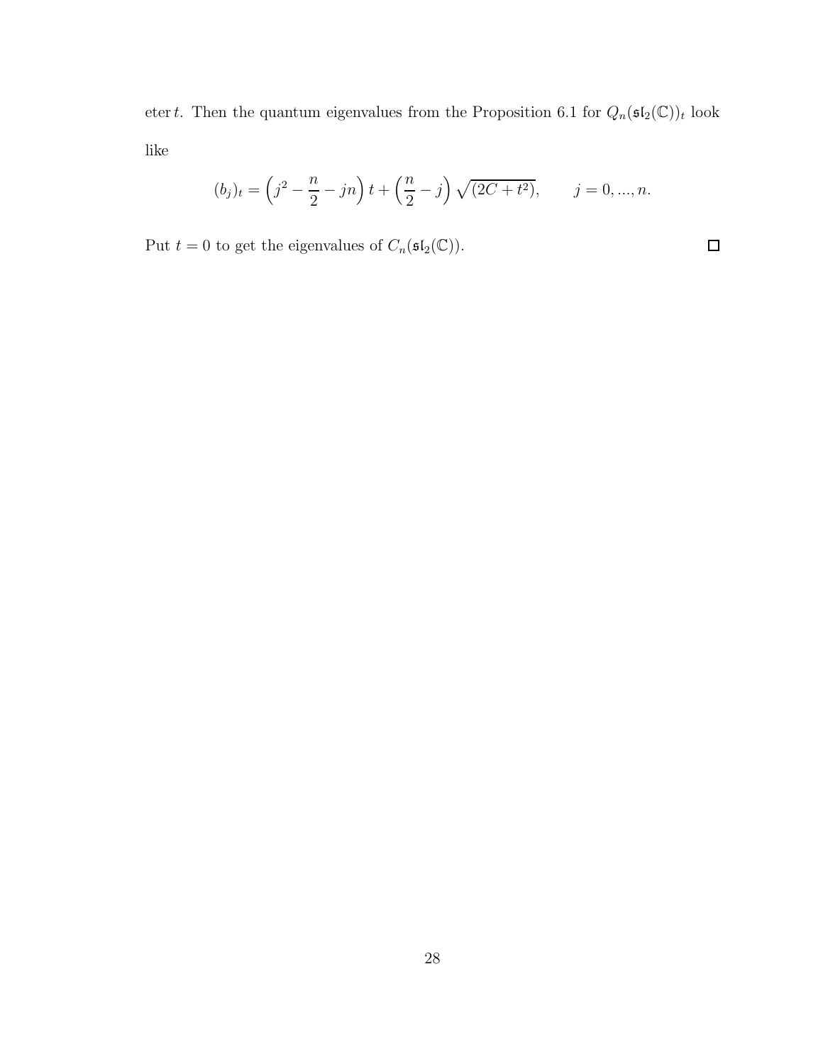eter $t$. Then the quantum eigenvalues from the Proposition 6.1 for $Q_n(\mathfrak{sl}_2(\mathbb{C}))_t$ look like

$$(b_j)_t = \left(j^2 - \frac{n}{2} - jn\right) t + \left(\frac{n}{2} - j\right) \sqrt{(2C + t^2)}, \qquad j = 0, ..., n.$$

Put $t = 0$ to get the eigenvalues of $C_n(\mathfrak{sl}_2(\mathbb{C}))$. $\square$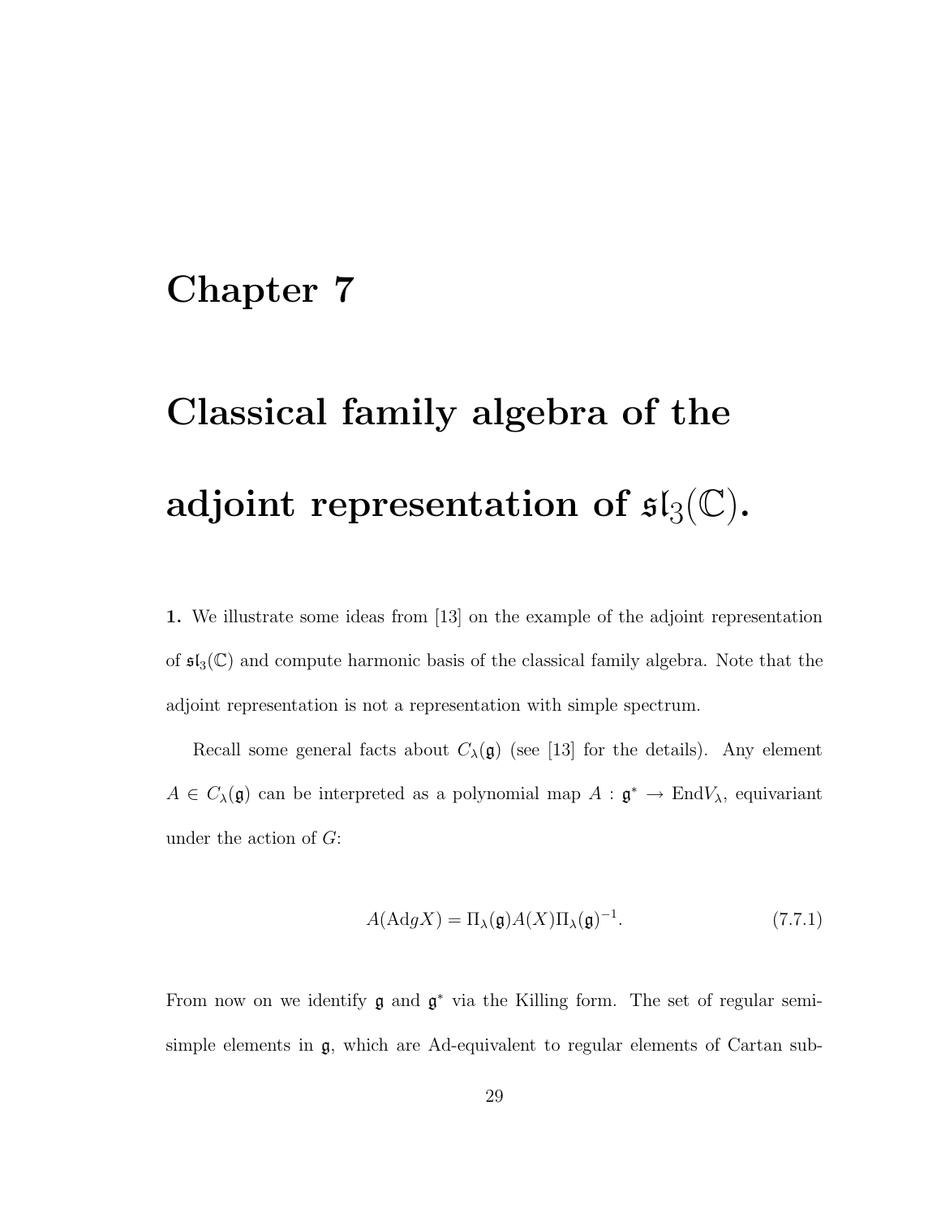# Chapter 7

# Classical family algebra of the adjoint representation of $\mathfrak{sl}_3(\mathbb{C})$.

**1.** We illustrate some ideas from [13] on the example of the adjoint representation of $\mathfrak{sl}_3(\mathbb{C})$ and compute harmonic basis of the classical family algebra. Note that the adjoint representation is not a representation with simple spectrum.

Recall some general facts about $C_\lambda(\mathfrak{g})$ (see [13] for the details). Any element $A \in C_\lambda(\mathfrak{g})$ can be interpreted as a polynomial map $A : \mathfrak{g}^* \to \mathrm{End}V_\lambda$, equivariant under the action of $G$:

$$A(\mathrm{Ad}gX) = \Pi_\lambda(\mathfrak{g})A(X)\Pi_\lambda(\mathfrak{g})^{-1}. \tag{7.7.1}$$

From now on we identify $\mathfrak{g}$ and $\mathfrak{g}^*$ via the Killing form. The set of regular semisimple elements in $\mathfrak{g}$, which are Ad-equivalent to regular elements of Cartan sub-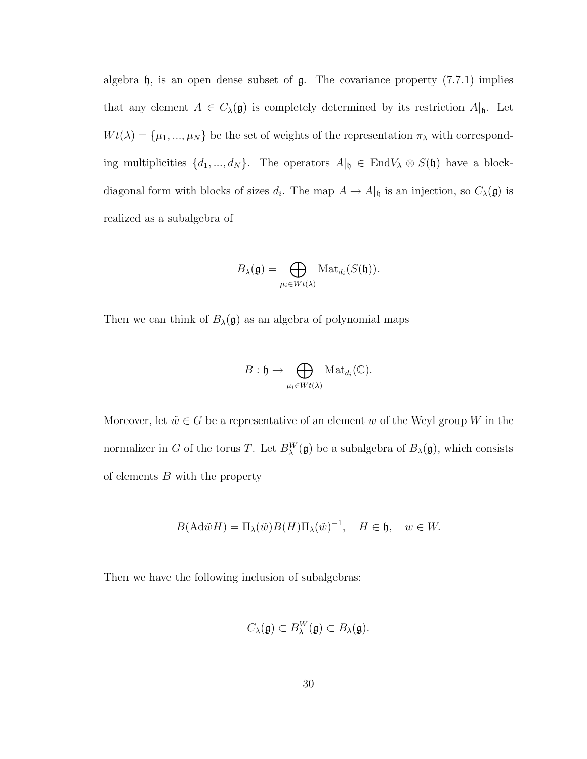algebra $\mathfrak{h}$, is an open dense subset of $\mathfrak{g}$. The covariance property (7.7.1) implies that any element $A \in C_\lambda(\mathfrak{g})$ is completely determined by its restriction $A|_\mathfrak{h}$. Let $Wt(\lambda) = \{\mu_1, ..., \mu_N\}$ be the set of weights of the representation $\pi_\lambda$ with corresponding multiplicities $\{d_1, ..., d_N\}$. The operators $A|_\mathfrak{h} \in \mathrm{End}V_\lambda \otimes S(\mathfrak{h})$ have a block-diagonal form with blocks of sizes $d_i$. The map $A \to A|_\mathfrak{h}$ is an injection, so $C_\lambda(\mathfrak{g})$ is realized as a subalgebra of

$$B_\lambda(\mathfrak{g}) = \bigoplus_{\mu_i \in Wt(\lambda)} \mathrm{Mat}_{d_i}(S(\mathfrak{h})).$$

Then we can think of $B_\lambda(\mathfrak{g})$ as an algebra of polynomial maps

$$B : \mathfrak{h} \to \bigoplus_{\mu_i \in Wt(\lambda)} \mathrm{Mat}_{d_i}(\mathbb{C}).$$

Moreover, let $\tilde{w} \in G$ be a representative of an element $w$ of the Weyl group $W$ in the normalizer in $G$ of the torus $T$. Let $B_\lambda^W(\mathfrak{g})$ be a subalgebra of $B_\lambda(\mathfrak{g})$, which consists of elements $B$ with the property

$$B(\mathrm{Ad}\tilde{w}H) = \Pi_\lambda(\tilde{w})B(H)\Pi_\lambda(\tilde{w})^{-1}, \quad H \in \mathfrak{h}, \quad w \in W.$$

Then we have the following inclusion of subalgebras:

$$C_\lambda(\mathfrak{g}) \subset B_\lambda^W(\mathfrak{g}) \subset B_\lambda(\mathfrak{g}).$$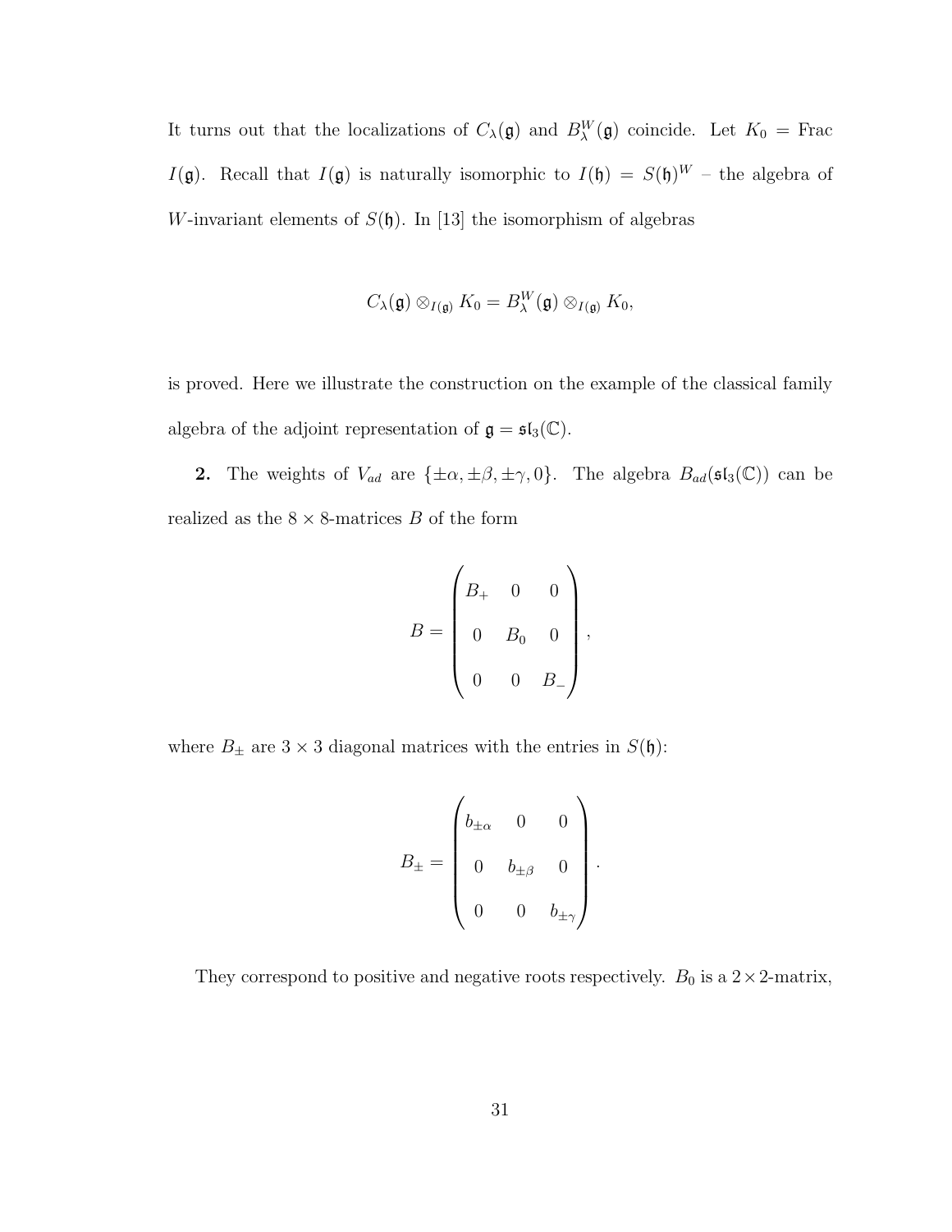It turns out that the localizations of $C_\lambda(\mathfrak{g})$ and $B_\lambda^W(\mathfrak{g})$ coincide. Let $K_0 = \mathrm{Frac}\ I(\mathfrak{g})$. Recall that $I(\mathfrak{g})$ is naturally isomorphic to $I(\mathfrak{h}) = S(\mathfrak{h})^W$ – the algebra of $W$-invariant elements of $S(\mathfrak{h})$. In [13] the isomorphism of algebras

$$C_\lambda(\mathfrak{g}) \otimes_{I(\mathfrak{g})} K_0 = B_\lambda^W(\mathfrak{g}) \otimes_{I(\mathfrak{g})} K_0,$$

is proved. Here we illustrate the construction on the example of the classical family algebra of the adjoint representation of $\mathfrak{g} = \mathfrak{sl}_3(\mathbb{C})$.

**2.** The weights of $V_{ad}$ are $\{\pm\alpha, \pm\beta, \pm\gamma, 0\}$. The algebra $B_{ad}(\mathfrak{sl}_3(\mathbb{C}))$ can be realized as the $8 \times 8$-matrices $B$ of the form

$$B = \begin{pmatrix} B_+ & 0 & 0 \\ 0 & B_0 & 0 \\ 0 & 0 & B_- \end{pmatrix},$$

where $B_\pm$ are $3 \times 3$ diagonal matrices with the entries in $S(\mathfrak{h})$:

$$B_\pm = \begin{pmatrix} b_{\pm\alpha} & 0 & 0 \\ 0 & b_{\pm\beta} & 0 \\ 0 & 0 & b_{\pm\gamma} \end{pmatrix}.$$

They correspond to positive and negative roots respectively. $B_0$ is a $2 \times 2$-matrix,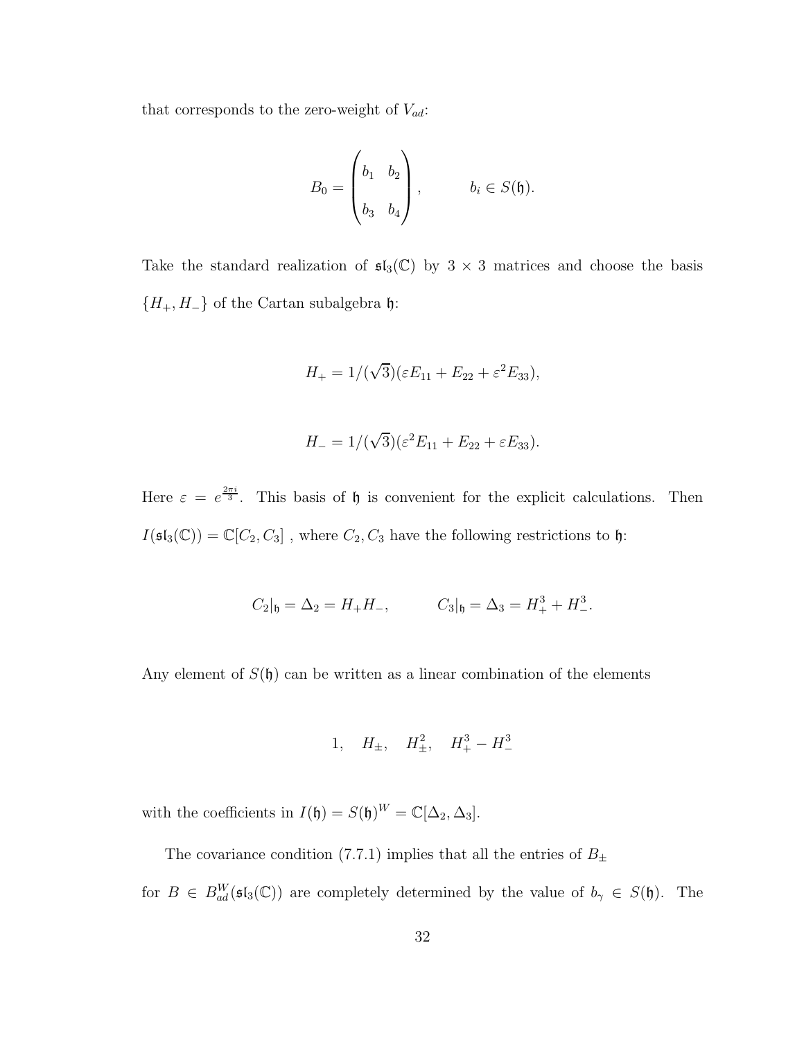that corresponds to the zero-weight of $V_{ad}$:

$$B_0 = \begin{pmatrix} b_1 & b_2 \\ b_3 & b_4 \end{pmatrix}, \qquad b_i \in S(\mathfrak{h}).$$

Take the standard realization of $\mathfrak{sl}_3(\mathbb{C})$ by $3 \times 3$ matrices and choose the basis $\{H_+, H_-\}$ of the Cartan subalgebra $\mathfrak{h}$:

$$H_+ = 1/(\sqrt{3})(\varepsilon E_{11} + E_{22} + \varepsilon^2 E_{33}),$$

$$H_- = 1/(\sqrt{3})(\varepsilon^2 E_{11} + E_{22} + \varepsilon E_{33}).$$

Here $\varepsilon = e^{\frac{2\pi i}{3}}$. This basis of $\mathfrak{h}$ is convenient for the explicit calculations. Then $I(\mathfrak{sl}_3(\mathbb{C})) = \mathbb{C}[C_2, C_3]$ , where $C_2, C_3$ have the following restrictions to $\mathfrak{h}$:

$$C_2|_{\mathfrak{h}} = \Delta_2 = H_+H_-, \qquad C_3|_{\mathfrak{h}} = \Delta_3 = H_+^3 + H_-^3.$$

Any element of $S(\mathfrak{h})$ can be written as a linear combination of the elements

$$1, \quad H_{\pm}, \quad H_{\pm}^2, \quad H_+^3 - H_-^3$$

with the coefficients in $I(\mathfrak{h}) = S(\mathfrak{h})^W = \mathbb{C}[\Delta_2, \Delta_3]$.

The covariance condition (7.7.1) implies that all the entries of $B_{\pm}$ for $B \in B_{ad}^W(\mathfrak{sl}_3(\mathbb{C}))$ are completely determined by the value of $b_\gamma \in S(\mathfrak{h})$. The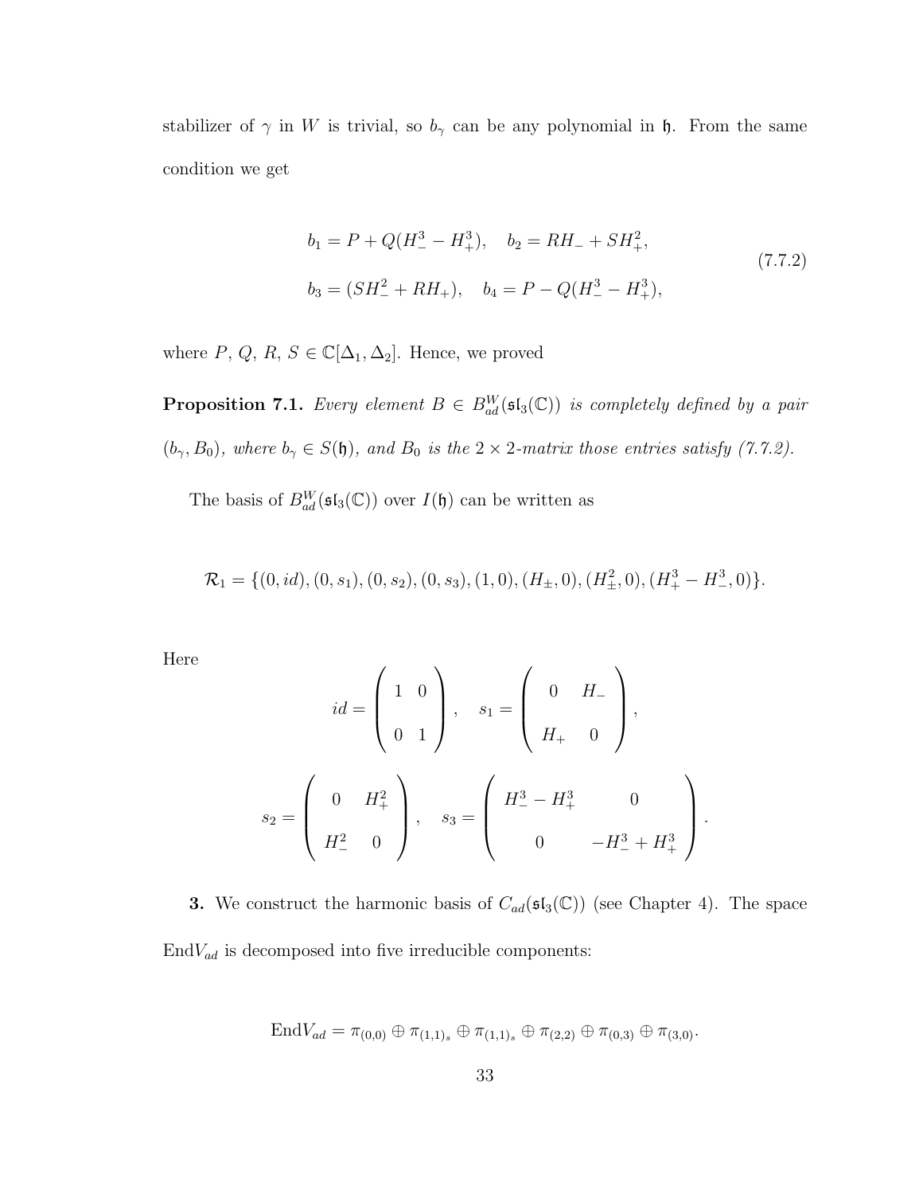stabilizer of $\gamma$ in $W$ is trivial, so $b_\gamma$ can be any polynomial in $\mathfrak{h}$. From the same condition we get

$$
\begin{aligned}
b_1 &= P + Q(H_-^3 - H_+^3), \quad b_2 = RH_- + SH_+^2, \\
b_3 &= (SH_-^2 + RH_+), \quad b_4 = P - Q(H_-^3 - H_+^3),
\end{aligned}
\tag{7.7.2}
$$

where $P$, $Q$, $R$, $S \in \mathbb{C}[\Delta_1, \Delta_2]$. Hence, we proved

**Proposition 7.1.** *Every element $B \in B_{ad}^W(\mathfrak{sl}_3(\mathbb{C}))$ is completely defined by a pair $(b_\gamma, B_0)$, where $b_\gamma \in S(\mathfrak{h})$, and $B_0$ is the $2 \times 2$-matrix those entries satisfy (7.7.2).*

The basis of $B_{ad}^W(\mathfrak{sl}_3(\mathbb{C}))$ over $I(\mathfrak{h})$ can be written as

$$
\mathcal{R}_1 = \{(0, id), (0, s_1), (0, s_2), (0, s_3), (1, 0), (H_\pm, 0), (H_\pm^2, 0), (H_+^3 - H_-^3, 0)\}.
$$

Here

$$
id = \begin{pmatrix} 1 & 0 \\ 0 & 1 \end{pmatrix}, \quad s_1 = \begin{pmatrix} 0 & H_- \\ H_+ & 0 \end{pmatrix},
$$

$$
s_2 = \begin{pmatrix} 0 & H_+^2 \\ H_-^2 & 0 \end{pmatrix}, \quad s_3 = \begin{pmatrix} H_-^3 - H_+^3 & 0 \\ 0 & -H_-^3 + H_+^3 \end{pmatrix}.
$$

**3.** We construct the harmonic basis of $C_{ad}(\mathfrak{sl}_3(\mathbb{C}))$ (see Chapter 4). The space $\mathrm{End}V_{ad}$ is decomposed into five irreducible components:

$$
\mathrm{End}V_{ad} = \pi_{(0,0)} \oplus \pi_{(1,1)_s} \oplus \pi_{(1,1)_s} \oplus \pi_{(2,2)} \oplus \pi_{(0,3)} \oplus \pi_{(3,0)}.
$$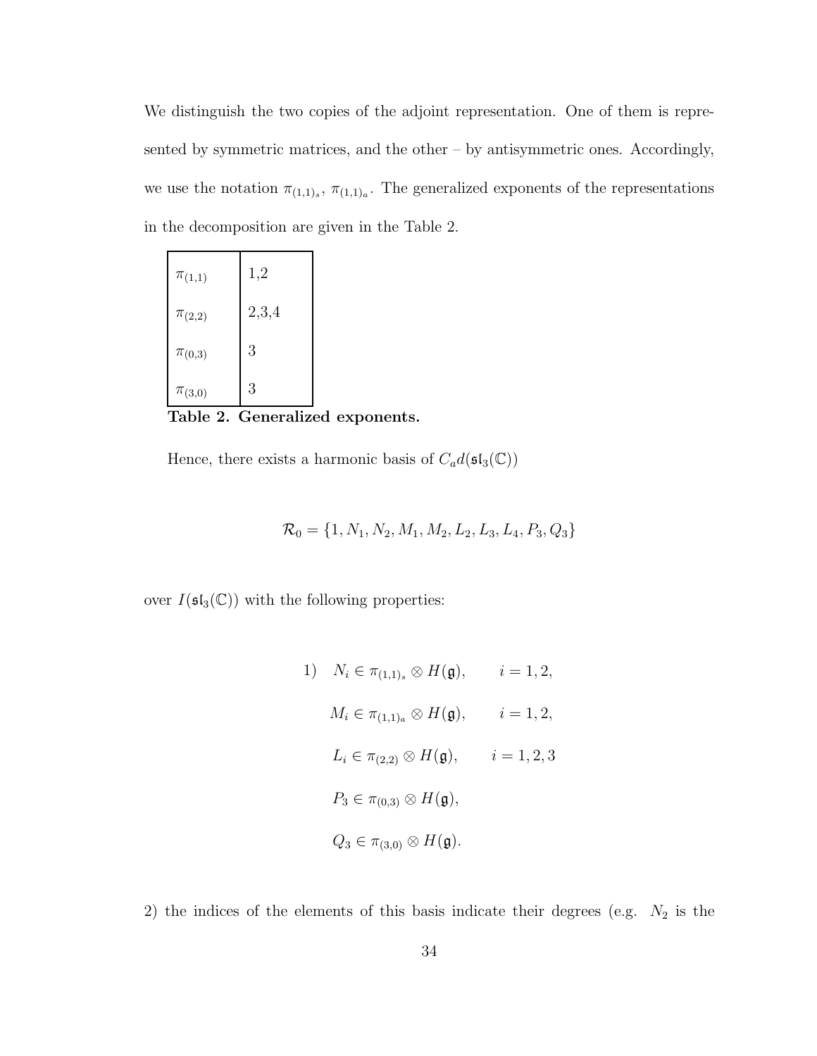We distinguish the two copies of the adjoint representation. One of them is represented by symmetric matrices, and the other – by antisymmetric ones. Accordingly, we use the notation $\pi_{(1,1)_s}$, $\pi_{(1,1)_a}$. The generalized exponents of the representations in the decomposition are given in the Table 2.

| | |
|---|---|
| $\pi_{(1,1)}$ | 1,2 |
| $\pi_{(2,2)}$ | 2,3,4 |
| $\pi_{(0,3)}$ | 3 |
| $\pi_{(3,0)}$ | 3 |

**Table 2. Generalized exponents.**

Hence, there exists a harmonic basis of $C_a d(\mathfrak{sl}_3(\mathbb{C}))$

$$\mathcal{R}_0 = \{1, N_1, N_2, M_1, M_2, L_2, L_3, L_4, P_3, Q_3\}$$

over $I(\mathfrak{sl}_3(\mathbb{C}))$ with the following properties:

$$
\begin{aligned}
1) \quad & N_i \in \pi_{(1,1)_s} \otimes H(\mathfrak{g}), \qquad i = 1, 2, \\
& M_i \in \pi_{(1,1)_a} \otimes H(\mathfrak{g}), \qquad i = 1, 2, \\
& L_i \in \pi_{(2,2)} \otimes H(\mathfrak{g}), \qquad i = 1, 2, 3 \\
& P_3 \in \pi_{(0,3)} \otimes H(\mathfrak{g}), \\
& Q_3 \in \pi_{(3,0)} \otimes H(\mathfrak{g}).
\end{aligned}
$$

2) the indices of the elements of this basis indicate their degrees (e.g. $N_2$ is the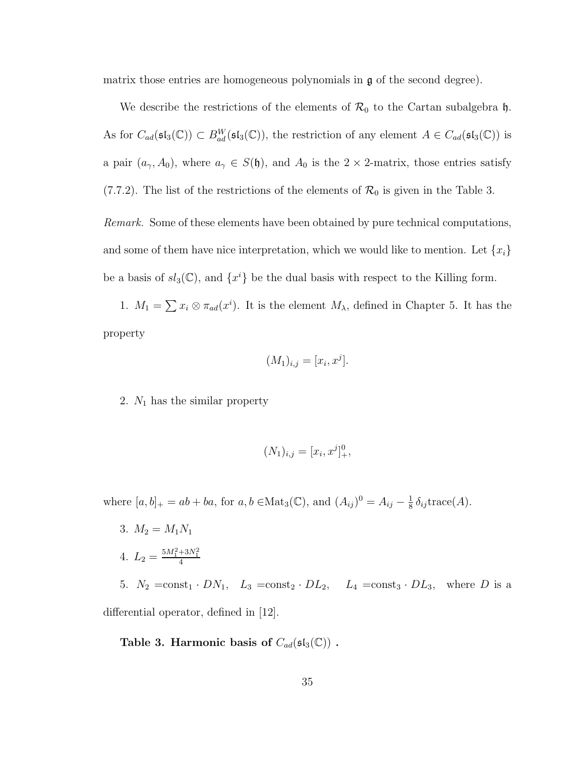matrix those entries are homogeneous polynomials in $\mathfrak{g}$ of the second degree).

We describe the restrictions of the elements of $\mathcal{R}_0$ to the Cartan subalgebra $\mathfrak{h}$. As for $C_{ad}(\mathfrak{sl}_3(\mathbb{C})) \subset B^W_{ad}(\mathfrak{sl}_3(\mathbb{C}))$, the restriction of any element $A \in C_{ad}(\mathfrak{sl}_3(\mathbb{C}))$ is a pair $(a_\gamma, A_0)$, where $a_\gamma \in S(\mathfrak{h})$, and $A_0$ is the $2 \times 2$-matrix, those entries satisfy (7.7.2). The list of the restrictions of the elements of $\mathcal{R}_0$ is given in the Table 3.

*Remark.* Some of these elements have been obtained by pure technical computations, and some of them have nice interpretation, which we would like to mention. Let $\{x_i\}$ be a basis of $sl_3(\mathbb{C})$, and $\{x^i\}$ be the dual basis with respect to the Killing form.

1. $M_1 = \sum x_i \otimes \pi_{ad}(x^i)$. It is the element $M_\lambda$, defined in Chapter 5. It has the property

$$(M_1)_{i,j} = [x_i, x^j].$$

2. $N_1$ has the similar property

$$(N_1)_{i,j} = [x_i, x^j]^0_+,$$

where $[a,b]_+ = ab + ba$, for $a, b \in \text{Mat}_3(\mathbb{C})$, and $(A_{ij})^0 = A_{ij} - \frac{1}{8}\delta_{ij}\text{trace}(A)$.

3. $M_2 = M_1 N_1$

4. $L_2 = \frac{5M_1^2 + 3N_1^2}{4}$

5. $N_2 = \text{const}_1 \cdot DN_1$, $\quad L_3 = \text{const}_2 \cdot DL_2$, $\quad L_4 = \text{const}_3 \cdot DL_3$, where $D$ is a differential operator, defined in [12].

**Table 3. Harmonic basis of $C_{ad}(\mathfrak{sl}_3(\mathbb{C}))$ .**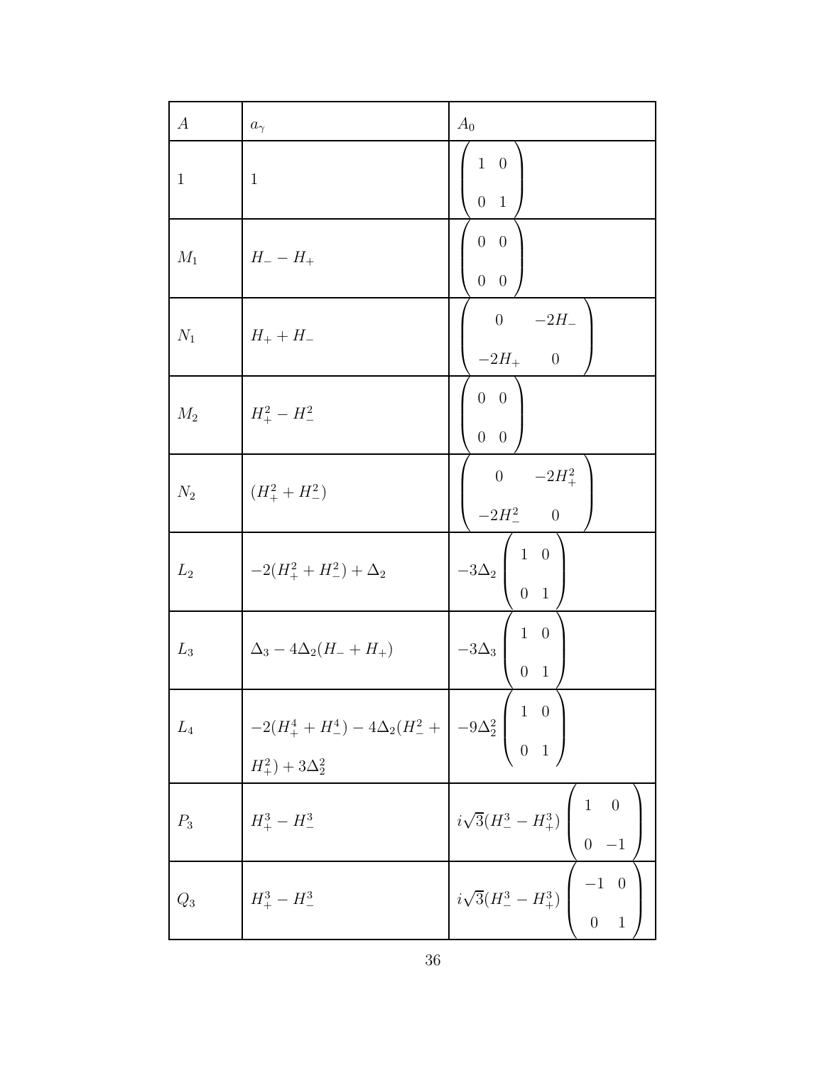| $A$ | $a_\gamma$ | $A_0$ |
| --- | --- | --- |
| $1$ | $1$ | $\begin{pmatrix} 1 & 0 \\ 0 & 1 \end{pmatrix}$ |
| $M_1$ | $H_- - H_+$ | $\begin{pmatrix} 0 & 0 \\ 0 & 0 \end{pmatrix}$ |
| $N_1$ | $H_+ + H_-$ | $\begin{pmatrix} 0 & -2H_- \\ -2H_+ & 0 \end{pmatrix}$ |
| $M_2$ | $H_+^2 - H_-^2$ | $\begin{pmatrix} 0 & 0 \\ 0 & 0 \end{pmatrix}$ |
| $N_2$ | $(H_+^2 + H_-^2)$ | $\begin{pmatrix} 0 & -2H_+^2 \\ -2H_-^2 & 0 \end{pmatrix}$ |
| $L_2$ | $-2(H_+^2 + H_-^2) + \Delta_2$ | $-3\Delta_2 \begin{pmatrix} 1 & 0 \\ 0 & 1 \end{pmatrix}$ |
| $L_3$ | $\Delta_3 - 4\Delta_2(H_- + H_+)$ | $-3\Delta_3 \begin{pmatrix} 1 & 0 \\ 0 & 1 \end{pmatrix}$ |
| $L_4$ | $-2(H_+^4 + H_-^4) - 4\Delta_2(H_-^2 + H_+^2) + 3\Delta_2^2$ | $-9\Delta_2^2 \begin{pmatrix} 1 & 0 \\ 0 & 1 \end{pmatrix}$ |
| $P_3$ | $H_+^3 - H_-^3$ | $i\sqrt{3}(H_-^3 - H_+^3) \begin{pmatrix} 1 & 0 \\ 0 & -1 \end{pmatrix}$ |
| $Q_3$ | $H_+^3 - H_-^3$ | $i\sqrt{3}(H_-^3 - H_+^3) \begin{pmatrix} -1 & 0 \\ 0 & 1 \end{pmatrix}$ |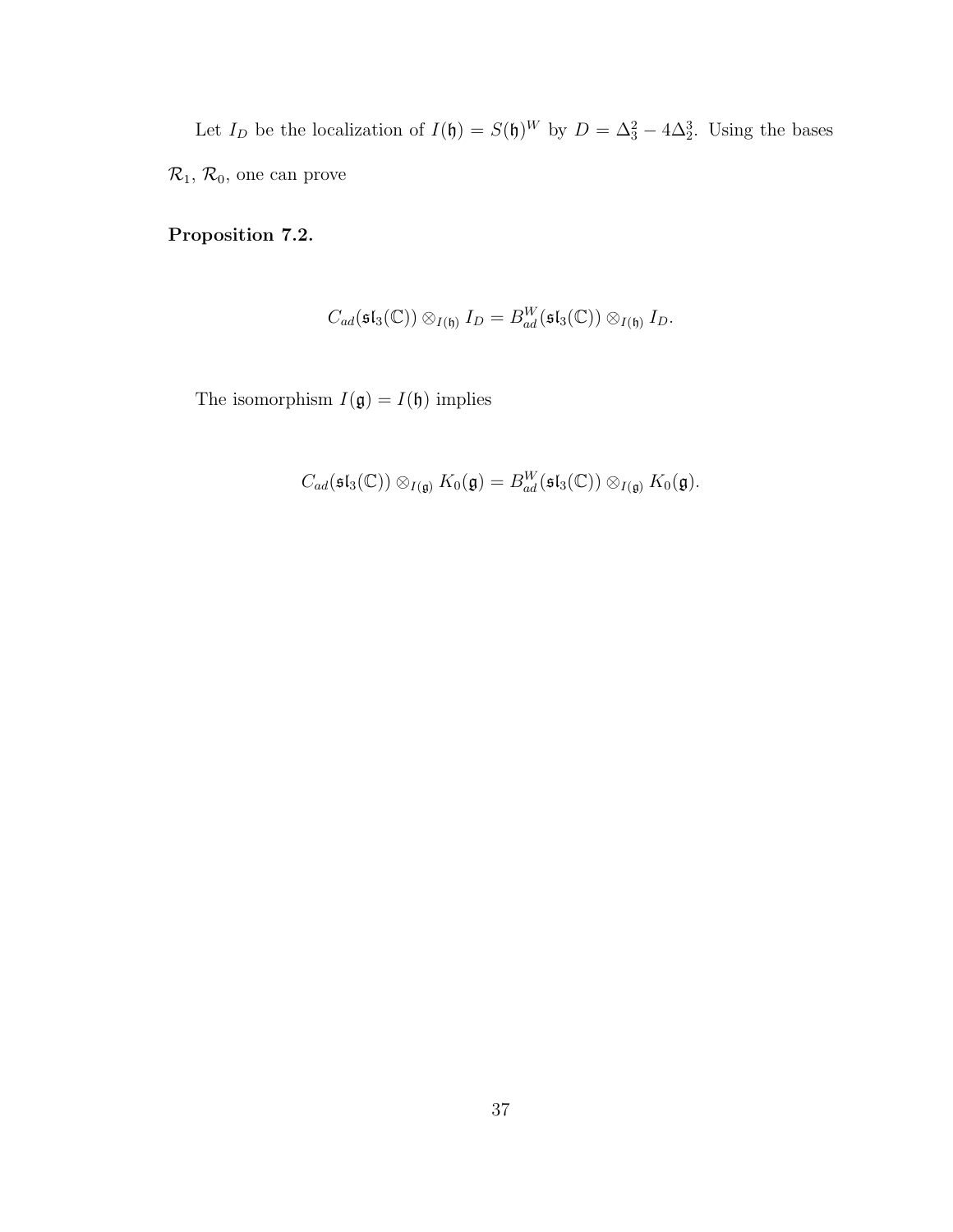Let $I_D$ be the localization of $I(\mathfrak{h}) = S(\mathfrak{h})^W$ by $D = \Delta_3^2 - 4\Delta_2^3$. Using the bases $\mathcal{R}_1$, $\mathcal{R}_0$, one can prove

**Proposition 7.2.**

$$C_{ad}(\mathfrak{sl}_3(\mathbb{C})) \otimes_{I(\mathfrak{h})} I_D = B_{ad}^W(\mathfrak{sl}_3(\mathbb{C})) \otimes_{I(\mathfrak{h})} I_D.$$

The isomorphism $I(\mathfrak{g}) = I(\mathfrak{h})$ implies

$$C_{ad}(\mathfrak{sl}_3(\mathbb{C})) \otimes_{I(\mathfrak{g})} K_0(\mathfrak{g}) = B_{ad}^W(\mathfrak{sl}_3(\mathbb{C})) \otimes_{I(\mathfrak{g})} K_0(\mathfrak{g}).$$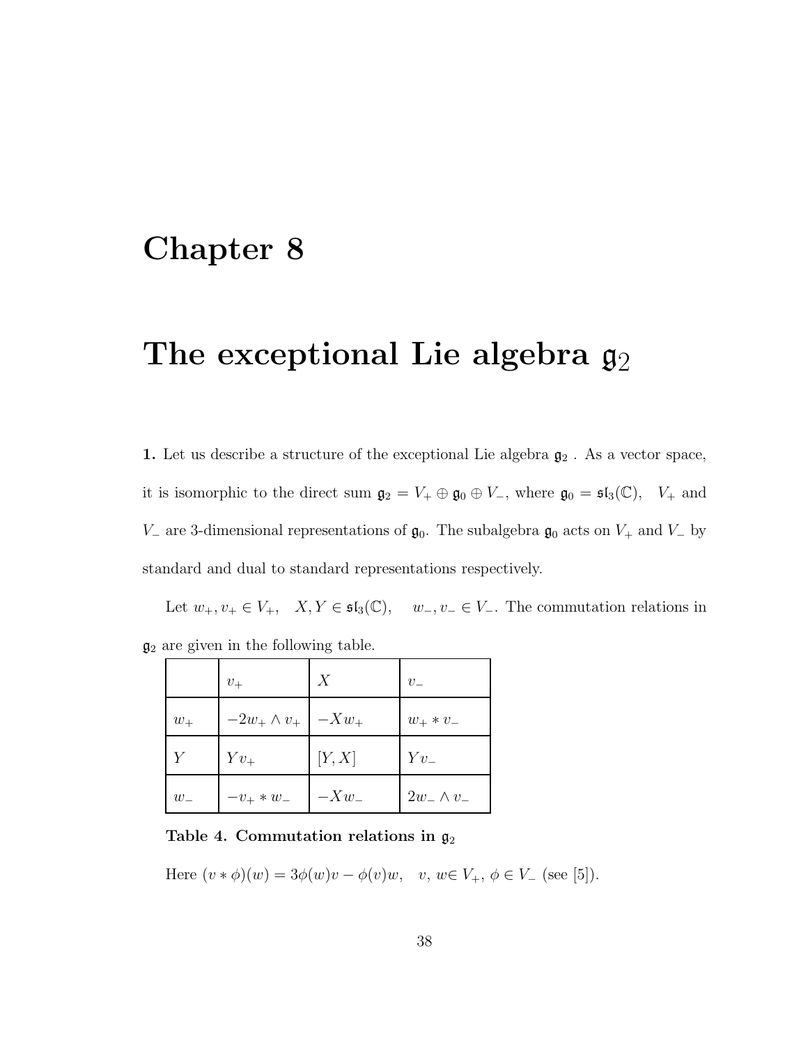# Chapter 8

# The exceptional Lie algebra $\mathfrak{g}_2$

**1.** Let us describe a structure of the exceptional Lie algebra $\mathfrak{g}_2$ . As a vector space, it is isomorphic to the direct sum $\mathfrak{g}_2 = V_+ \oplus \mathfrak{g}_0 \oplus V_-$, where $\mathfrak{g}_0 = \mathfrak{sl}_3(\mathbb{C})$, $V_+$ and $V_-$ are 3-dimensional representations of $\mathfrak{g}_0$. The subalgebra $\mathfrak{g}_0$ acts on $V_+$ and $V_-$ by standard and dual to standard representations respectively.

Let $w_+, v_+ \in V_+$, $X, Y \in \mathfrak{sl}_3(\mathbb{C})$, $w_-, v_- \in V_-$. The commutation relations in $\mathfrak{g}_2$ are given in the following table.

| | $v_+$ | $X$ | $v_-$ |
|---|---|---|---|
| $w_+$ | $-2w_+ \wedge v_+$ | $-Xw_+$ | $w_+ * v_-$ |
| $Y$ | $Yv_+$ | $[Y, X]$ | $Yv_-$ |
| $w_-$ | $-v_+ * w_-$ | $-Xw_-$ | $2w_- \wedge v_-$ |

**Table 4. Commutation relations in $\mathfrak{g}_2$**

Here $(v * \phi)(w) = 3\phi(w)v - \phi(v)w$, $v, w \in V_+$, $\phi \in V_-$ (see [5]).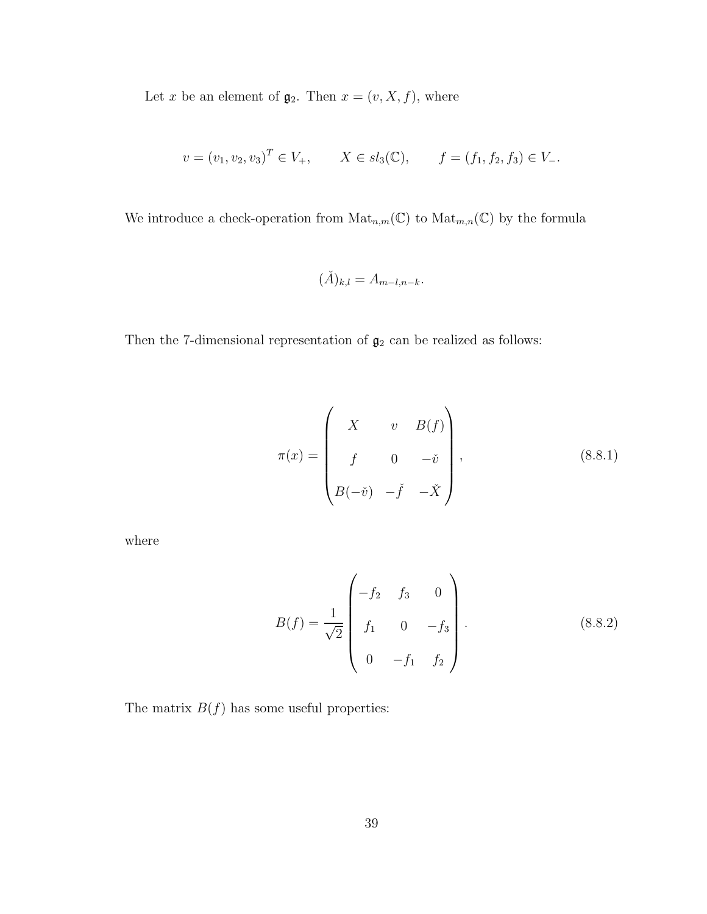Let $x$ be an element of $\mathfrak{g}_2$. Then $x = (v, X, f)$, where

$$v = (v_1, v_2, v_3)^T \in V_+, \qquad X \in sl_3(\mathbb{C}), \qquad f = (f_1, f_2, f_3) \in V_-.$$

We introduce a check-operation from $\mathrm{Mat}_{n,m}(\mathbb{C})$ to $\mathrm{Mat}_{m,n}(\mathbb{C})$ by the formula

$$(\check{A})_{k,l} = A_{m-l,n-k}.$$

Then the 7-dimensional representation of $\mathfrak{g}_2$ can be realized as follows:

$$\pi(x) = \begin{pmatrix} X & v & B(f) \\ f & 0 & -\check{v} \\ B(-\check{v}) & -\check{f} & -\check{X} \end{pmatrix}, \tag{8.8.1}$$

where

$$B(f) = \frac{1}{\sqrt{2}} \begin{pmatrix} -f_2 & f_3 & 0 \\ f_1 & 0 & -f_3 \\ 0 & -f_1 & f_2 \end{pmatrix}. \tag{8.8.2}$$

The matrix $B(f)$ has some useful properties: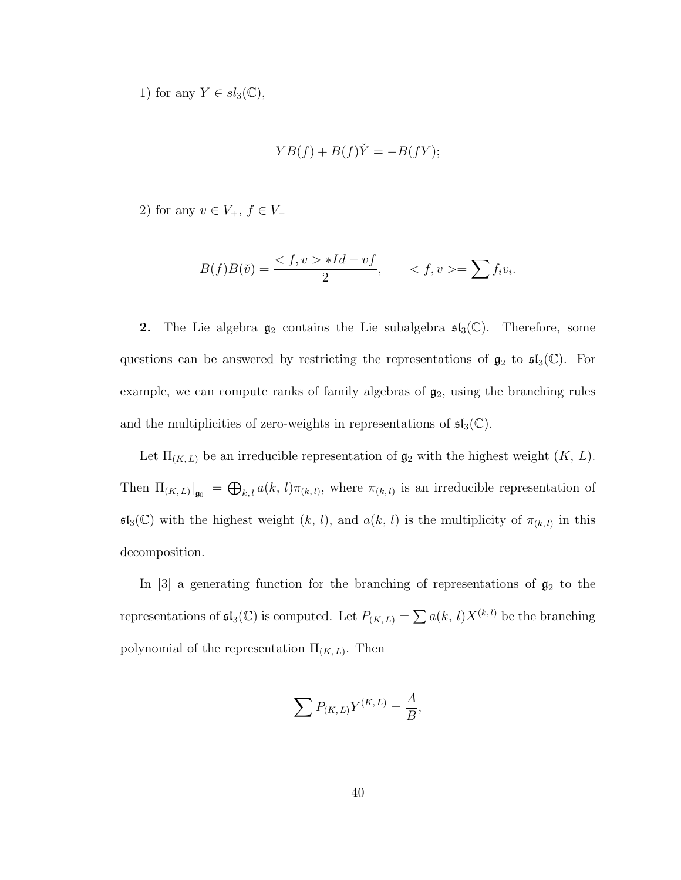1) for any $Y \in sl_3(\mathbb{C})$,

$$YB(f) + B(f)\check{Y} = -B(fY);$$

2) for any $v \in V_+$, $f \in V_-$

$$B(f)B(\check{v}) = \frac{< f, v > * Id - vf}{2}, \qquad < f, v >= \sum f_i v_i.$$

**2.** The Lie algebra $\mathfrak{g}_2$ contains the Lie subalgebra $\mathfrak{sl}_3(\mathbb{C})$. Therefore, some questions can be answered by restricting the representations of $\mathfrak{g}_2$ to $\mathfrak{sl}_3(\mathbb{C})$. For example, we can compute ranks of family algebras of $\mathfrak{g}_2$, using the branching rules and the multiplicities of zero-weights in representations of $\mathfrak{sl}_3(\mathbb{C})$.

Let $\Pi_{(K,\, L)}$ be an irreducible representation of $\mathfrak{g}_2$ with the highest weight $(K,\, L)$. Then $\Pi_{(K,\, L)}\big|_{\mathfrak{g}_0} = \bigoplus_{k,\, l} a(k,\, l)\pi_{(k,\, l)}$, where $\pi_{(k,\, l)}$ is an irreducible representation of $\mathfrak{sl}_3(\mathbb{C})$ with the highest weight $(k,\, l)$, and $a(k,\, l)$ is the multiplicity of $\pi_{(k,\, l)}$ in this decomposition.

In [3] a generating function for the branching of representations of $\mathfrak{g}_2$ to the representations of $\mathfrak{sl}_3(\mathbb{C})$ is computed. Let $P_{(K,\, L)} = \sum a(k,\, l)X^{(k,l)}$ be the branching polynomial of the representation $\Pi_{(K,\, L)}$. Then

$$\sum P_{(K,\, L)} Y^{(K,\, L)} = \frac{A}{B},$$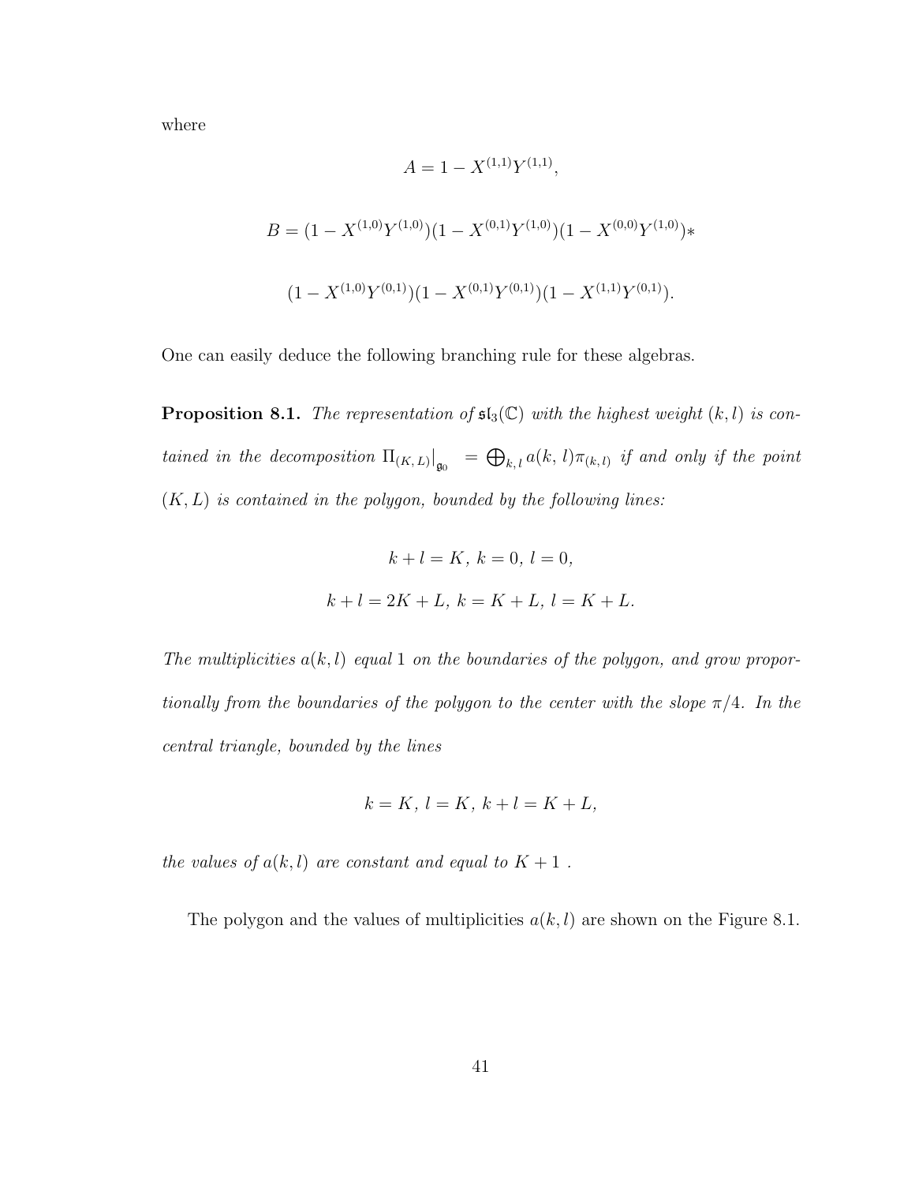where

$$A = 1 - X^{(1,1)}Y^{(1,1)},$$

$$B = (1 - X^{(1,0)}Y^{(1,0)})(1 - X^{(0,1)}Y^{(1,0)})(1 - X^{(0,0)}Y^{(1,0)})*$$

$$(1 - X^{(1,0)}Y^{(0,1)})(1 - X^{(0,1)}Y^{(0,1)})(1 - X^{(1,1)}Y^{(0,1)}).$$

One can easily deduce the following branching rule for these algebras.

**Proposition 8.1.** *The representation of $\mathfrak{sl}_3(\mathbb{C})$ with the highest weight $(k,l)$ is contained in the decomposition $\Pi_{(K,L)}\big|_{\mathfrak{g}_0} = \bigoplus_{k,\,l} a(k,\,l)\pi_{(k,l)}$ if and only if the point $(K,L)$ is contained in the polygon, bounded by the following lines:*

$$k + l = K,\; k = 0,\; l = 0,$$

$$k + l = 2K + L,\; k = K + L,\; l = K + L.$$

*The multiplicities $a(k,l)$ equal $1$ on the boundaries of the polygon, and grow proportionally from the boundaries of the polygon to the center with the slope $\pi/4$. In the central triangle, bounded by the lines*

$$k = K,\; l = K,\; k + l = K + L,$$

*the values of $a(k,l)$ are constant and equal to $K+1$ .*

The polygon and the values of multiplicities $a(k,l)$ are shown on the Figure 8.1.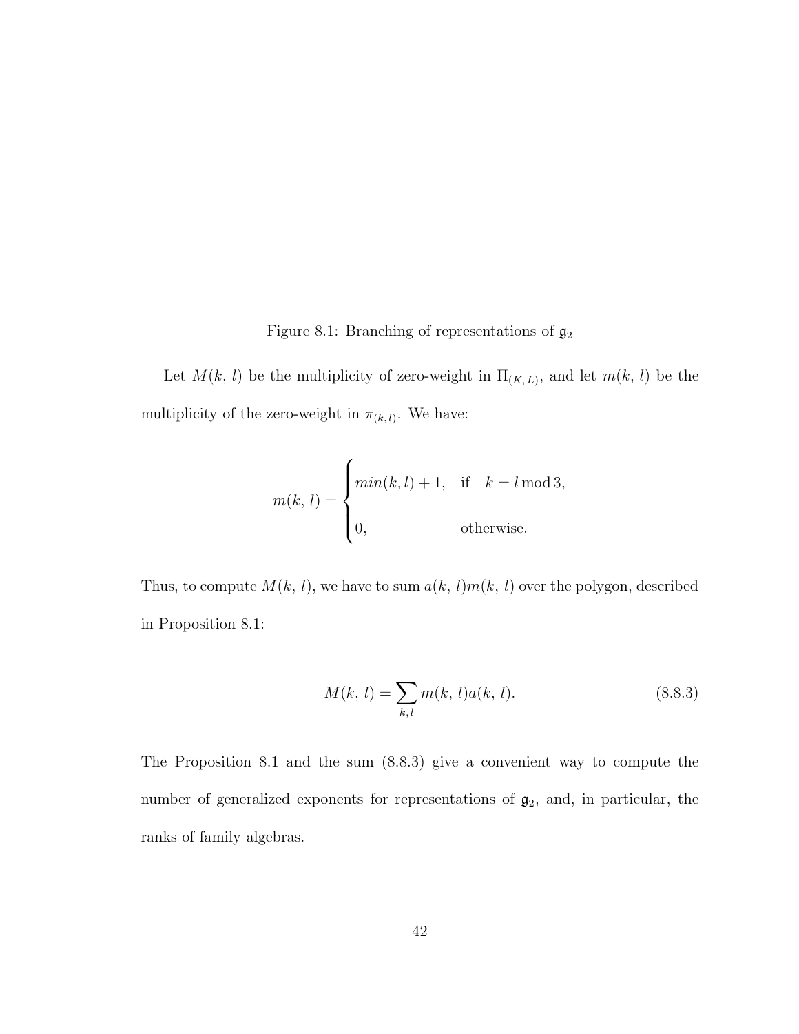Figure 8.1: Branching of representations of $\mathfrak{g}_2$

Let $M(k,\, l)$ be the multiplicity of zero-weight in $\Pi_{(K,\, L)}$, and let $m(k,\, l)$ be the multiplicity of the zero-weight in $\pi_{(k,\, l)}$. We have:

$$m(k,\, l) = \begin{cases} min(k,l) + 1, & \text{if} \quad k = l \bmod 3, \\ 0, & \text{otherwise.} \end{cases}$$

Thus, to compute $M(k,\, l)$, we have to sum $a(k,\, l)m(k,\, l)$ over the polygon, described in Proposition 8.1:

$$M(k,\, l) = \sum_{k,\, l} m(k,\, l)a(k,\, l). \tag{8.8.3}$$

The Proposition 8.1 and the sum (8.8.3) give a convenient way to compute the number of generalized exponents for representations of $\mathfrak{g}_2$, and, in particular, the ranks of family algebras.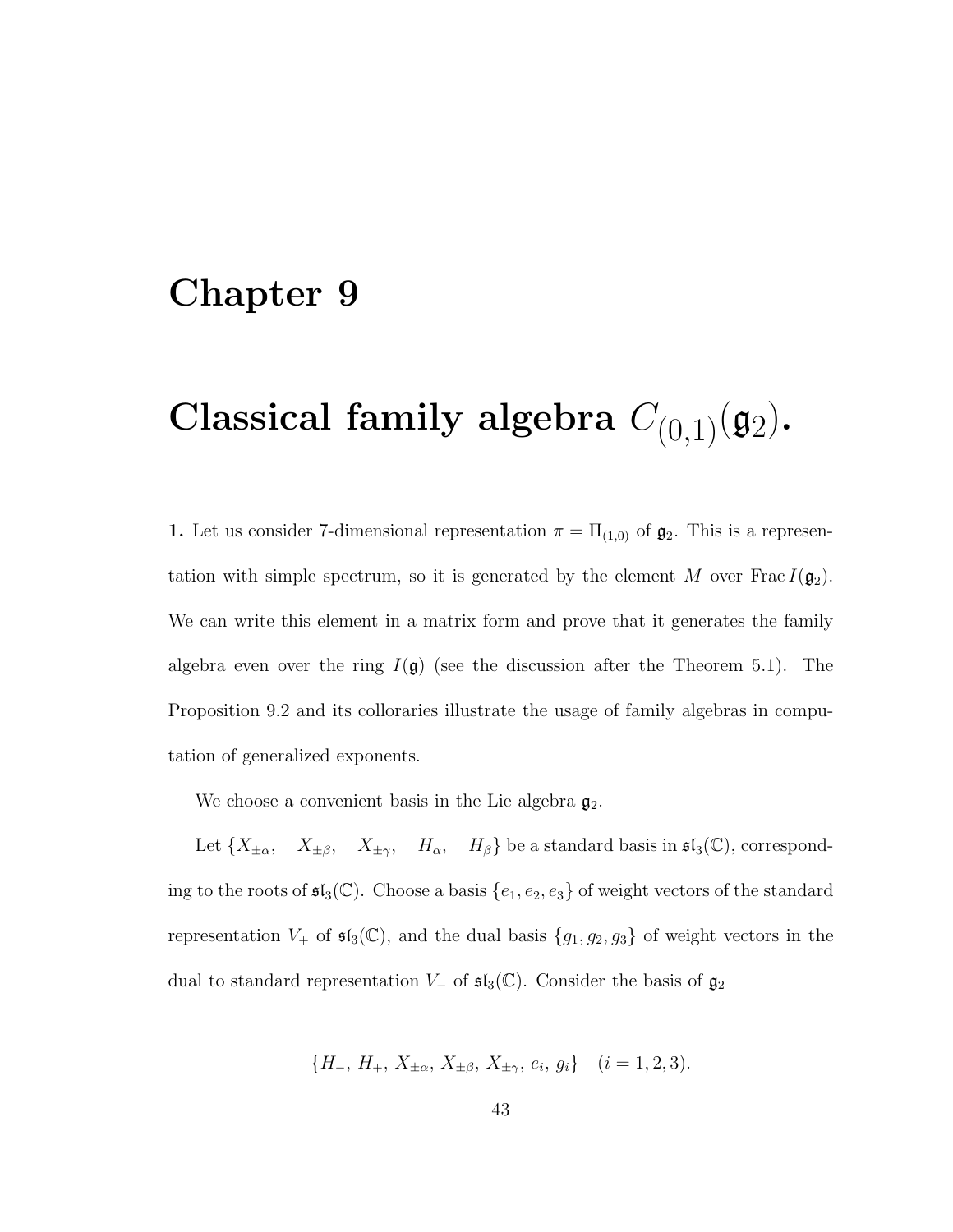# Chapter 9

# Classical family algebra $C_{(0,1)}(\mathfrak{g}_2)$.

**1.** Let us consider 7-dimensional representation $\pi = \Pi_{(1,0)}$ of $\mathfrak{g}_2$. This is a representation with simple spectrum, so it is generated by the element $M$ over $\operatorname{Frac} I(\mathfrak{g}_2)$. We can write this element in a matrix form and prove that it generates the family algebra even over the ring $I(\mathfrak{g})$ (see the discussion after the Theorem 5.1). The Proposition 9.2 and its collorarie​s illustrate the usage of family algebras in computation of generalized exponents.

We choose a convenient basis in the Lie algebra $\mathfrak{g}_2$.

Let $\{X_{\pm\alpha}, \quad X_{\pm\beta}, \quad X_{\pm\gamma}, \quad H_\alpha, \quad H_\beta\}$ be a standard basis in $\mathfrak{sl}_3(\mathbb{C})$, corresponding to the roots of $\mathfrak{sl}_3(\mathbb{C})$. Choose a basis $\{e_1, e_2, e_3\}$ of weight vectors of the standard representation $V_+$ of $\mathfrak{sl}_3(\mathbb{C})$, and the dual basis $\{g_1, g_2, g_3\}$ of weight vectors in the dual to standard representation $V_-$ of $\mathfrak{sl}_3(\mathbb{C})$. Consider the basis of $\mathfrak{g}_2$

$$\{H_-,\, H_+,\, X_{\pm\alpha},\, X_{\pm\beta},\, X_{\pm\gamma},\, e_i,\, g_i\} \quad (i = 1, 2, 3).$$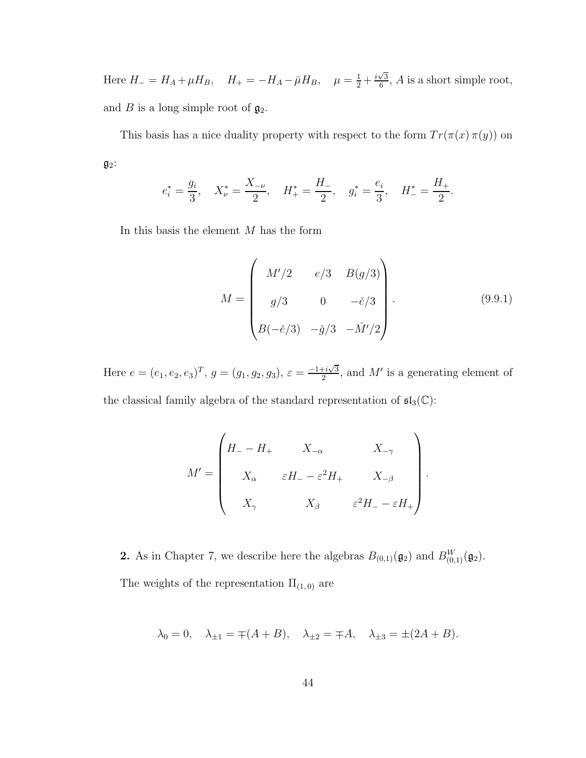Here $H_- = H_A + \mu H_B$, $\quad H_+ = -H_A - \bar{\mu} H_B$, $\quad \mu = \frac{1}{2} + \frac{i\sqrt{3}}{6}$, $A$ is a short simple root, and $B$ is a long simple root of $\mathfrak{g}_2$.

This basis has a nice duality property with respect to the form $Tr(\pi(x)\,\pi(y))$ on $\mathfrak{g}_2$:

$$e_i^* = \frac{g_i}{3}, \quad X_\nu^* = \frac{X_{-\nu}}{2}, \quad H_+^* = \frac{H_-}{2}, \quad g_i^* = \frac{e_i}{3}, \quad H_-^* = \frac{H_+}{2}.$$

In this basis the element $M$ has the form

$$M = \begin{pmatrix} M'/2 & e/3 & B(g/3) \\ g/3 & 0 & -\check{e}/3 \\ B(-\check{e}/3) & -\check{g}/3 & -\check{M}'/2 \end{pmatrix}. \tag{9.9.1}$$

Here $e = (e_1, e_2, e_3)^T$, $g = (g_1, g_2, g_3)$, $\varepsilon = \frac{-1+i\sqrt{3}}{2}$, and $M'$ is a generating element of the classical family algebra of the standard representation of $\mathfrak{sl}_3(\mathbb{C})$:

$$M' = \begin{pmatrix} H_- - H_+ & X_{-\alpha} & X_{-\gamma} \\ X_\alpha & \varepsilon H_- - \varepsilon^2 H_+ & X_{-\beta} \\ X_\gamma & X_\beta & \varepsilon^2 H_- - \varepsilon H_+ \end{pmatrix}.$$

**2.** As in Chapter 7, we describe here the algebras $B_{(0,1)}(\mathfrak{g}_2)$ and $B^W_{(0,1)}(\mathfrak{g}_2)$.

The weights of the representation $\Pi_{(1,0)}$ are

$$\lambda_0 = 0, \quad \lambda_{\pm 1} = \mp(A+B), \quad \lambda_{\pm 2} = \mp A, \quad \lambda_{\pm 3} = \pm(2A+B).$$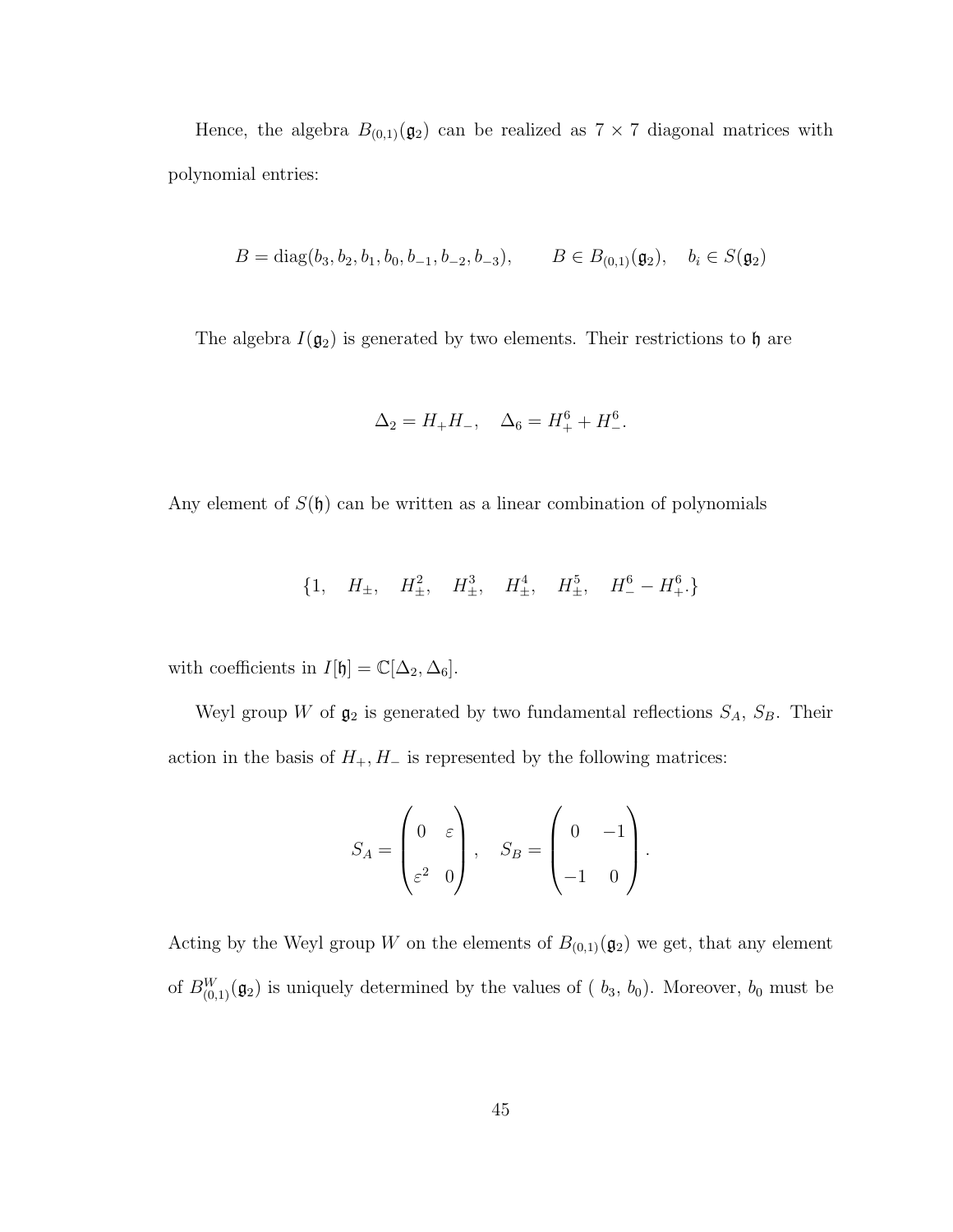Hence, the algebra $B_{(0,1)}(\mathfrak{g}_2)$ can be realized as $7 \times 7$ diagonal matrices with polynomial entries:

$$B = \mathrm{diag}(b_3, b_2, b_1, b_0, b_{-1}, b_{-2}, b_{-3}), \qquad B \in B_{(0,1)}(\mathfrak{g}_2), \quad b_i \in S(\mathfrak{g}_2)$$

The algebra $I(\mathfrak{g}_2)$ is generated by two elements. Their restrictions to $\mathfrak{h}$ are

$$\Delta_2 = H_+ H_-, \quad \Delta_6 = H_+^6 + H_-^6.$$

Any element of $S(\mathfrak{h})$ can be written as a linear combination of polynomials

$$\{1, \quad H_\pm, \quad H_\pm^2, \quad H_\pm^3, \quad H_\pm^4, \quad H_\pm^5, \quad H_-^6 - H_+^6.\}$$

with coefficients in $I[\mathfrak{h}] = \mathbb{C}[\Delta_2, \Delta_6]$.

Weyl group $W$ of $\mathfrak{g}_2$ is generated by two fundamental reflections $S_A$, $S_B$. Their action in the basis of $H_+, H_-$ is represented by the following matrices:

$$S_A = \begin{pmatrix} 0 & \varepsilon \\ \varepsilon^2 & 0 \end{pmatrix}, \quad S_B = \begin{pmatrix} 0 & -1 \\ -1 & 0 \end{pmatrix}.$$

Acting by the Weyl group $W$ on the elements of $B_{(0,1)}(\mathfrak{g}_2)$ we get, that any element of $B^W_{(0,1)}(\mathfrak{g}_2)$ is uniquely determined by the values of ( $b_3$, $b_0$). Moreover, $b_0$ must be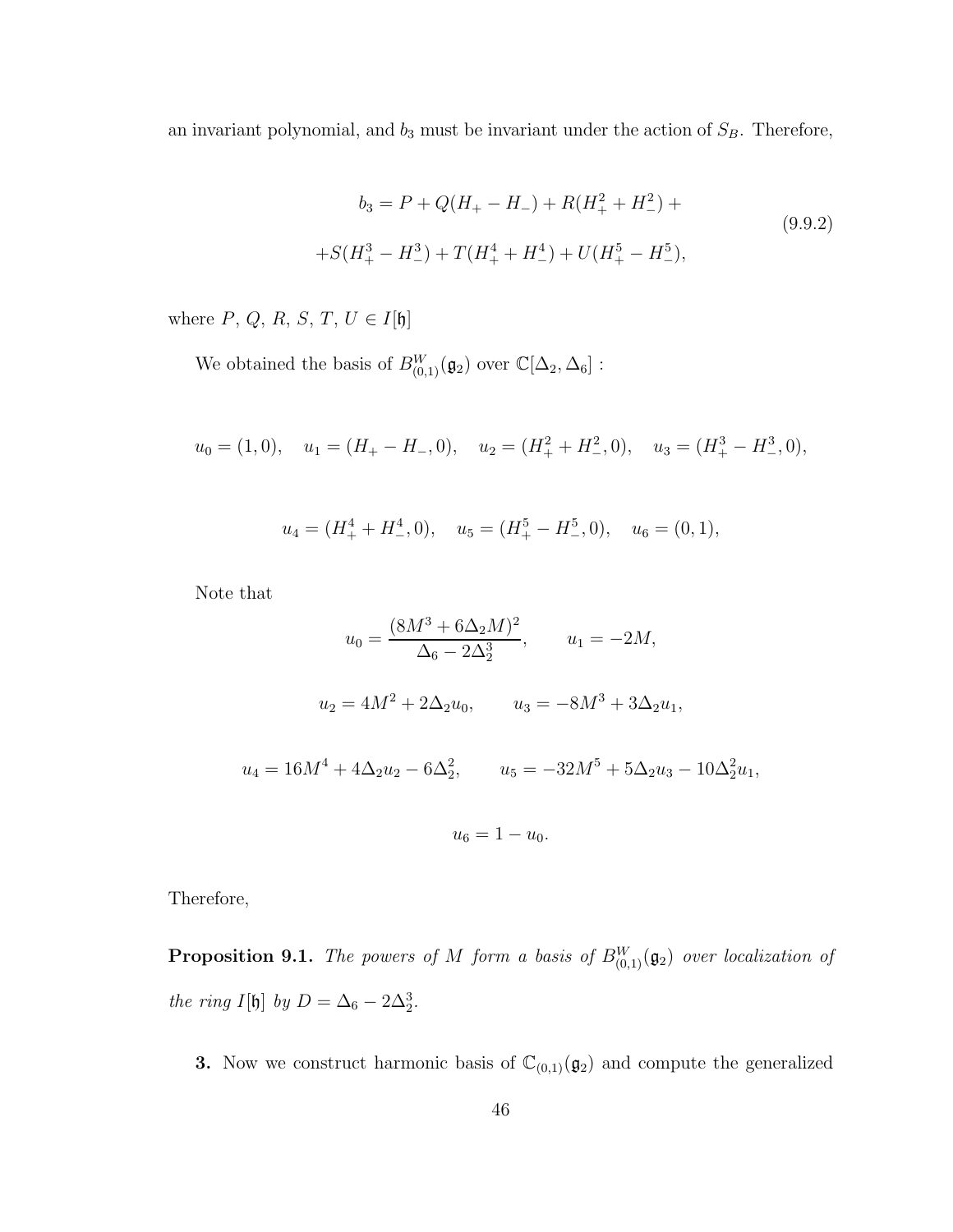an invariant polynomial, and $b_3$ must be invariant under the action of $S_B$. Therefore,

$$
\begin{aligned}
b_3 = P + Q(H_+ - H_-) + R(H_+^2 + H_-^2) + \\
+ S(H_+^3 - H_-^3) + T(H_+^4 + H_-^4) + U(H_+^5 - H_-^5),
\end{aligned}
\tag{9.9.2}
$$

where $P,\ Q,\ R,\ S,\ T,\ U \in I[\mathfrak{h}]$

We obtained the basis of $B^W_{(0,1)}(\mathfrak{g}_2)$ over $\mathbb{C}[\Delta_2, \Delta_6]$ :

$$
u_0 = (1, 0), \quad u_1 = (H_+ - H_-, 0), \quad u_2 = (H_+^2 + H_-^2, 0), \quad u_3 = (H_+^3 - H_-^3, 0),
$$

$$
u_4 = (H_+^4 + H_-^4, 0), \quad u_5 = (H_+^5 - H_-^5, 0), \quad u_6 = (0, 1),
$$

Note that

$$
u_0 = \frac{(8M^3 + 6\Delta_2 M)^2}{\Delta_6 - 2\Delta_2^3}, \qquad u_1 = -2M,
$$

$$
u_2 = 4M^2 + 2\Delta_2 u_0, \qquad u_3 = -8M^3 + 3\Delta_2 u_1,
$$

$$
u_4 = 16M^4 + 4\Delta_2 u_2 - 6\Delta_2^2, \qquad u_5 = -32M^5 + 5\Delta_2 u_3 - 10\Delta_2^2 u_1,
$$

$$
u_6 = 1 - u_0.
$$

Therefore,

**Proposition 9.1.** *The powers of $M$ form a basis of $B^W_{(0,1)}(\mathfrak{g}_2)$ over localization of the ring $I[\mathfrak{h}]$ by $D = \Delta_6 - 2\Delta_2^3$.*

**3.** Now we construct harmonic basis of $\mathbb{C}_{(0,1)}(\mathfrak{g}_2)$ and compute the generalized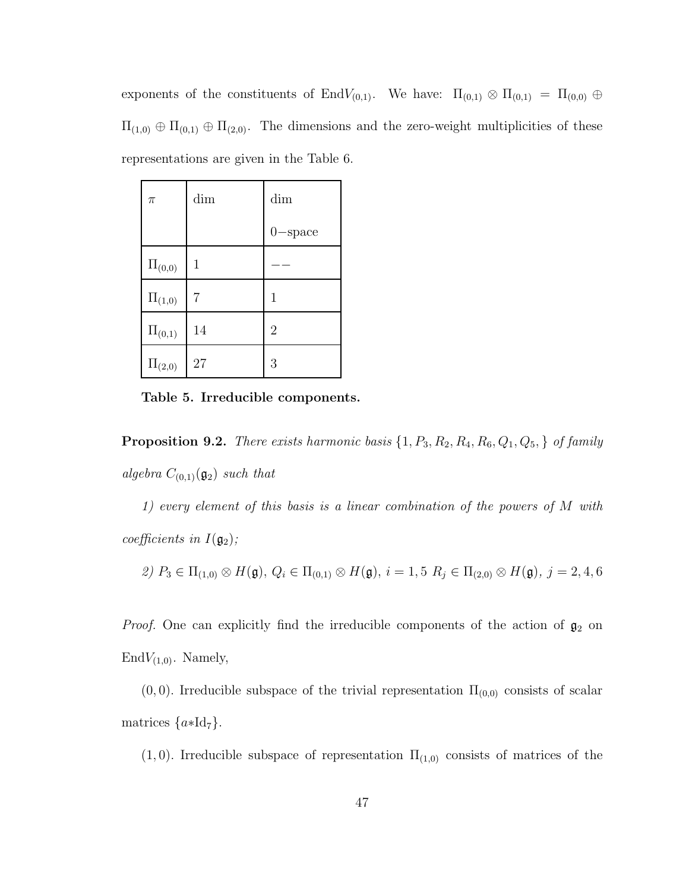exponents of the constituents of End$V_{(0,1)}$. We have: $\Pi_{(0,1)} \otimes \Pi_{(0,1)} = \Pi_{(0,0)} \oplus \Pi_{(1,0)} \oplus \Pi_{(0,1)} \oplus \Pi_{(2,0)}$. The dimensions and the zero-weight multiplicities of these representations are given in the Table 6.

| $\pi$ | dim | dim 0−space |
|---|---|---|
| $\Pi_{(0,0)}$ | 1 | −− |
| $\Pi_{(1,0)}$ | 7 | 1 |
| $\Pi_{(0,1)}$ | 14 | 2 |
| $\Pi_{(2,0)}$ | 27 | 3 |

**Table 5. Irreducible components.**

**Proposition 9.2.** *There exists harmonic basis $\{1, P_3, R_2, R_4, R_6, Q_1, Q_5, \}$ of family algebra $C_{(0,1)}(\mathfrak{g}_2)$ such that*

*1) every element of this basis is a linear combination of the powers of $M$ with coefficients in $I(\mathfrak{g}_2)$;*

*2) $P_3 \in \Pi_{(1,0)} \otimes H(\mathfrak{g})$, $Q_i \in \Pi_{(0,1)} \otimes H(\mathfrak{g})$, $i = 1, 5$ $R_j \in \Pi_{(2,0)} \otimes H(\mathfrak{g})$, $j = 2, 4, 6$*

*Proof.* One can explicitly find the irreducible components of the action of $\mathfrak{g}_2$ on End$V_{(1,0)}$. Namely,

$(0, 0)$. Irreducible subspace of the trivial representation $\Pi_{(0,0)}$ consists of scalar matrices $\{a * \mathrm{Id}_7\}$.

$(1, 0)$. Irreducible subspace of representation $\Pi_{(1,0)}$ consists of matrices of the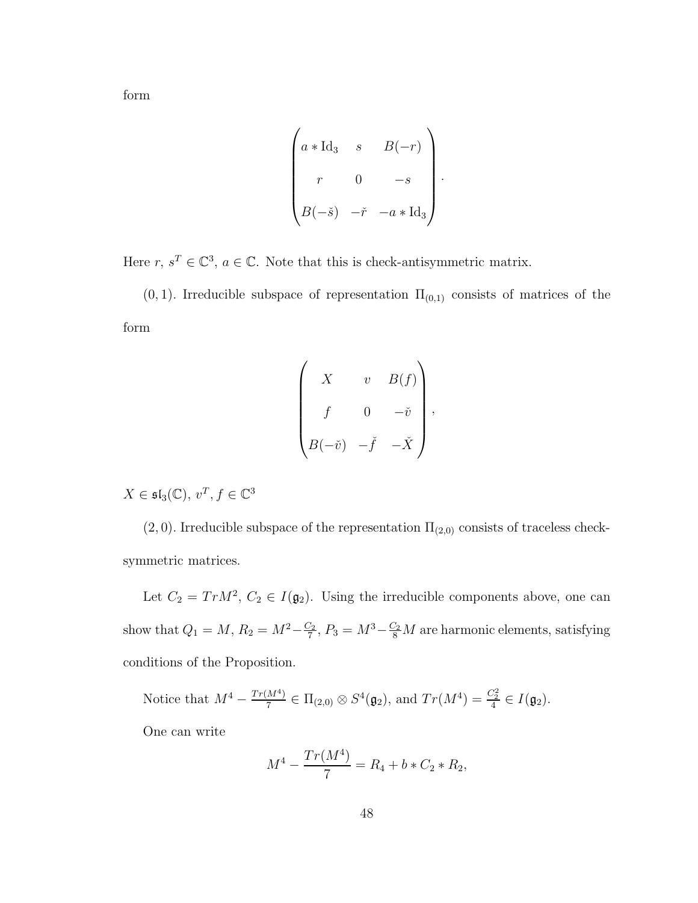form

$$
\begin{pmatrix} a * \mathrm{Id}_3 & s & B(-r) \\ r & 0 & -s \\ B(-\check{s}) & -\check{r} & -a * \mathrm{Id}_3 \end{pmatrix}.
$$

Here $r$, $s^T \in \mathbb{C}^3$, $a \in \mathbb{C}$. Note that this is check-antisymmetric matrix.

$(0,1)$. Irreducible subspace of representation $\Pi_{(0,1)}$ consists of matrices of the form

$$
\begin{pmatrix} X & v & B(f) \\ f & 0 & -\check{v} \\ B(-\check{v}) & -\check{f} & -\check{X} \end{pmatrix},
$$

$X \in \mathfrak{sl}_3(\mathbb{C})$, $v^T, f \in \mathbb{C}^3$

$(2,0)$. Irreducible subspace of the representation $\Pi_{(2,0)}$ consists of traceless check-symmetric matrices.

Let $C_2 = Tr M^2$, $C_2 \in I(\mathfrak{g}_2)$. Using the irreducible components above, one can show that $Q_1 = M$, $R_2 = M^2 - \frac{C_2}{7}$, $P_3 = M^3 - \frac{C_2}{8}M$ are harmonic elements, satisfying conditions of the Proposition.

Notice that $M^4 - \frac{Tr(M^4)}{7} \in \Pi_{(2,0)} \otimes S^4(\mathfrak{g}_2)$, and $Tr(M^4) = \frac{C_2^2}{4} \in I(\mathfrak{g}_2)$.

One can write

$$
M^4 - \frac{Tr(M^4)}{7} = R_4 + b * C_2 * R_2,
$$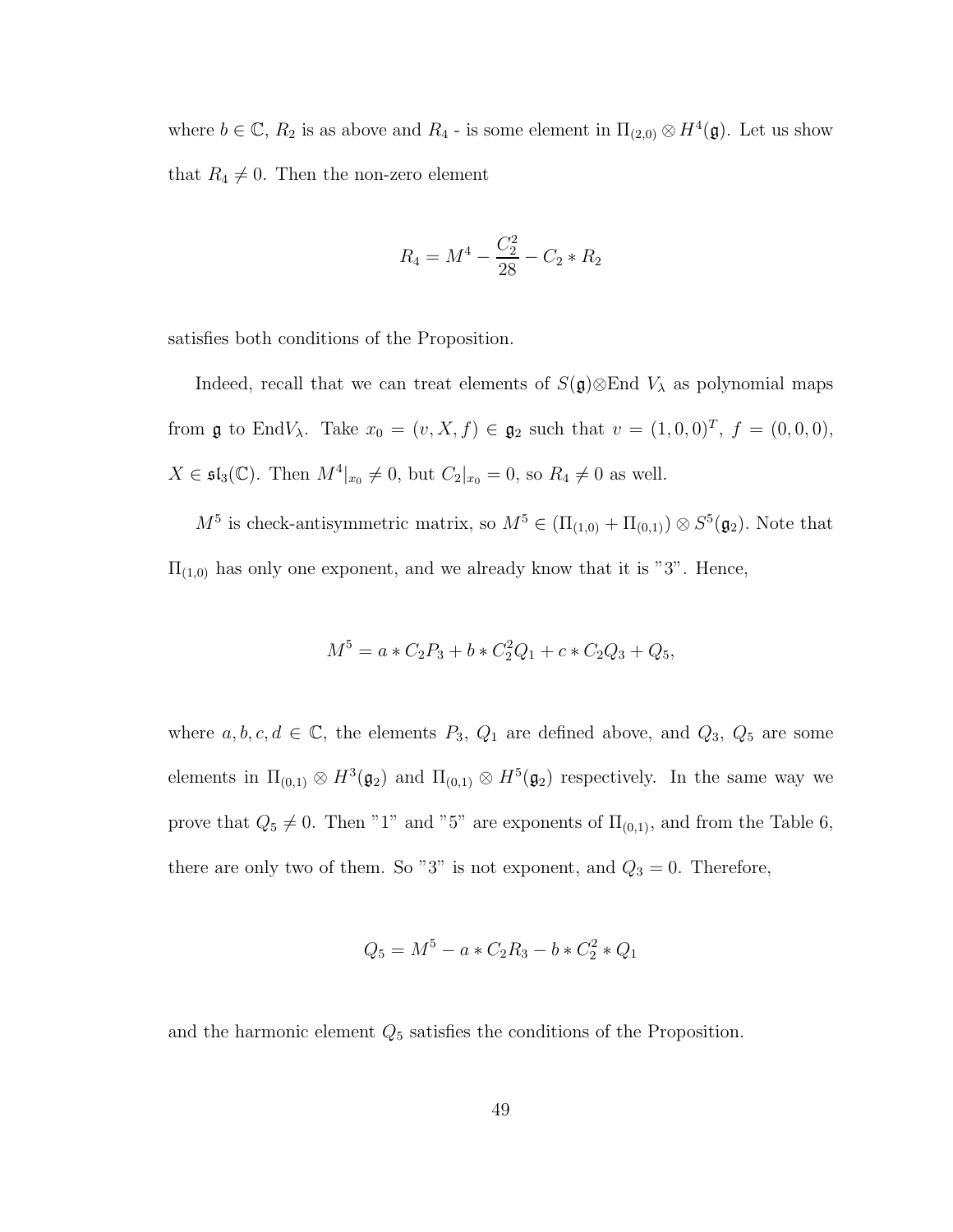where $b \in \mathbb{C}$, $R_2$ is as above and $R_4$ - is some element in $\Pi_{(2,0)} \otimes H^4(\mathfrak{g})$. Let us show that $R_4 \neq 0$. Then the non-zero element

$$R_4 = M^4 - \frac{C_2^2}{28} - C_2 * R_2$$

satisfies both conditions of the Proposition.

Indeed, recall that we can treat elements of $S(\mathfrak{g}) \otimes \mathrm{End}\, V_\lambda$ as polynomial maps from $\mathfrak{g}$ to $\mathrm{End} V_\lambda$. Take $x_0 = (v, X, f) \in \mathfrak{g}_2$ such that $v = (1, 0, 0)^T$, $f = (0, 0, 0)$, $X \in \mathfrak{sl}_3(\mathbb{C})$. Then $M^4|_{x_0} \neq 0$, but $C_2|_{x_0} = 0$, so $R_4 \neq 0$ as well.

$M^5$ is check-antisymmetric matrix, so $M^5 \in (\Pi_{(1,0)} + \Pi_{(0,1)}) \otimes S^5(\mathfrak{g}_2)$. Note that $\Pi_{(1,0)}$ has only one exponent, and we already know that it is "3". Hence,

$$M^5 = a * C_2 P_3 + b * C_2^2 Q_1 + c * C_2 Q_3 + Q_5,$$

where $a, b, c, d \in \mathbb{C}$, the elements $P_3$, $Q_1$ are defined above, and $Q_3$, $Q_5$ are some elements in $\Pi_{(0,1)} \otimes H^3(\mathfrak{g}_2)$ and $\Pi_{(0,1)} \otimes H^5(\mathfrak{g}_2)$ respectively. In the same way we prove that $Q_5 \neq 0$. Then "1" and "5" are exponents of $\Pi_{(0,1)}$, and from the Table 6, there are only two of them. So "3" is not exponent, and $Q_3 = 0$. Therefore,

$$Q_5 = M^5 - a * C_2 R_3 - b * C_2^2 * Q_1$$

and the harmonic element $Q_5$ satisfies the conditions of the Proposition.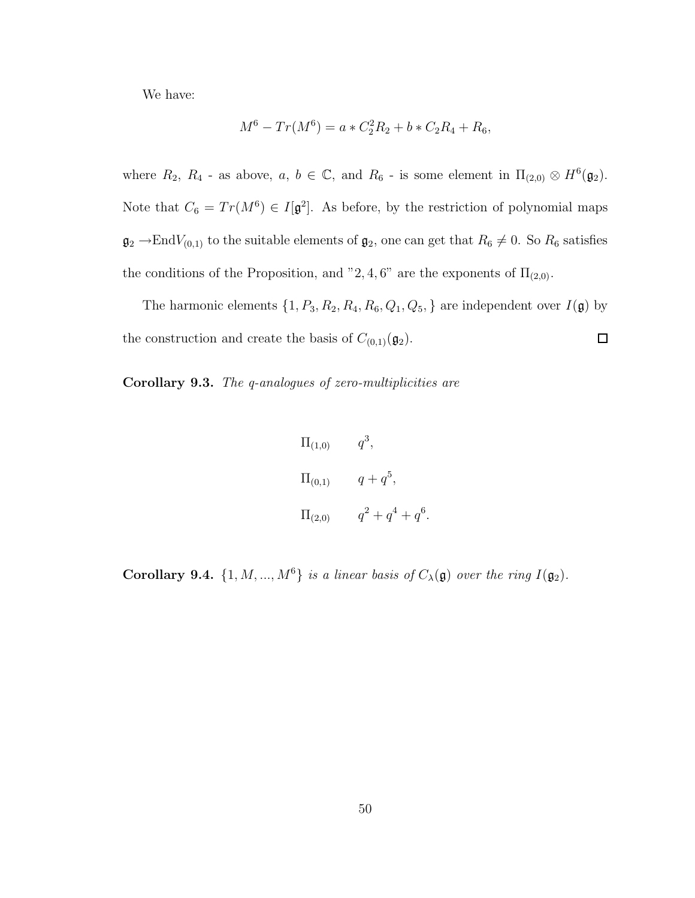We have:

$$M^6 - Tr(M^6) = a * C_2^2 R_2 + b * C_2 R_4 + R_6,$$

where $R_2$, $R_4$ - as above, $a$, $b \in \mathbb{C}$, and $R_6$ - is some element in $\Pi_{(2,0)} \otimes H^6(\mathfrak{g}_2)$. Note that $C_6 = Tr(M^6) \in I[\mathfrak{g}^2]$. As before, by the restriction of polynomial maps $\mathfrak{g}_2 \to \mathrm{End}V_{(0,1)}$ to the suitable elements of $\mathfrak{g}_2$, one can get that $R_6 \neq 0$. So $R_6$ satisfies the conditions of the Proposition, and "2, 4, 6" are the exponents of $\Pi_{(2,0)}$.

The harmonic elements $\{1, P_3, R_2, R_4, R_6, Q_1, Q_5, \}$ are independent over $I(\mathfrak{g})$ by the construction and create the basis of $C_{(0,1)}(\mathfrak{g}_2)$. □

**Corollary 9.3.** *The q-analogues of zero-multiplicities are*

$$\begin{array}{ll} \Pi_{(1,0)} & q^3, \\ \Pi_{(0,1)} & q + q^5, \\ \Pi_{(2,0)} & q^2 + q^4 + q^6. \end{array}$$

**Corollary 9.4.** *$\{1, M, ..., M^6\}$ is a linear basis of $C_\lambda(\mathfrak{g})$ over the ring $I(\mathfrak{g}_2)$.*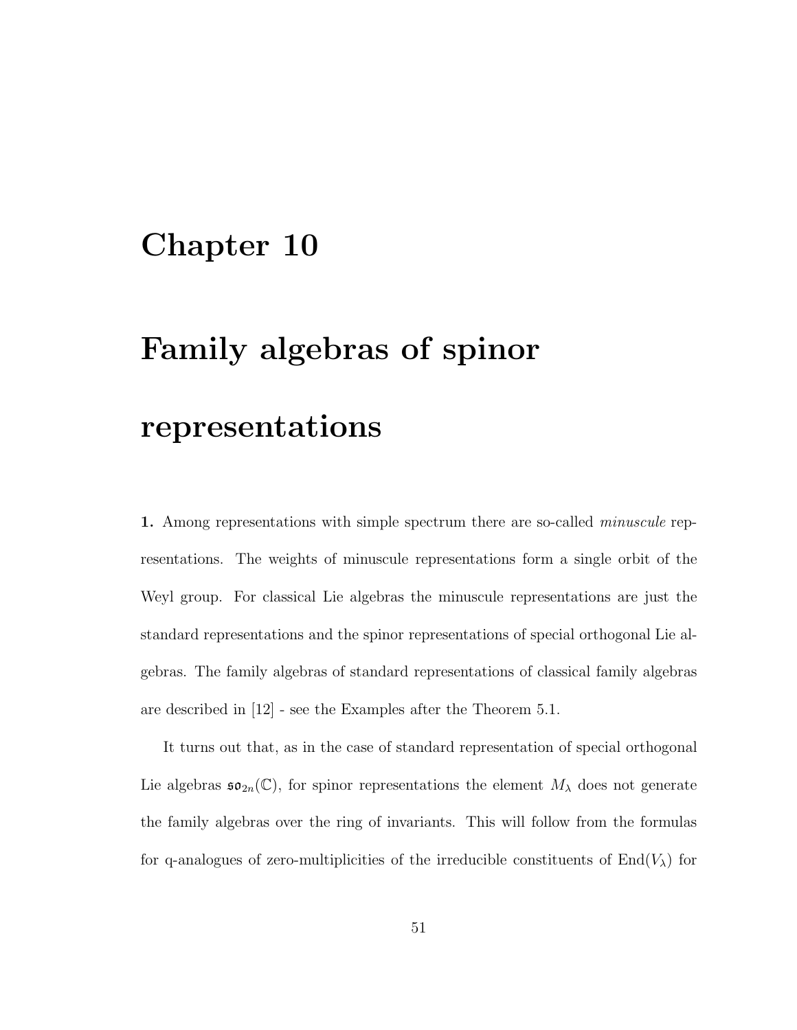# Chapter 10

# Family algebras of spinor representations

**1.** Among representations with simple spectrum there are so-called *minuscule* representations. The weights of minuscule representations form a single orbit of the Weyl group. For classical Lie algebras the minuscule representations are just the standard representations and the spinor representations of special orthogonal Lie algebras. The family algebras of standard representations of classical family algebras are described in [12] - see the Examples after the Theorem 5.1.

It turns out that, as in the case of standard representation of special orthogonal Lie algebras $\mathfrak{so}_{2n}(\mathbb{C})$, for spinor representations the element $M_\lambda$ does not generate the family algebras over the ring of invariants. This will follow from the formulas for q-analogues of zero-multiplicities of the irreducible constituents of $\mathrm{End}(V_\lambda)$ for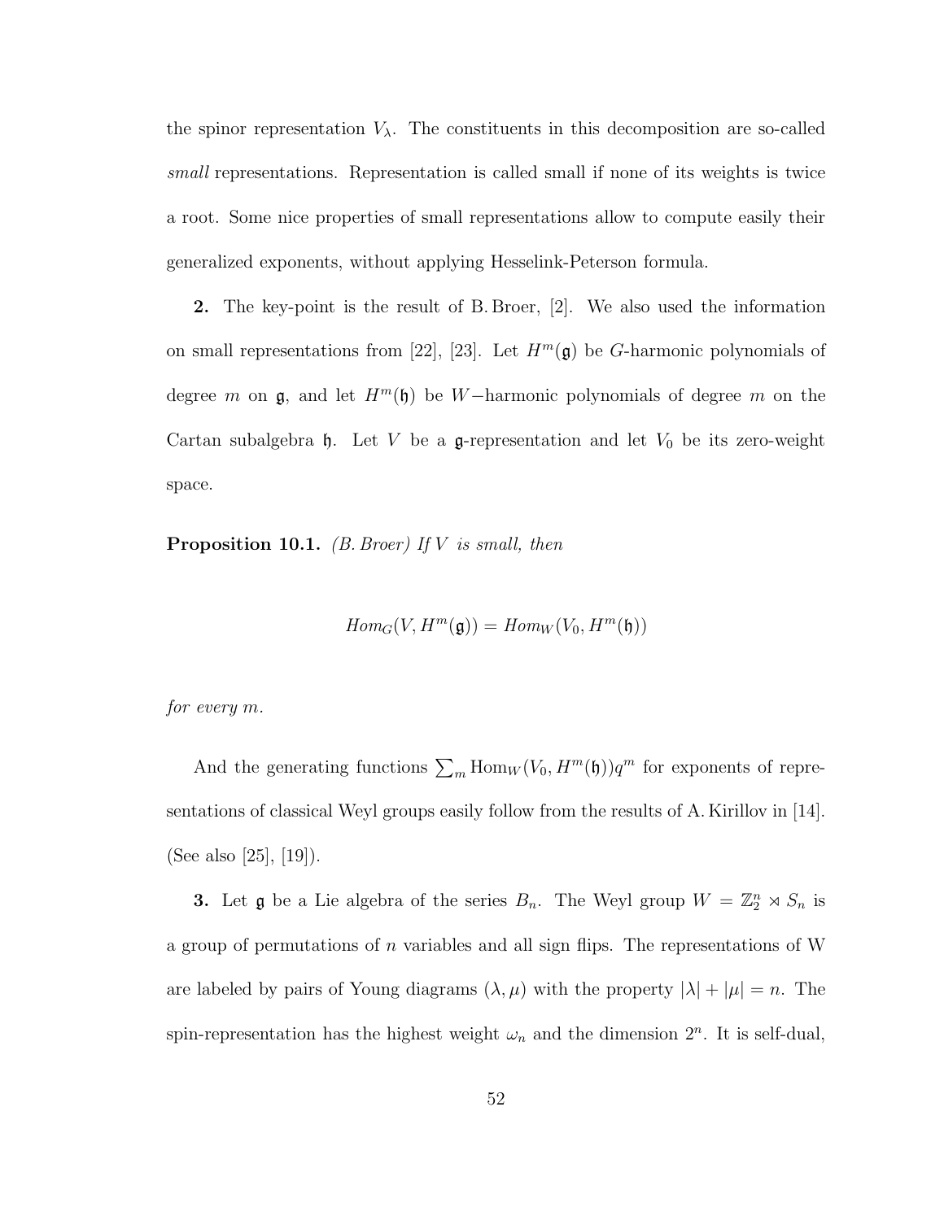the spinor representation $V_\lambda$. The constituents in this decomposition are so-called *small* representations. Representation is called small if none of its weights is twice a root. Some nice properties of small representations allow to compute easily their generalized exponents, without applying Hesselink-Peterson formula.

**2.** The key-point is the result of B. Broer, [2]. We also used the information on small representations from [22], [23]. Let $H^m(\mathfrak{g})$ be $G$-harmonic polynomials of degree $m$ on $\mathfrak{g}$, and let $H^m(\mathfrak{h})$ be $W-$harmonic polynomials of degree $m$ on the Cartan subalgebra $\mathfrak{h}$. Let $V$ be a $\mathfrak{g}$-representation and let $V_0$ be its zero-weight space.

**Proposition 10.1.** *(B. Broer) If $V$ is small, then*

$$Hom_G(V, H^m(\mathfrak{g})) = Hom_W(V_0, H^m(\mathfrak{h}))$$

*for every $m$.*

And the generating functions $\sum_m \mathrm{Hom}_W(V_0, H^m(\mathfrak{h}))q^m$ for exponents of representations of classical Weyl groups easily follow from the results of A. Kirillov in [14]. (See also [25], [19]).

**3.** Let $\mathfrak{g}$ be a Lie algebra of the series $B_n$. The Weyl group $W = \mathbb{Z}_2^n \rtimes S_n$ is a group of permutations of $n$ variables and all sign flips. The representations of W are labeled by pairs of Young diagrams $(\lambda, \mu)$ with the property $|\lambda| + |\mu| = n$. The spin-representation has the highest weight $\omega_n$ and the dimension $2^n$. It is self-dual,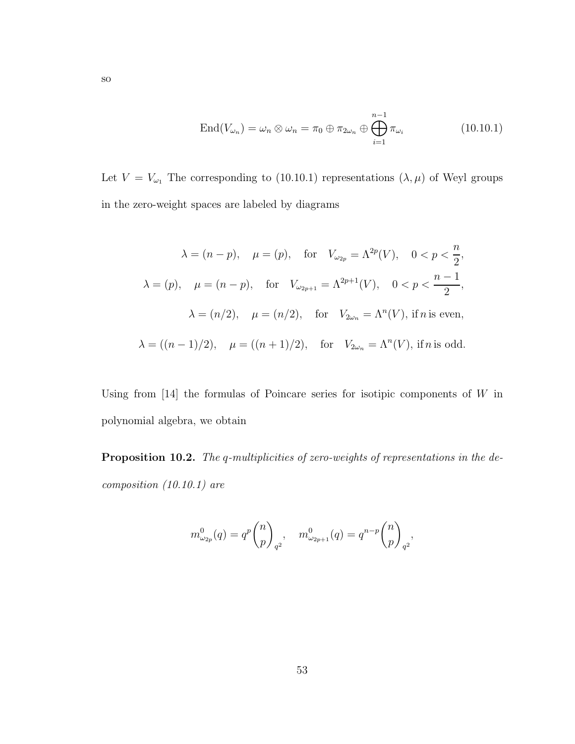so

$$\mathrm{End}(V_{\omega_n}) = \omega_n \otimes \omega_n = \pi_0 \oplus \pi_{2\omega_n} \oplus \bigoplus_{i=1}^{n-1} \pi_{\omega_i} \tag{10.10.1}$$

Let $V = V_{\omega_1}$ The corresponding to (10.10.1) representations $(\lambda, \mu)$ of Weyl groups in the zero-weight spaces are labeled by diagrams

$$\lambda = (n-p), \quad \mu = (p), \quad \text{for} \quad V_{\omega_{2p}} = \Lambda^{2p}(V), \quad 0 < p < \frac{n}{2},$$

$$\lambda = (p), \quad \mu = (n-p), \quad \text{for} \quad V_{\omega_{2p+1}} = \Lambda^{2p+1}(V), \quad 0 < p < \frac{n-1}{2},$$

$$\lambda = (n/2), \quad \mu = (n/2), \quad \text{for} \quad V_{2\omega_n} = \Lambda^n(V), \text{ if } n \text{ is even},$$

$$\lambda = ((n-1)/2), \quad \mu = ((n+1)/2), \quad \text{for} \quad V_{2\omega_n} = \Lambda^n(V), \text{ if } n \text{ is odd}.$$

Using from [14] the formulas of Poincare series for isotipic components of $W$ in polynomial algebra, we obtain

**Proposition 10.2.** *The q-multiplicities of zero-weights of representations in the decomposition (10.10.1) are*

$$m^0_{\omega_{2p}}(q) = q^p \binom{n}{p}_{q^2}, \quad m^0_{\omega_{2p+1}}(q) = q^{n-p} \binom{n}{p}_{q^2},$$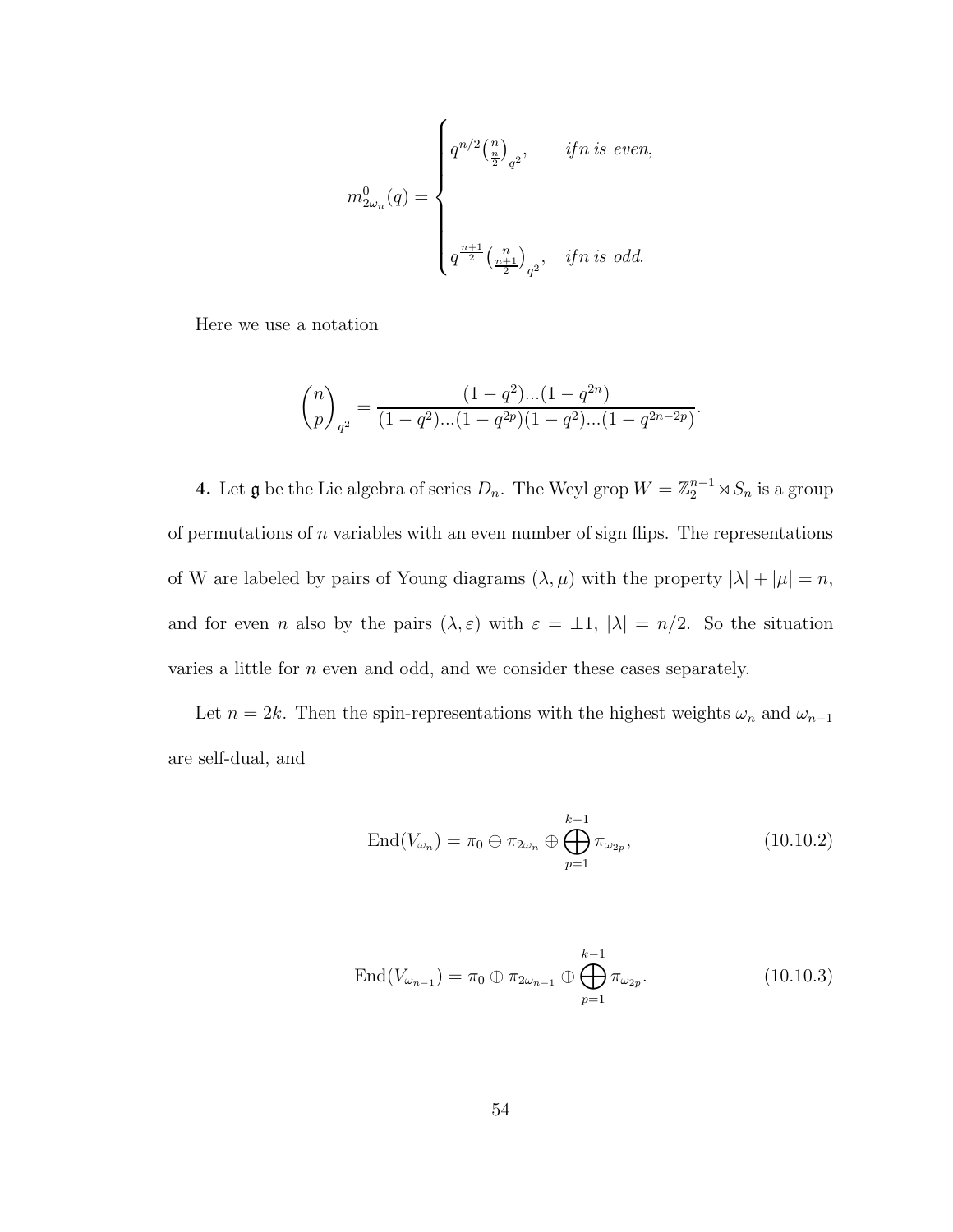$$
m^0_{2\omega_n}(q) = \begin{cases} q^{n/2}\binom{n}{\frac{n}{2}}_{q^2}, & if n\ is\ even, \\ \\ q^{\frac{n+1}{2}}\binom{n}{\frac{n+1}{2}}_{q^2}, & if n\ is\ odd. \end{cases}
$$

Here we use a notation

$$
\binom{n}{p}_{q^2} = \frac{(1-q^2)...(1-q^{2n})}{(1-q^2)...(1-q^{2p})(1-q^2)...(1-q^{2n-2p})}.
$$

**4.** Let $\mathfrak{g}$ be the Lie algebra of series $D_n$. The Weyl grop $W = \mathbb{Z}_2^{n-1} \rtimes S_n$ is a group of permutations of $n$ variables with an even number of sign flips. The representations of W are labeled by pairs of Young diagrams $(\lambda, \mu)$ with the property $|\lambda| + |\mu| = n$, and for even $n$ also by the pairs $(\lambda, \varepsilon)$ with $\varepsilon = \pm 1$, $|\lambda| = n/2$. So the situation varies a little for $n$ even and odd, and we consider these cases separately.

Let $n = 2k$. Then the spin-representations with the highest weights $\omega_n$ and $\omega_{n-1}$ are self-dual, and

$$
\mathrm{End}(V_{\omega_n}) = \pi_0 \oplus \pi_{2\omega_n} \oplus \bigoplus_{p=1}^{k-1} \pi_{\omega_{2p}}, \tag{10.10.2}
$$

$$
\mathrm{End}(V_{\omega_{n-1}}) = \pi_0 \oplus \pi_{2\omega_{n-1}} \oplus \bigoplus_{p=1}^{k-1} \pi_{\omega_{2p}}. \tag{10.10.3}
$$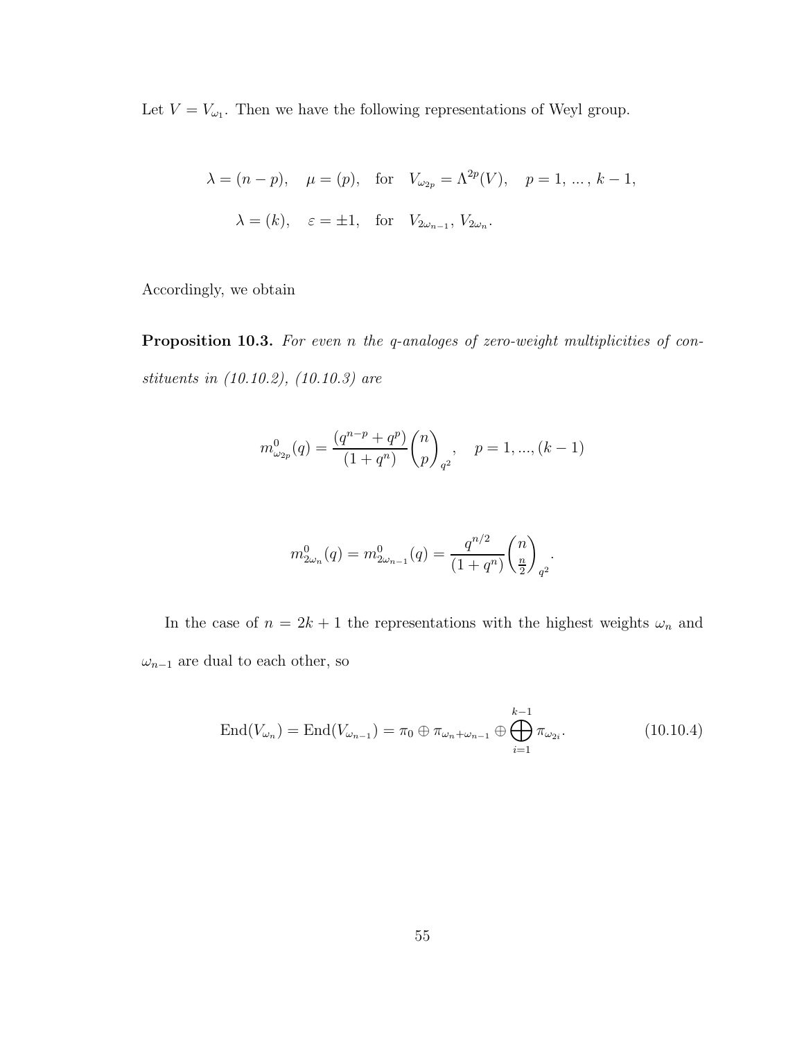Let $V = V_{\omega_1}$. Then we have the following representations of Weyl group.

$$\lambda = (n-p), \quad \mu = (p), \quad \text{for} \quad V_{\omega_{2p}} = \Lambda^{2p}(V), \quad p = 1, \, ..., \, k-1,$$

$$\lambda = (k), \quad \varepsilon = \pm 1, \quad \text{for} \quad V_{2\omega_{n-1}}, V_{2\omega_n}.$$

Accordingly, we obtain

**Proposition 10.3.** *For even $n$ the q-analoges of zero-weight multiplicities of constituents in (10.10.2), (10.10.3) are*

$$m^0_{\omega_{2p}}(q) = \frac{(q^{n-p} + q^p)}{(1+q^n)} \binom{n}{p}_{q^2}, \quad p = 1, ..., (k-1)$$

$$m^0_{2\omega_n}(q) = m^0_{2\omega_{n-1}}(q) = \frac{q^{n/2}}{(1+q^n)} \binom{n}{\frac{n}{2}}_{q^2}.$$

In the case of $n = 2k+1$ the representations with the highest weights $\omega_n$ and $\omega_{n-1}$ are dual to each other, so

$$\mathrm{End}(V_{\omega_n}) = \mathrm{End}(V_{\omega_{n-1}}) = \pi_0 \oplus \pi_{\omega_n + \omega_{n-1}} \oplus \bigoplus_{i=1}^{k-1} \pi_{\omega_{2i}}. \tag{10.10.4}$$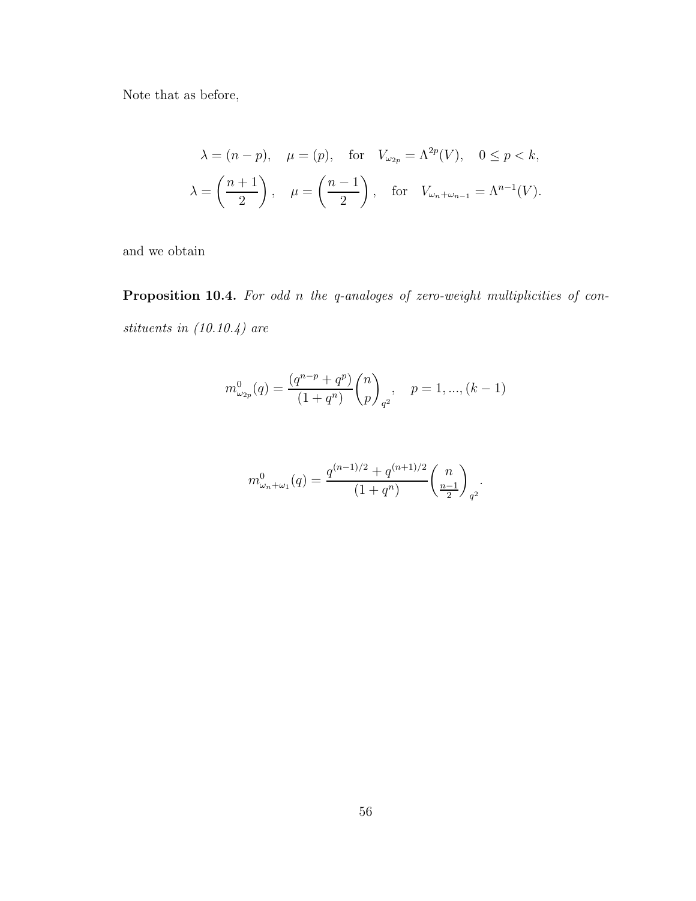Note that as before,

$$\lambda = (n-p), \quad \mu = (p), \quad \text{for} \quad V_{\omega_{2p}} = \Lambda^{2p}(V), \quad 0 \leq p < k,$$

$$\lambda = \left(\frac{n+1}{2}\right), \quad \mu = \left(\frac{n-1}{2}\right), \quad \text{for} \quad V_{\omega_n+\omega_{n-1}} = \Lambda^{n-1}(V).$$

and we obtain

**Proposition 10.4.** *For odd $n$ the $q$-analoges of zero-weight multiplicities of constituents in (10.10.4) are*

$$m^0_{\omega_{2p}}(q) = \frac{(q^{n-p} + q^p)}{(1+q^n)} \binom{n}{p}_{q^2}, \quad p = 1, ..., (k-1)$$

$$m^0_{\omega_n+\omega_1}(q) = \frac{q^{(n-1)/2} + q^{(n+1)/2}}{(1+q^n)} \binom{n}{\frac{n-1}{2}}_{q^2}.$$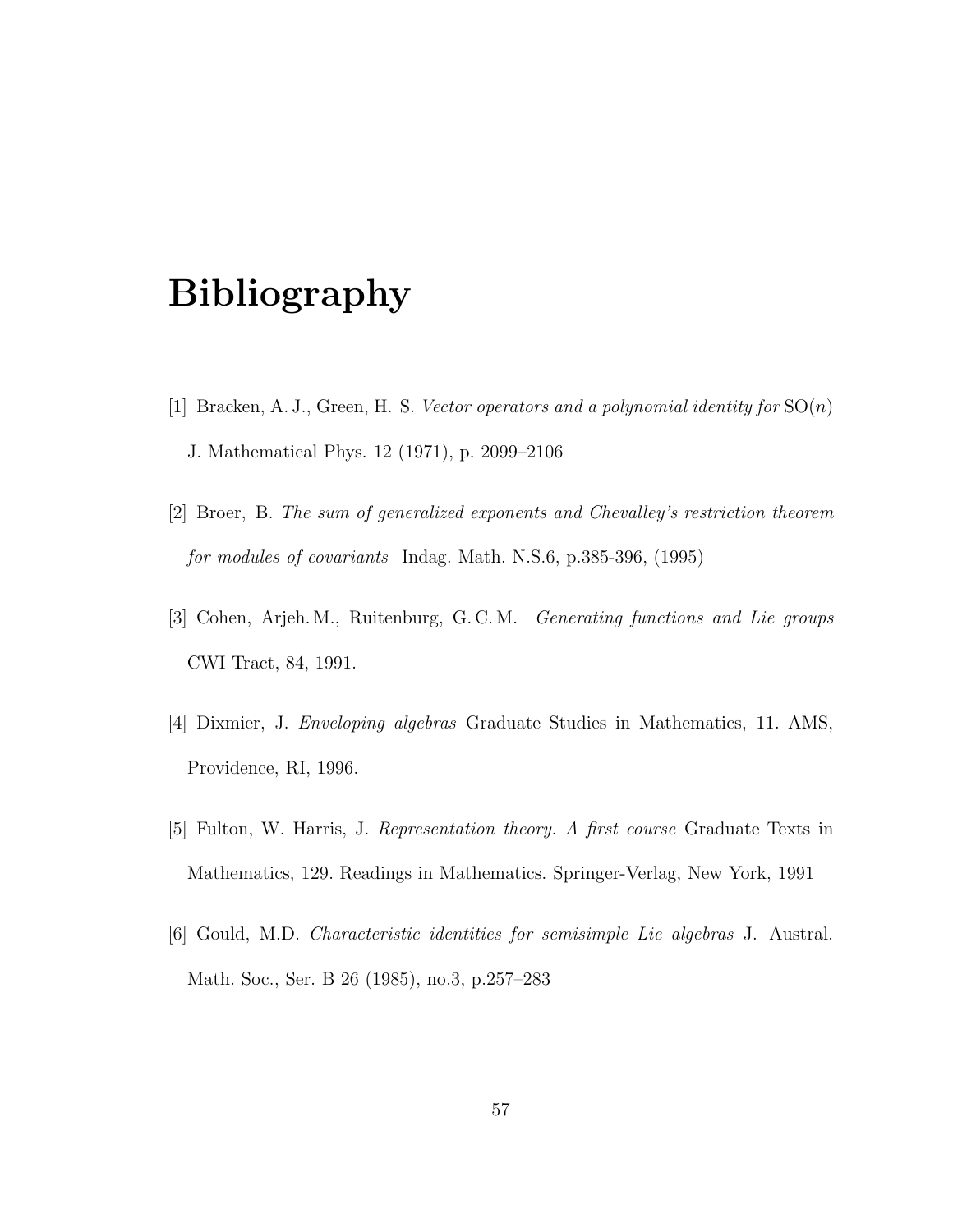# Bibliography

[1] Bracken, A. J., Green, H. S. *Vector operators and a polynomial identity for* $\mathrm{SO}(n)$ J. Mathematical Phys. 12 (1971), p. 2099–2106

[2] Broer, B. *The sum of generalized exponents and Chevalley's restriction theorem for modules of covariants* Indag. Math. N.S.6, p.385-396, (1995)

[3] Cohen, Arjeh. M., Ruitenburg, G. C. M. *Generating functions and Lie groups* CWI Tract, 84, 1991.

[4] Dixmier, J. *Enveloping algebras* Graduate Studies in Mathematics, 11. AMS, Providence, RI, 1996.

[5] Fulton, W. Harris, J. *Representation theory. A first course* Graduate Texts in Mathematics, 129. Readings in Mathematics. Springer-Verlag, New York, 1991

[6] Gould, M.D. *Characteristic identities for semisimple Lie algebras* J. Austral. Math. Soc., Ser. B 26 (1985), no.3, p.257–283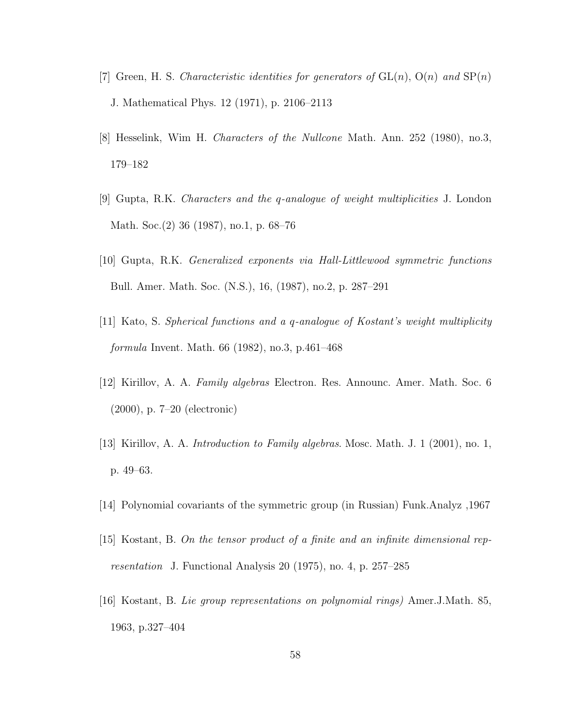[7] Green, H. S. *Characteristic identities for generators of* $\mathrm{GL}(n)$, $\mathrm{O}(n)$ *and* $\mathrm{SP}(n)$ J. Mathematical Phys. 12 (1971), p. 2106–2113

[8] Hesselink, Wim H. *Characters of the Nullcone* Math. Ann. 252 (1980), no.3, 179–182

[9] Gupta, R.K. *Characters and the q-analogue of weight multiplicities* J. London Math. Soc.(2) 36 (1987), no.1, p. 68–76

[10] Gupta, R.K. *Generalized exponents via Hall-Littlewood symmetric functions* Bull. Amer. Math. Soc. (N.S.), 16, (1987), no.2, p. 287–291

[11] Kato, S. *Spherical functions and a q-analogue of Kostant's weight multiplicity formula* Invent. Math. 66 (1982), no.3, p.461–468

[12] Kirillov, A. A. *Family algebras* Electron. Res. Announc. Amer. Math. Soc. 6 (2000), p. 7–20 (electronic)

[13] Kirillov, A. A. *Introduction to Family algebras*. Mosc. Math. J. 1 (2001), no. 1, p. 49–63.

[14] Polynomial covariants of the symmetric group (in Russian) Funk.Analyz ,1967

[15] Kostant, B. *On the tensor product of a finite and an infinite dimensional representation* J. Functional Analysis 20 (1975), no. 4, p. 257–285

[16] Kostant, B. *Lie group representations on polynomial rings)* Amer.J.Math. 85, 1963, p.327–404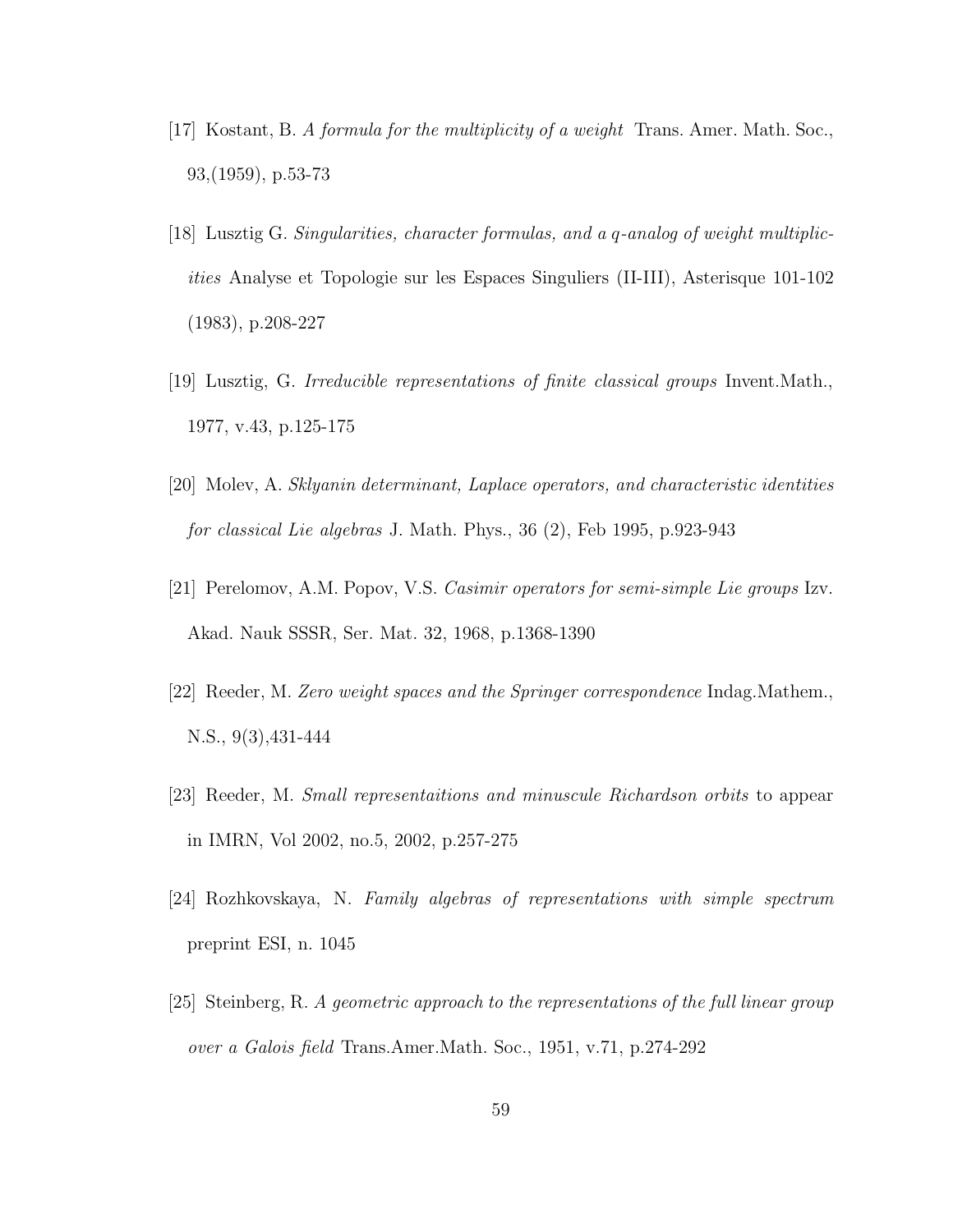[17] Kostant, B. *A formula for the multiplicity of a weight* Trans. Amer. Math. Soc., 93,(1959), p.53-73

[18] Lusztig G. *Singularities, character formulas, and a q-analog of weight multiplicities* Analyse et Topologie sur les Espaces Singuliers (II-III), Asterisque 101-102 (1983), p.208-227

[19] Lusztig, G. *Irreducible representations of finite classical groups* Invent.Math., 1977, v.43, p.125-175

[20] Molev, A. *Sklyanin determinant, Laplace operators, and characteristic identities for classical Lie algebras* J. Math. Phys., 36 (2), Feb 1995, p.923-943

[21] Perelomov, A.M. Popov, V.S. *Casimir operators for semi-simple Lie groups* Izv. Akad. Nauk SSSR, Ser. Mat. 32, 1968, p.1368-1390

[22] Reeder, M. *Zero weight spaces and the Springer correspondence* Indag.Mathem., N.S., 9(3),431-444

[23] Reeder, M. *Small representaitions and minuscule Richardson orbits* to appear in IMRN, Vol 2002, no.5, 2002, p.257-275

[24] Rozhkovskaya, N. *Family algebras of representations with simple spectrum* preprint ESI, n. 1045

[25] Steinberg, R. *A geometric approach to the representations of the full linear group over a Galois field* Trans.Amer.Math. Soc., 1951, v.71, p.274-292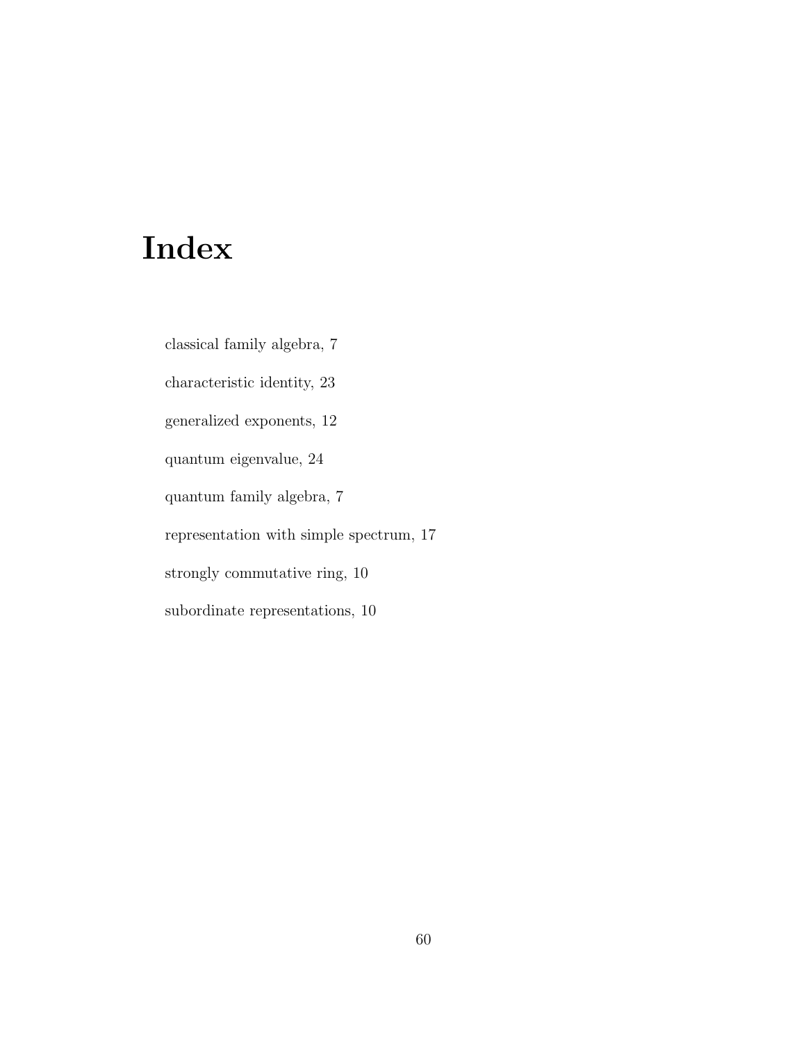# Index

classical family algebra, 7

characteristic identity, 23

generalized exponents, 12

quantum eigenvalue, 24

quantum family algebra, 7

representation with simple spectrum, 17

strongly commutative ring, 10

subordinate representations, 10